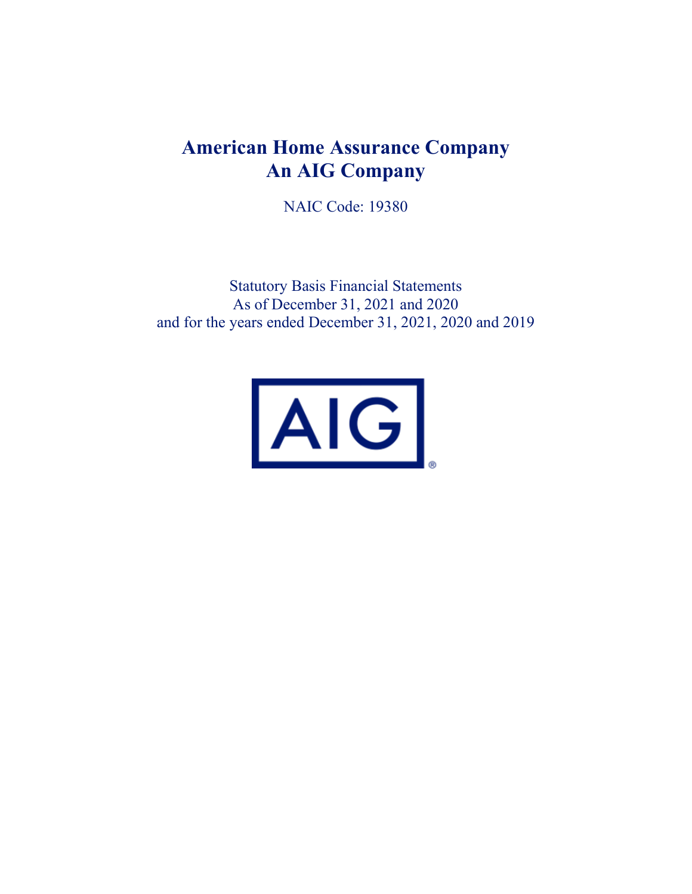# American Home Assurance Company
# An AIG Company

NAIC Code: 19380

Statutory Basis Financial Statements
As of December 31, 2021 and 2020
and for the years ended December 31, 2021, 2020 and 2019

AIG®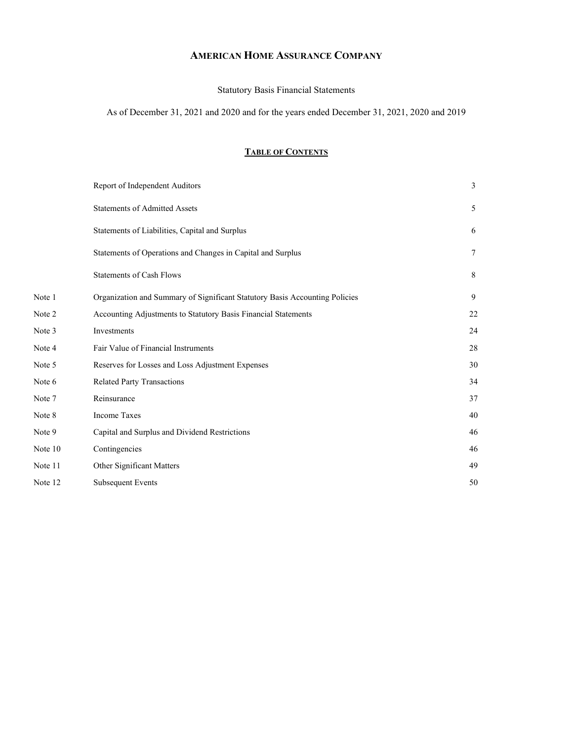# AMERICAN HOME ASSURANCE COMPANY

Statutory Basis Financial Statements

As of December 31, 2021 and 2020 and for the years ended December 31, 2021, 2020 and 2019

## TABLE OF CONTENTS

| | | |
|---|---|---|
| | Report of Independent Auditors | 3 |
| | Statements of Admitted Assets | 5 |
| | Statements of Liabilities, Capital and Surplus | 6 |
| | Statements of Operations and Changes in Capital and Surplus | 7 |
| | Statements of Cash Flows | 8 |
| Note 1 | Organization and Summary of Significant Statutory Basis Accounting Policies | 9 |
| Note 2 | Accounting Adjustments to Statutory Basis Financial Statements | 22 |
| Note 3 | Investments | 24 |
| Note 4 | Fair Value of Financial Instruments | 28 |
| Note 5 | Reserves for Losses and Loss Adjustment Expenses | 30 |
| Note 6 | Related Party Transactions | 34 |
| Note 7 | Reinsurance | 37 |
| Note 8 | Income Taxes | 40 |
| Note 9 | Capital and Surplus and Dividend Restrictions | 46 |
| Note 10 | Contingencies | 46 |
| Note 11 | Other Significant Matters | 49 |
| Note 12 | Subsequent Events | 50 |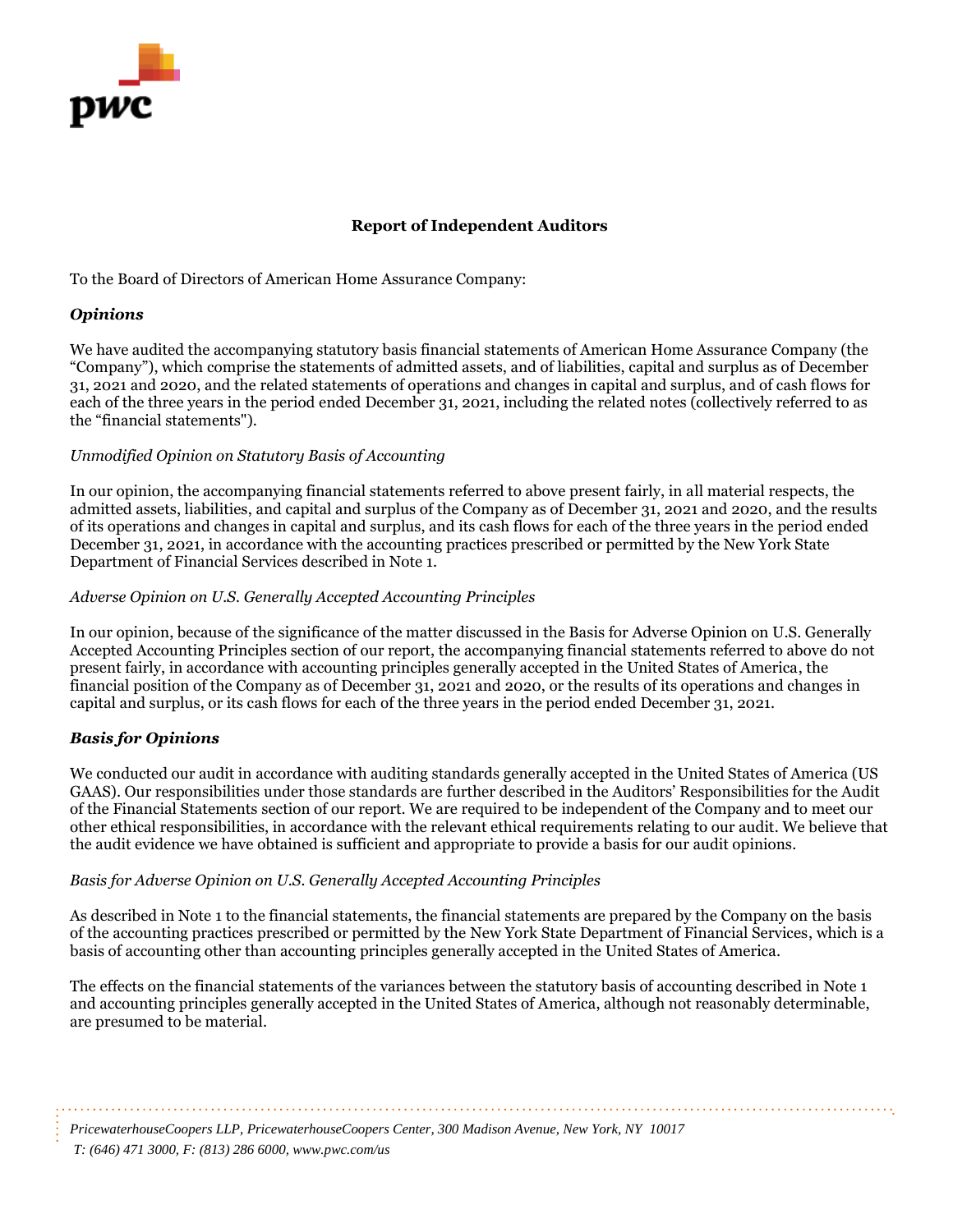## Report of Independent Auditors

To the Board of Directors of American Home Assurance Company:

### *Opinions*

We have audited the accompanying statutory basis financial statements of American Home Assurance Company (the "Company"), which comprise the statements of admitted assets, and of liabilities, capital and surplus as of December 31, 2021 and 2020, and the related statements of operations and changes in capital and surplus, and of cash flows for each of the three years in the period ended December 31, 2021, including the related notes (collectively referred to as the "financial statements").

*Unmodified Opinion on Statutory Basis of Accounting*

In our opinion, the accompanying financial statements referred to above present fairly, in all material respects, the admitted assets, liabilities, and capital and surplus of the Company as of December 31, 2021 and 2020, and the results of its operations and changes in capital and surplus, and its cash flows for each of the three years in the period ended December 31, 2021, in accordance with the accounting practices prescribed or permitted by the New York State Department of Financial Services described in Note 1.

*Adverse Opinion on U.S. Generally Accepted Accounting Principles*

In our opinion, because of the significance of the matter discussed in the Basis for Adverse Opinion on U.S. Generally Accepted Accounting Principles section of our report, the accompanying financial statements referred to above do not present fairly, in accordance with accounting principles generally accepted in the United States of America, the financial position of the Company as of December 31, 2021 and 2020, or the results of its operations and changes in capital and surplus, or its cash flows for each of the three years in the period ended December 31, 2021.

### *Basis for Opinions*

We conducted our audit in accordance with auditing standards generally accepted in the United States of America (US GAAS). Our responsibilities under those standards are further described in the Auditors' Responsibilities for the Audit of the Financial Statements section of our report. We are required to be independent of the Company and to meet our other ethical responsibilities, in accordance with the relevant ethical requirements relating to our audit. We believe that the audit evidence we have obtained is sufficient and appropriate to provide a basis for our audit opinions.

*Basis for Adverse Opinion on U.S. Generally Accepted Accounting Principles*

As described in Note 1 to the financial statements, the financial statements are prepared by the Company on the basis of the accounting practices prescribed or permitted by the New York State Department of Financial Services, which is a basis of accounting other than accounting principles generally accepted in the United States of America.

The effects on the financial statements of the variances between the statutory basis of accounting described in Note 1 and accounting principles generally accepted in the United States of America, although not reasonably determinable, are presumed to be material.

*PricewaterhouseCoopers LLP, PricewaterhouseCoopers Center, 300 Madison Avenue, New York, NY 10017*
*T: (646) 471 3000, F: (813) 286 6000, www.pwc.com/us*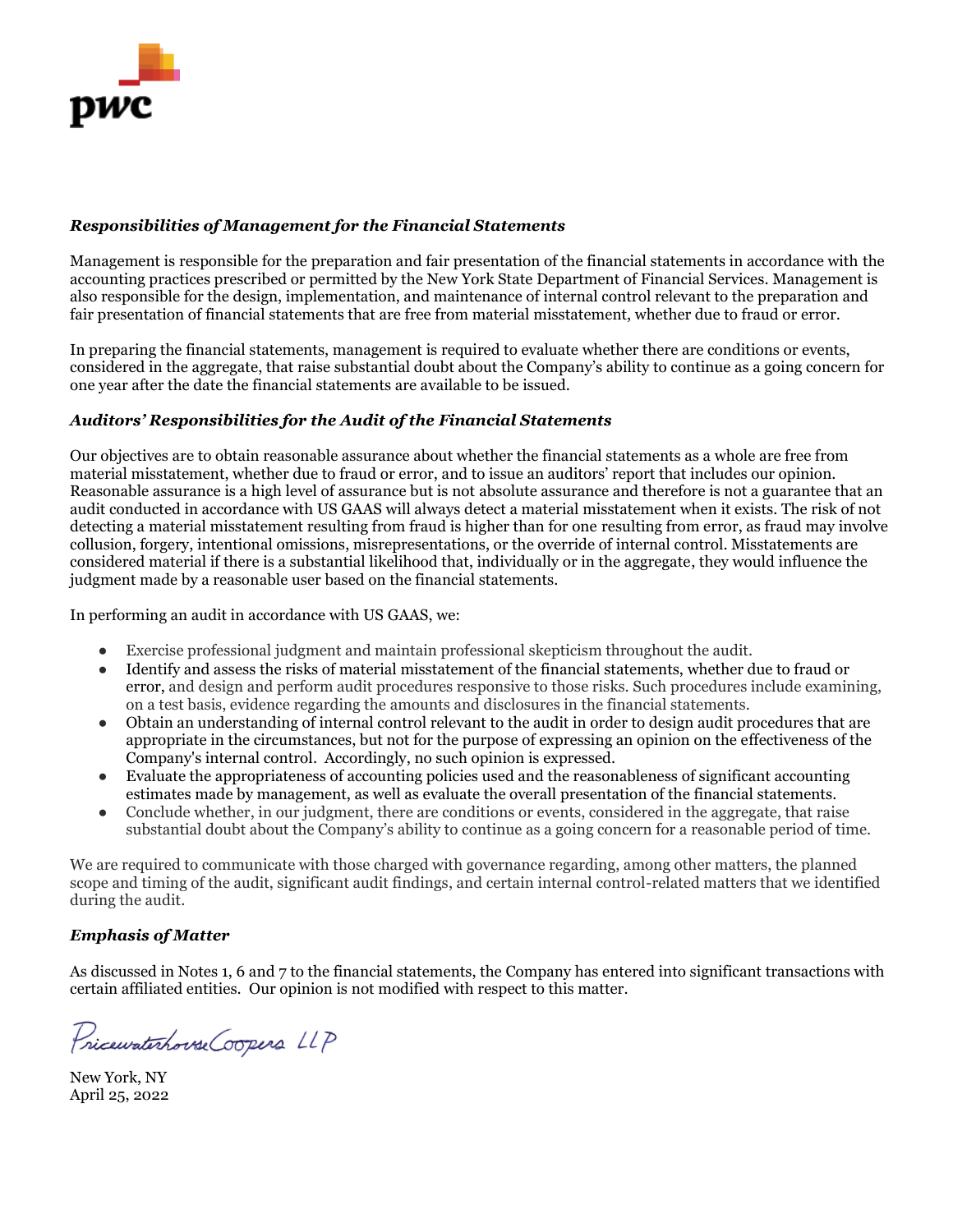***Responsibilities of Management for the Financial Statements***

Management is responsible for the preparation and fair presentation of the financial statements in accordance with the accounting practices prescribed or permitted by the New York State Department of Financial Services. Management is also responsible for the design, implementation, and maintenance of internal control relevant to the preparation and fair presentation of financial statements that are free from material misstatement, whether due to fraud or error.

In preparing the financial statements, management is required to evaluate whether there are conditions or events, considered in the aggregate, that raise substantial doubt about the Company's ability to continue as a going concern for one year after the date the financial statements are available to be issued.

***Auditors' Responsibilities for the Audit of the Financial Statements***

Our objectives are to obtain reasonable assurance about whether the financial statements as a whole are free from material misstatement, whether due to fraud or error, and to issue an auditors' report that includes our opinion. Reasonable assurance is a high level of assurance but is not absolute assurance and therefore is not a guarantee that an audit conducted in accordance with US GAAS will always detect a material misstatement when it exists. The risk of not detecting a material misstatement resulting from fraud is higher than for one resulting from error, as fraud may involve collusion, forgery, intentional omissions, misrepresentations, or the override of internal control. Misstatements are considered material if there is a substantial likelihood that, individually or in the aggregate, they would influence the judgment made by a reasonable user based on the financial statements.

In performing an audit in accordance with US GAAS, we:

- Exercise professional judgment and maintain professional skepticism throughout the audit.
- Identify and assess the risks of material misstatement of the financial statements, whether due to fraud or error, and design and perform audit procedures responsive to those risks. Such procedures include examining, on a test basis, evidence regarding the amounts and disclosures in the financial statements.
- Obtain an understanding of internal control relevant to the audit in order to design audit procedures that are appropriate in the circumstances, but not for the purpose of expressing an opinion on the effectiveness of the Company's internal control. Accordingly, no such opinion is expressed.
- Evaluate the appropriateness of accounting policies used and the reasonableness of significant accounting estimates made by management, as well as evaluate the overall presentation of the financial statements.
- Conclude whether, in our judgment, there are conditions or events, considered in the aggregate, that raise substantial doubt about the Company's ability to continue as a going concern for a reasonable period of time.

We are required to communicate with those charged with governance regarding, among other matters, the planned scope and timing of the audit, significant audit findings, and certain internal control-related matters that we identified during the audit.

***Emphasis of Matter***

As discussed in Notes 1, 6 and 7 to the financial statements, the Company has entered into significant transactions with certain affiliated entities. Our opinion is not modified with respect to this matter.

PricewaterhouseCoopers LLP

New York, NY
April 25, 2022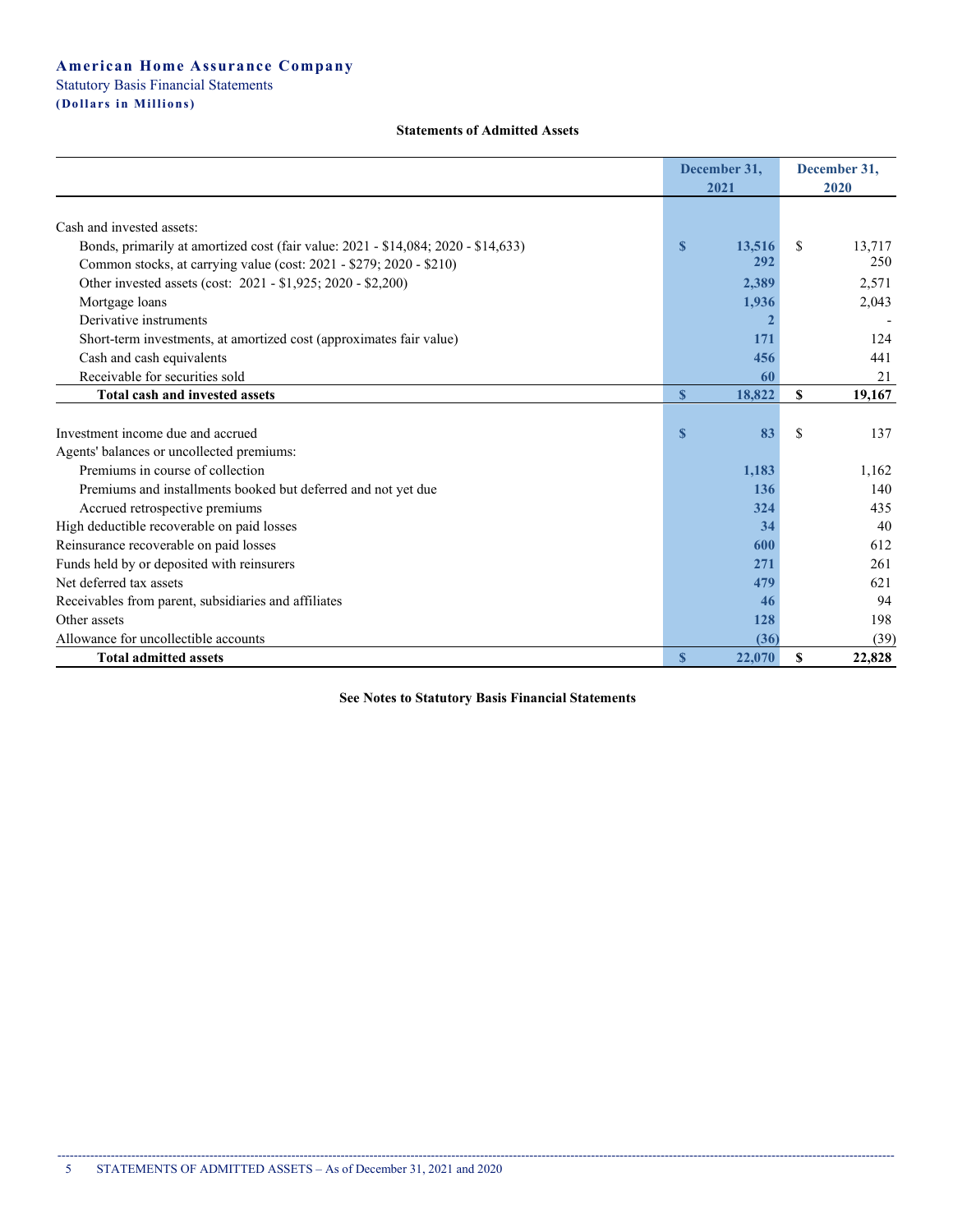**American Home Assurance Company**
Statutory Basis Financial Statements
**(Dollars in Millions)**

**Statements of Admitted Assets**

| | December 31, 2021 | December 31, 2020 |
|---|---|---|
| Cash and invested assets: | | |
| Bonds, primarily at amortized cost (fair value: 2021 - $14,084; 2020 - $14,633) | $ 13,516 | $ 13,717 |
| Common stocks, at carrying value (cost: 2021 - $279; 2020 - $210) | 292 | 250 |
| Other invested assets (cost: 2021 - $1,925; 2020 - $2,200) | 2,389 | 2,571 |
| Mortgage loans | 1,936 | 2,043 |
| Derivative instruments | 2 | - |
| Short-term investments, at amortized cost (approximates fair value) | 171 | 124 |
| Cash and cash equivalents | 456 | 441 |
| Receivable for securities sold | 60 | 21 |
| **Total cash and invested assets** | **$ 18,822** | **$ 19,167** |
| | | |
| Investment income due and accrued | $ 83 | $ 137 |
| Agents' balances or uncollected premiums: | | |
| Premiums in course of collection | 1,183 | 1,162 |
| Premiums and installments booked but deferred and not yet due | 136 | 140 |
| Accrued retrospective premiums | 324 | 435 |
| High deductible recoverable on paid losses | 34 | 40 |
| Reinsurance recoverable on paid losses | 600 | 612 |
| Funds held by or deposited with reinsurers | 271 | 261 |
| Net deferred tax assets | 479 | 621 |
| Receivables from parent, subsidiaries and affiliates | 46 | 94 |
| Other assets | 128 | 198 |
| Allowance for uncollectible accounts | (36) | (39) |
| **Total admitted assets** | **$ 22,070** | **$ 22,828** |

**See Notes to Statutory Basis Financial Statements**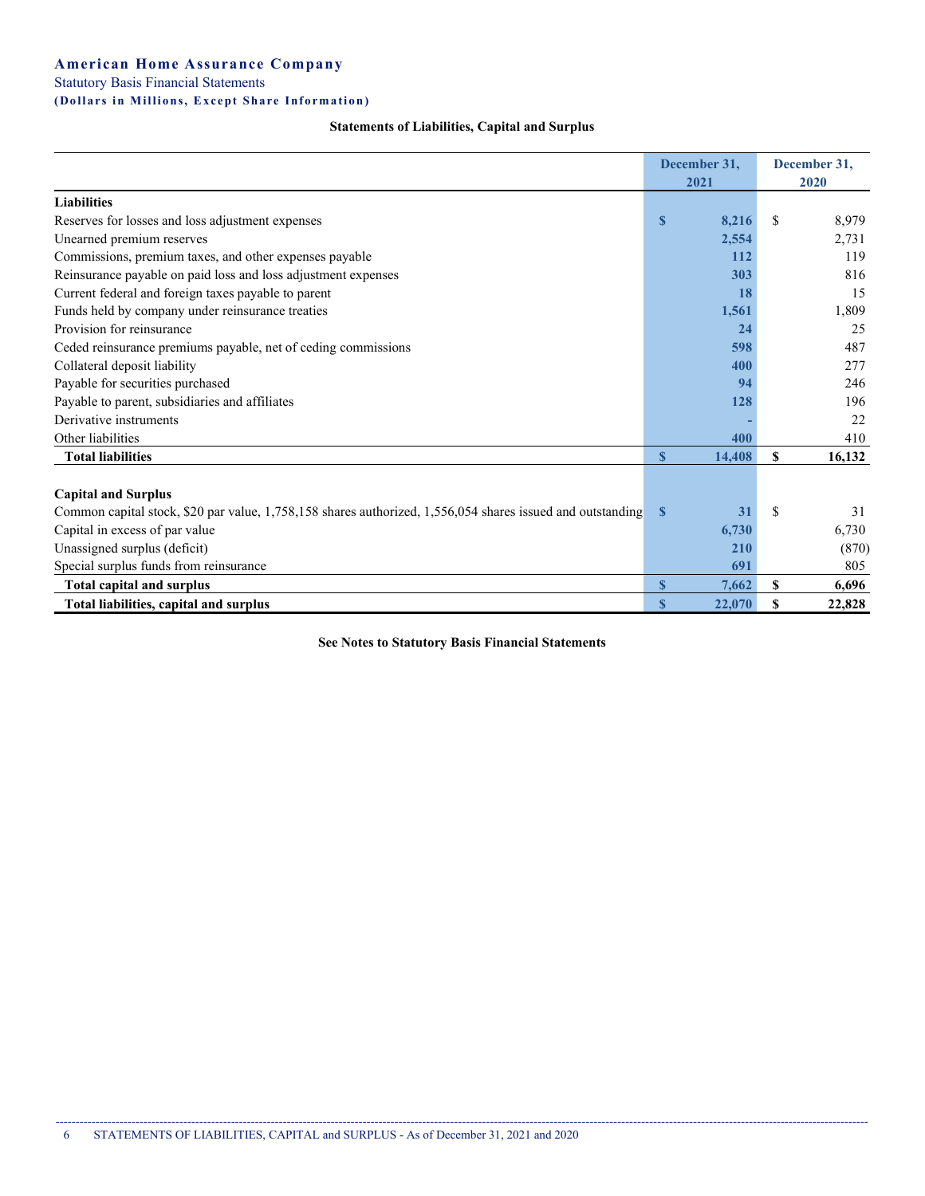# American Home Assurance Company

Statutory Basis Financial Statements

**(Dollars in Millions, Except Share Information)**

### Statements of Liabilities, Capital and Surplus

| | December 31, 2021 | | December 31, 2020 | |
|---|---|---|---|---|
| **Liabilities** | | | | |
| Reserves for losses and loss adjustment expenses | $ | 8,216 | $ | 8,979 |
| Unearned premium reserves | | 2,554 | | 2,731 |
| Commissions, premium taxes, and other expenses payable | | 112 | | 119 |
| Reinsurance payable on paid loss and loss adjustment expenses | | 303 | | 816 |
| Current federal and foreign taxes payable to parent | | 18 | | 15 |
| Funds held by company under reinsurance treaties | | 1,561 | | 1,809 |
| Provision for reinsurance | | 24 | | 25 |
| Ceded reinsurance premiums payable, net of ceding commissions | | 598 | | 487 |
| Collateral deposit liability | | 400 | | 277 |
| Payable for securities purchased | | 94 | | 246 |
| Payable to parent, subsidiaries and affiliates | | 128 | | 196 |
| Derivative instruments | | - | | 22 |
| Other liabilities | | 400 | | 410 |
| **Total liabilities** | **$** | **14,408** | **$** | **16,132** |
| | | | | |
| **Capital and Surplus** | | | | |
| Common capital stock, $20 par value, 1,758,158 shares authorized, 1,556,054 shares issued and outstanding | $ | 31 | $ | 31 |
| Capital in excess of par value | | 6,730 | | 6,730 |
| Unassigned surplus (deficit) | | 210 | | (870) |
| Special surplus funds from reinsurance | | 691 | | 805 |
| **Total capital and surplus** | **$** | **7,662** | **$** | **6,696** |
| **Total liabilities, capital and surplus** | **$** | **22,070** | **$** | **22,828** |

**See Notes to Statutory Basis Financial Statements**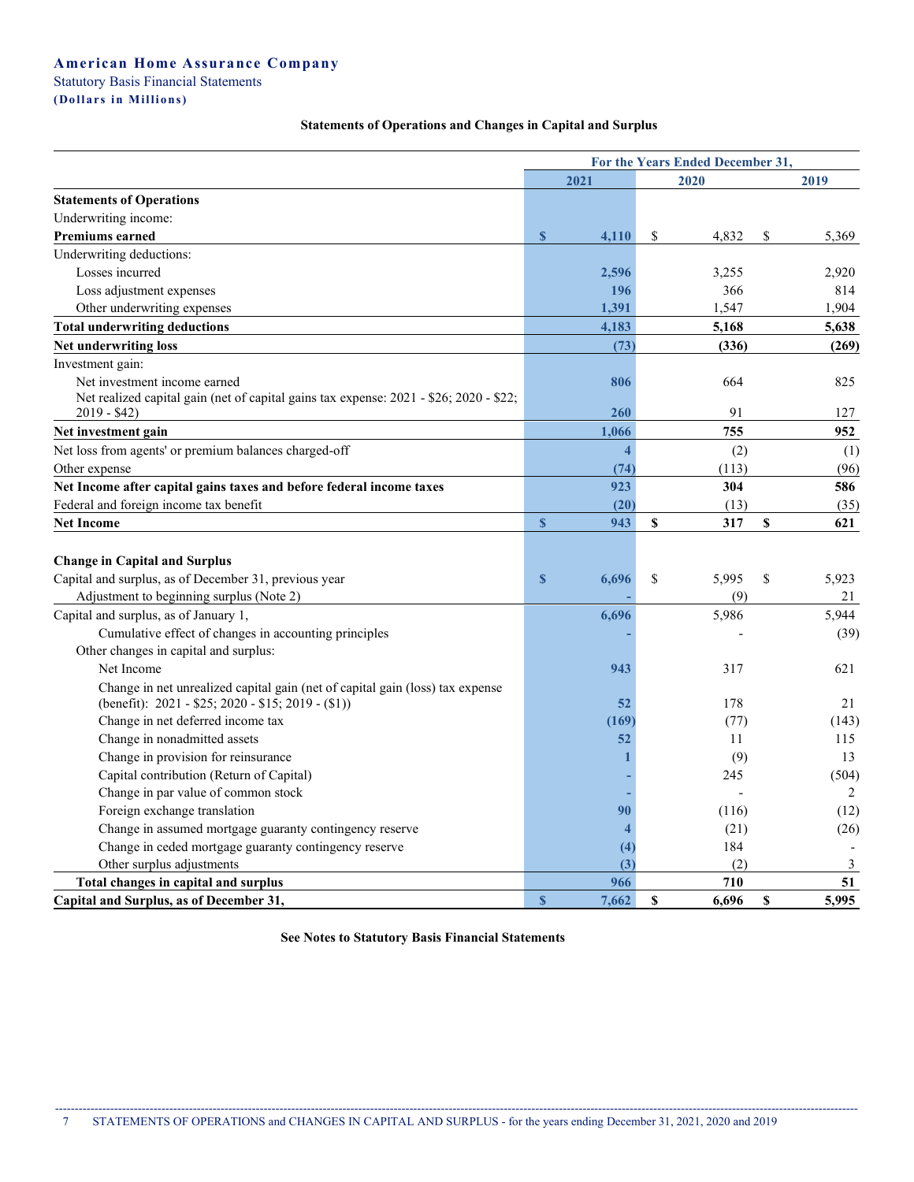**American Home Assurance Company**

Statutory Basis Financial Statements

**(Dollars in Millions)**

**Statements of Operations and Changes in Capital and Surplus**

| | For the Years Ended December 31, | | |
|---|---|---|---|
| | **2021** | **2020** | **2019** |
| **Statements of Operations** | | | |
| Underwriting income: | | | |
| **Premiums earned** | $ 4,110 | $ 4,832 | $ 5,369 |
| Underwriting deductions: | | | |
| Losses incurred | 2,596 | 3,255 | 2,920 |
| Loss adjustment expenses | 196 | 366 | 814 |
| Other underwriting expenses | 1,391 | 1,547 | 1,904 |
| **Total underwriting deductions** | 4,183 | 5,168 | 5,638 |
| **Net underwriting loss** | (73) | (336) | (269) |
| Investment gain: | | | |
| Net investment income earned | 806 | 664 | 825 |
| Net realized capital gain (net of capital gains tax expense: 2021 - $26; 2020 - $22; 2019 - $42) | 260 | 91 | 127 |
| **Net investment gain** | 1,066 | 755 | 952 |
| Net loss from agents' or premium balances charged-off | 4 | (2) | (1) |
| Other expense | (74) | (113) | (96) |
| **Net Income after capital gains taxes and before federal income taxes** | 923 | 304 | 586 |
| Federal and foreign income tax benefit | (20) | (13) | (35) |
| **Net Income** | $ 943 | $ 317 | $ 621 |
| | | | |
| **Change in Capital and Surplus** | | | |
| Capital and surplus, as of December 31, previous year | $ 6,696 | $ 5,995 | $ 5,923 |
| Adjustment to beginning surplus (Note 2) | - | (9) | 21 |
| Capital and surplus, as of January 1, | 6,696 | 5,986 | 5,944 |
| Cumulative effect of changes in accounting principles | - | - | (39) |
| Other changes in capital and surplus: | | | |
| Net Income | 943 | 317 | 621 |
| Change in net unrealized capital gain (net of capital gain (loss) tax expense (benefit): 2021 - $25; 2020 - $15; 2019 - ($1)) | 52 | 178 | 21 |
| Change in net deferred income tax | (169) | (77) | (143) |
| Change in nonadmitted assets | 52 | 11 | 115 |
| Change in provision for reinsurance | 1 | (9) | 13 |
| Capital contribution (Return of Capital) | - | 245 | (504) |
| Change in par value of common stock | - | - | 2 |
| Foreign exchange translation | 90 | (116) | (12) |
| Change in assumed mortgage guaranty contingency reserve | 4 | (21) | (26) |
| Change in ceded mortgage guaranty contingency reserve | (4) | 184 | - |
| Other surplus adjustments | (3) | (2) | 3 |
| **Total changes in capital and surplus** | 966 | 710 | 51 |
| **Capital and Surplus, as of December 31,** | $ 7,662 | $ 6,696 | $ 5,995 |

**See Notes to Statutory Basis Financial Statements**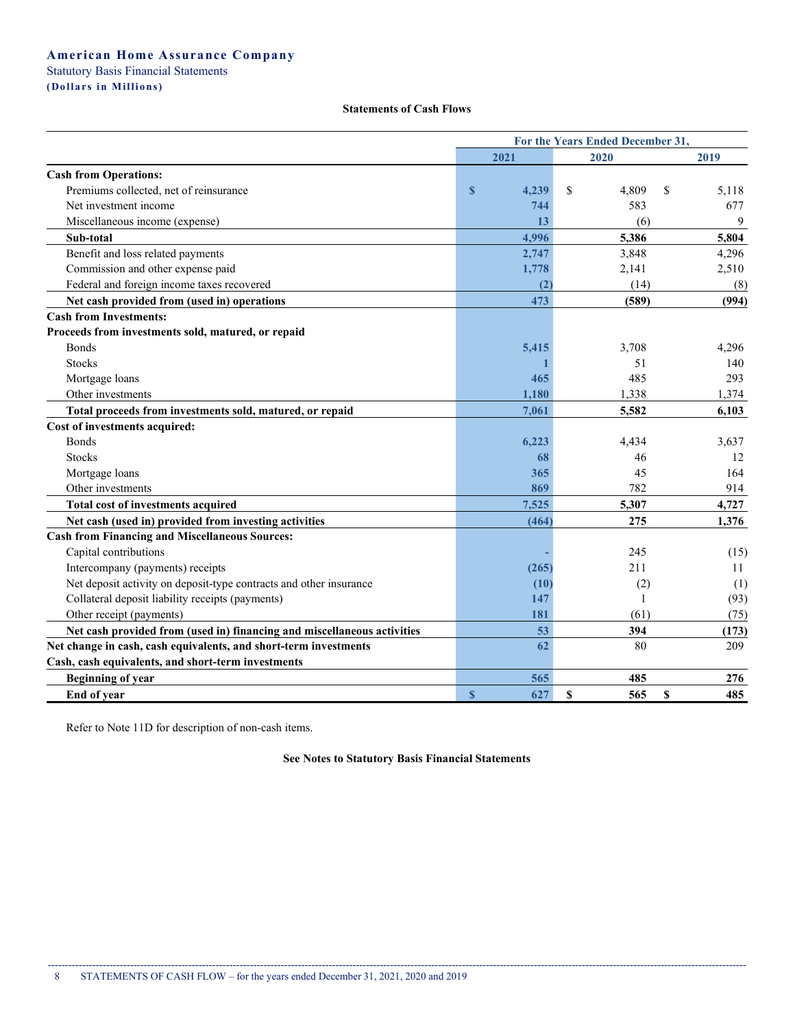**American Home Assurance Company**

Statutory Basis Financial Statements

**(Dollars in Millions)**

**Statements of Cash Flows**

| | For the Years Ended December 31, | | |
|---|---|---|---|
| | 2021 | 2020 | 2019 |
| **Cash from Operations:** | | | |
| Premiums collected, net of reinsurance | $ 4,239 | $ 4,809 | $ 5,118 |
| Net investment income | 744 | 583 | 677 |
| Miscellaneous income (expense) | 13 | (6) | 9 |
| **Sub-total** | **4,996** | **5,386** | **5,804** |
| Benefit and loss related payments | 2,747 | 3,848 | 4,296 |
| Commission and other expense paid | 1,778 | 2,141 | 2,510 |
| Federal and foreign income taxes recovered | (2) | (14) | (8) |
| **Net cash provided from (used in) operations** | **473** | **(589)** | **(994)** |
| **Cash from Investments:** | | | |
| **Proceeds from investments sold, matured, or repaid** | | | |
| Bonds | 5,415 | 3,708 | 4,296 |
| Stocks | 1 | 51 | 140 |
| Mortgage loans | 465 | 485 | 293 |
| Other investments | 1,180 | 1,338 | 1,374 |
| **Total proceeds from investments sold, matured, or repaid** | **7,061** | **5,582** | **6,103** |
| **Cost of investments acquired:** | | | |
| Bonds | 6,223 | 4,434 | 3,637 |
| Stocks | 68 | 46 | 12 |
| Mortgage loans | 365 | 45 | 164 |
| Other investments | 869 | 782 | 914 |
| **Total cost of investments acquired** | **7,525** | **5,307** | **4,727** |
| **Net cash (used in) provided from investing activities** | **(464)** | **275** | **1,376** |
| **Cash from Financing and Miscellaneous Sources:** | | | |
| Capital contributions | - | 245 | (15) |
| Intercompany (payments) receipts | (265) | 211 | 11 |
| Net deposit activity on deposit-type contracts and other insurance | (10) | (2) | (1) |
| Collateral deposit liability receipts (payments) | 147 | 1 | (93) |
| Other receipt (payments) | 181 | (61) | (75) |
| **Net cash provided from (used in) financing and miscellaneous activities** | **53** | **394** | **(173)** |
| **Net change in cash, cash equivalents, and short-term investments** | 62 | 80 | 209 |
| **Cash, cash equivalents, and short-term investments** | | | |
| **Beginning of year** | **565** | **485** | **276** |
| **End of year** | **$ 627** | **$ 565** | **$ 485** |

Refer to Note 11D for description of non-cash items.

**See Notes to Statutory Basis Financial Statements**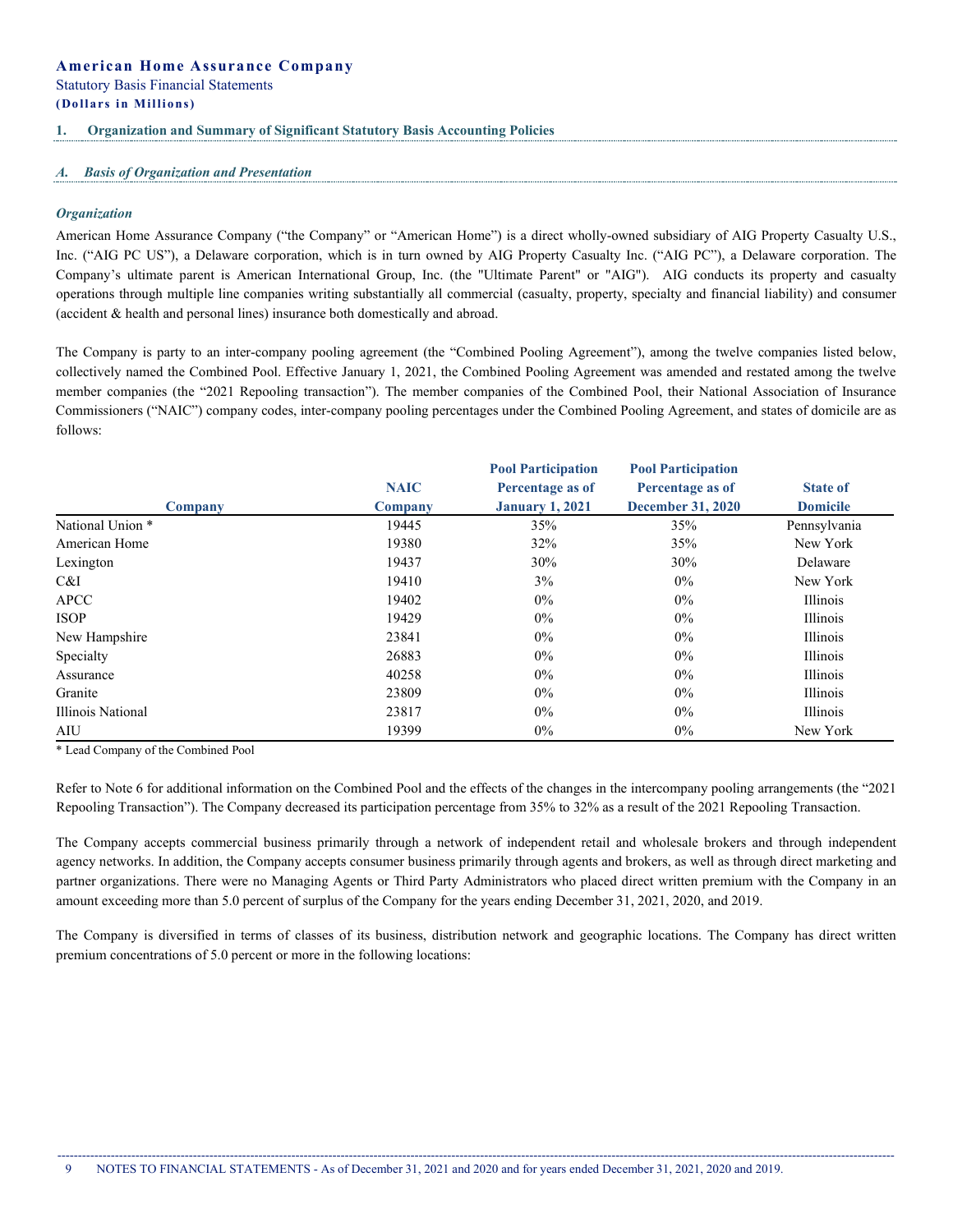# American Home Assurance Company

Statutory Basis Financial Statements
**(Dollars in Millions)**

## 1. Organization and Summary of Significant Statutory Basis Accounting Policies

### *A. Basis of Organization and Presentation*

#### *Organization*

American Home Assurance Company ("the Company" or "American Home") is a direct wholly-owned subsidiary of AIG Property Casualty U.S., Inc. ("AIG PC US"), a Delaware corporation, which is in turn owned by AIG Property Casualty Inc. ("AIG PC"), a Delaware corporation. The Company's ultimate parent is American International Group, Inc. (the "Ultimate Parent" or "AIG"). AIG conducts its property and casualty operations through multiple line companies writing substantially all commercial (casualty, property, specialty and financial liability) and consumer (accident & health and personal lines) insurance both domestically and abroad.

The Company is party to an inter-company pooling agreement (the "Combined Pooling Agreement"), among the twelve companies listed below, collectively named the Combined Pool. Effective January 1, 2021, the Combined Pooling Agreement was amended and restated among the twelve member companies (the "2021 Repooling transaction"). The member companies of the Combined Pool, their National Association of Insurance Commissioners ("NAIC") company codes, inter-company pooling percentages under the Combined Pooling Agreement, and states of domicile are as follows:

| Company | NAIC Company | Pool Participation Percentage as of January 1, 2021 | Pool Participation Percentage as of December 31, 2020 | State of Domicile |
|---|---|---|---|---|
| National Union * | 19445 | 35% | 35% | Pennsylvania |
| American Home | 19380 | 32% | 35% | New York |
| Lexington | 19437 | 30% | 30% | Delaware |
| C&I | 19410 | 3% | 0% | New York |
| APCC | 19402 | 0% | 0% | Illinois |
| ISOP | 19429 | 0% | 0% | Illinois |
| New Hampshire | 23841 | 0% | 0% | Illinois |
| Specialty | 26883 | 0% | 0% | Illinois |
| Assurance | 40258 | 0% | 0% | Illinois |
| Granite | 23809 | 0% | 0% | Illinois |
| Illinois National | 23817 | 0% | 0% | Illinois |
| AIU | 19399 | 0% | 0% | New York |

\* Lead Company of the Combined Pool

Refer to Note 6 for additional information on the Combined Pool and the effects of the changes in the intercompany pooling arrangements (the "2021 Repooling Transaction"). The Company decreased its participation percentage from 35% to 32% as a result of the 2021 Repooling Transaction.

The Company accepts commercial business primarily through a network of independent retail and wholesale brokers and through independent agency networks. In addition, the Company accepts consumer business primarily through agents and brokers, as well as through direct marketing and partner organizations. There were no Managing Agents or Third Party Administrators who placed direct written premium with the Company in an amount exceeding more than 5.0 percent of surplus of the Company for the years ending December 31, 2021, 2020, and 2019.

The Company is diversified in terms of classes of its business, distribution network and geographic locations. The Company has direct written premium concentrations of 5.0 percent or more in the following locations: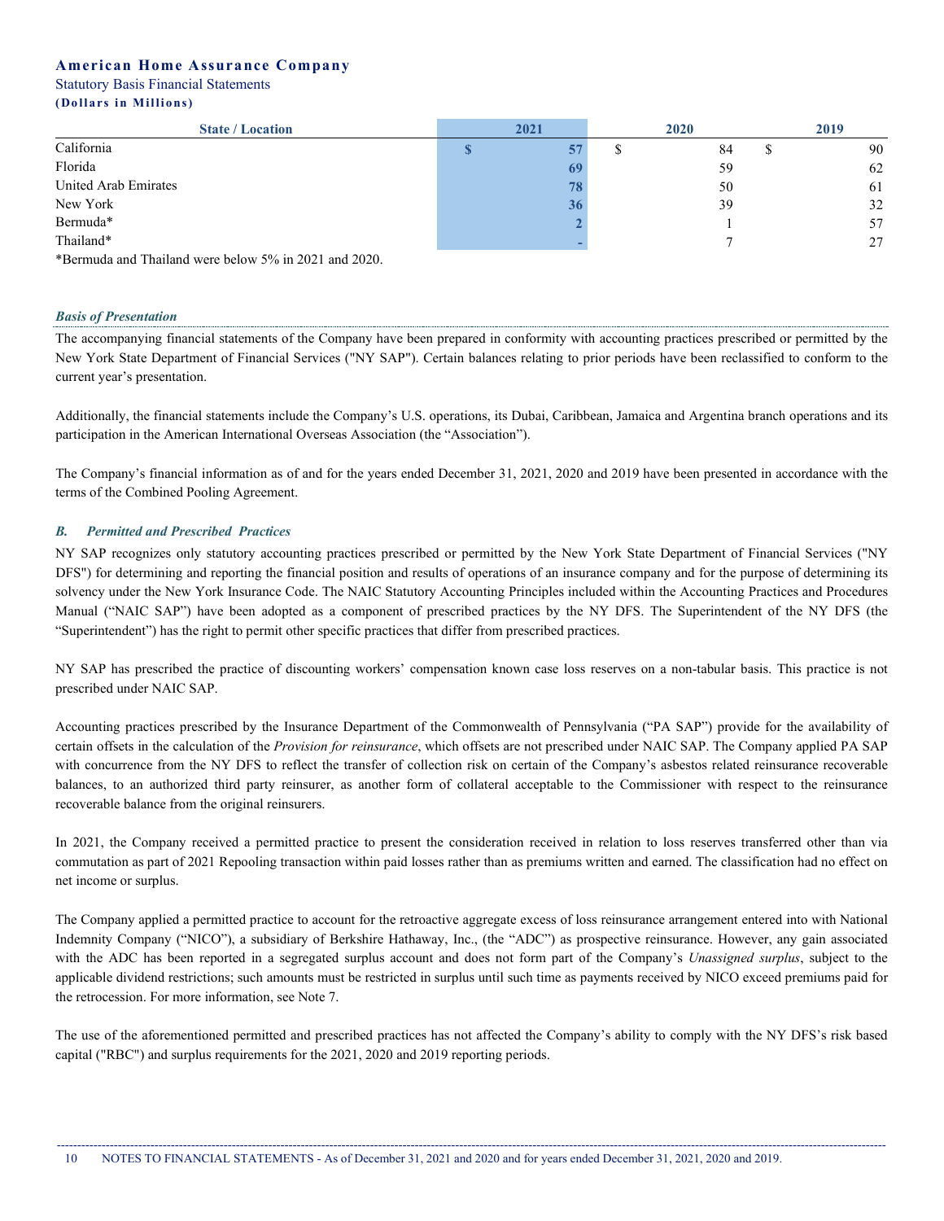**American Home Assurance Company**
Statutory Basis Financial Statements
**(Dollars in Millions)**

| State / Location | 2021 | 2020 | 2019 |
|---|---|---|---|
| California | $ 57 | $ 84 | $ 90 |
| Florida | 69 | 59 | 62 |
| United Arab Emirates | 78 | 50 | 61 |
| New York | 36 | 39 | 32 |
| Bermuda* | 2 | 1 | 57 |
| Thailand* | - | 7 | 27 |

*Bermuda and Thailand were below 5% in 2021 and 2020.

### *Basis of Presentation*

The accompanying financial statements of the Company have been prepared in conformity with accounting practices prescribed or permitted by the New York State Department of Financial Services ("NY SAP"). Certain balances relating to prior periods have been reclassified to conform to the current year's presentation.

Additionally, the financial statements include the Company's U.S. operations, its Dubai, Caribbean, Jamaica and Argentina branch operations and its participation in the American International Overseas Association (the "Association").

The Company's financial information as of and for the years ended December 31, 2021, 2020 and 2019 have been presented in accordance with the terms of the Combined Pooling Agreement.

### *B. Permitted and Prescribed Practices*

NY SAP recognizes only statutory accounting practices prescribed or permitted by the New York State Department of Financial Services ("NY DFS") for determining and reporting the financial position and results of operations of an insurance company and for the purpose of determining its solvency under the New York Insurance Code. The NAIC Statutory Accounting Principles included within the Accounting Practices and Procedures Manual ("NAIC SAP") have been adopted as a component of prescribed practices by the NY DFS. The Superintendent of the NY DFS (the "Superintendent") has the right to permit other specific practices that differ from prescribed practices.

NY SAP has prescribed the practice of discounting workers' compensation known case loss reserves on a non-tabular basis. This practice is not prescribed under NAIC SAP.

Accounting practices prescribed by the Insurance Department of the Commonwealth of Pennsylvania ("PA SAP") provide for the availability of certain offsets in the calculation of the *Provision for reinsurance*, which offsets are not prescribed under NAIC SAP. The Company applied PA SAP with concurrence from the NY DFS to reflect the transfer of collection risk on certain of the Company's asbestos related reinsurance recoverable balances, to an authorized third party reinsurer, as another form of collateral acceptable to the Commissioner with respect to the reinsurance recoverable balance from the original reinsurers.

In 2021, the Company received a permitted practice to present the consideration received in relation to loss reserves transferred other than via commutation as part of 2021 Repooling transaction within paid losses rather than as premiums written and earned. The classification had no effect on net income or surplus.

The Company applied a permitted practice to account for the retroactive aggregate excess of loss reinsurance arrangement entered into with National Indemnity Company ("NICO"), a subsidiary of Berkshire Hathaway, Inc., (the "ADC") as prospective reinsurance. However, any gain associated with the ADC has been reported in a segregated surplus account and does not form part of the Company's *Unassigned surplus*, subject to the applicable dividend restrictions; such amounts must be restricted in surplus until such time as payments received by NICO exceed premiums paid for the retrocession. For more information, see Note 7.

The use of the aforementioned permitted and prescribed practices has not affected the Company's ability to comply with the NY DFS's risk based capital ("RBC") and surplus requirements for the 2021, 2020 and 2019 reporting periods.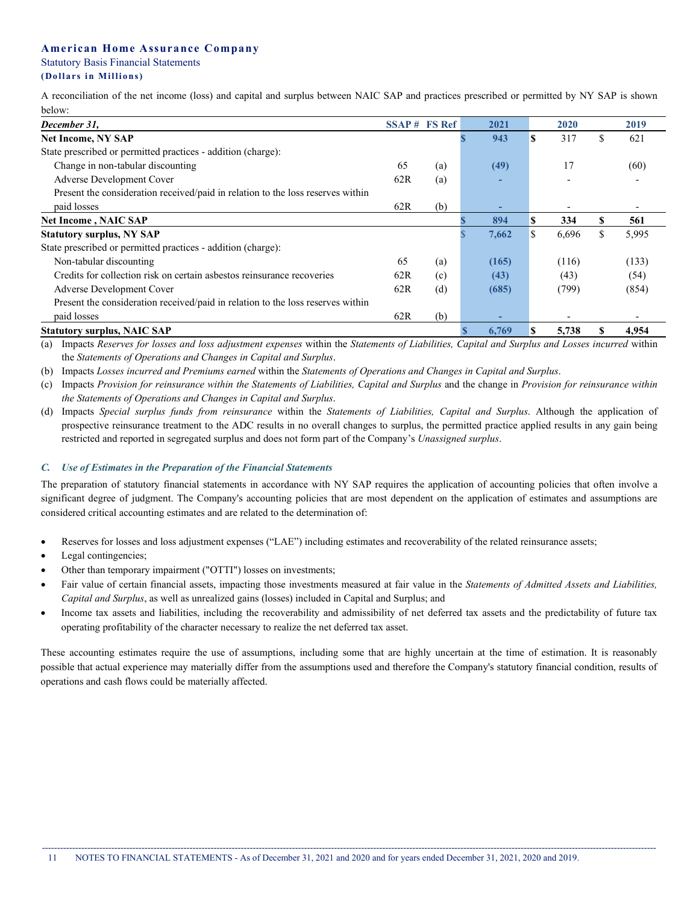**American Home Assurance Company**

Statutory Basis Financial Statements

**(Dollars in Millions)**

A reconciliation of the net income (loss) and capital and surplus between NAIC SAP and practices prescribed or permitted by NY SAP is shown below:

| *December 31,* | SSAP # | FS Ref | 2021 | 2020 | 2019 |
|---|---|---|---|---|---|
| **Net Income, NY SAP** | | | **$ 943** | $ 317 | $ 621 |
| State prescribed or permitted practices - addition (charge): | | | | | |
| Change in non-tabular discounting | 65 | (a) | **(49)** | 17 | (60) |
| Adverse Development Cover | 62R | (a) | **-** | - | - |
| Present the consideration received/paid in relation to the loss reserves within paid losses | 62R | (b) | **-** | - | - |
| **Net Income , NAIC SAP** | | | **$ 894** | **$ 334** | **$ 561** |
| **Statutory surplus, NY SAP** | | | **$ 7,662** | $ 6,696 | $ 5,995 |
| State prescribed or permitted practices - addition (charge): | | | | | |
| Non-tabular discounting | 65 | (a) | **(165)** | (116) | (133) |
| Credits for collection risk on certain asbestos reinsurance recoveries | 62R | (c) | **(43)** | (43) | (54) |
| Adverse Development Cover | 62R | (d) | **(685)** | (799) | (854) |
| Present the consideration received/paid in relation to the loss reserves within paid losses | 62R | (b) | **-** | - | - |
| **Statutory surplus, NAIC SAP** | | | **$ 6,769** | **$ 5,738** | **$ 4,954** |

(a) Impacts *Reserves for losses and loss adjustment expenses* within the *Statements of Liabilities, Capital and Surplus and Losses incurred* within the *Statements of Operations and Changes in Capital and Surplus*.

(b) Impacts *Losses incurred and Premiums earned* within the *Statements of Operations and Changes in Capital and Surplus*.

(c) Impacts *Provision for reinsurance within the Statements of Liabilities, Capital and Surplus* and the change in *Provision for reinsurance within the Statements of Operations and Changes in Capital and Surplus*.

(d) Impacts *Special surplus funds from reinsurance* within the *Statements of Liabilities, Capital and Surplus*. Although the application of prospective reinsurance treatment to the ADC results in no overall changes to surplus, the permitted practice applied results in any gain being restricted and reported in segregated surplus and does not form part of the Company's *Unassigned surplus*.

### *C. Use of Estimates in the Preparation of the Financial Statements*

The preparation of statutory financial statements in accordance with NY SAP requires the application of accounting policies that often involve a significant degree of judgment. The Company's accounting policies that are most dependent on the application of estimates and assumptions are considered critical accounting estimates and are related to the determination of:

- Reserves for losses and loss adjustment expenses ("LAE") including estimates and recoverability of the related reinsurance assets;
- Legal contingencies;
- Other than temporary impairment ("OTTI") losses on investments;
- Fair value of certain financial assets, impacting those investments measured at fair value in the *Statements of Admitted Assets and Liabilities, Capital and Surplus*, as well as unrealized gains (losses) included in Capital and Surplus; and
- Income tax assets and liabilities, including the recoverability and admissibility of net deferred tax assets and the predictability of future tax operating profitability of the character necessary to realize the net deferred tax asset.

These accounting estimates require the use of assumptions, including some that are highly uncertain at the time of estimation. It is reasonably possible that actual experience may materially differ from the assumptions used and therefore the Company's statutory financial condition, results of operations and cash flows could be materially affected.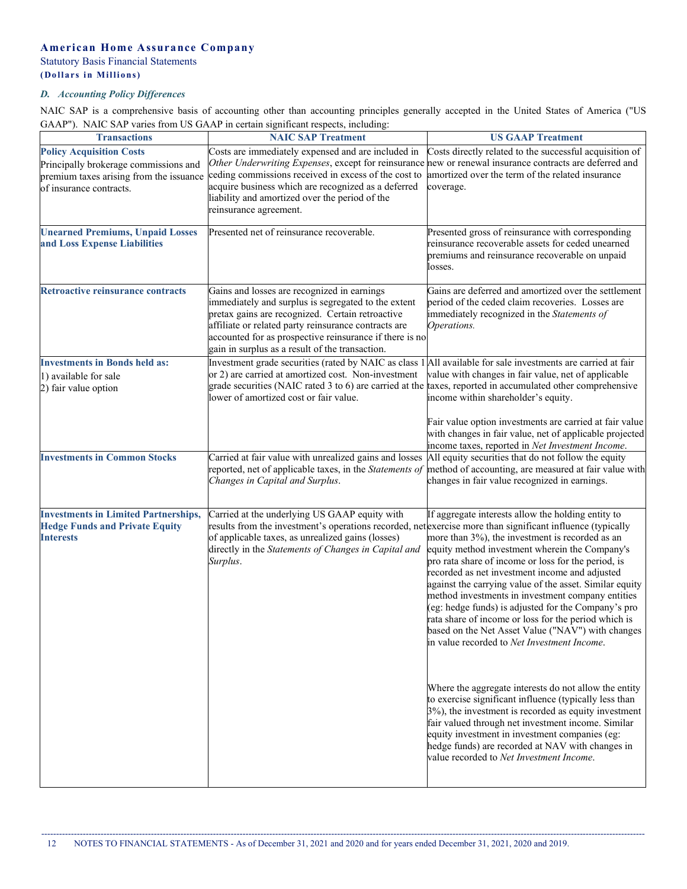### D. Accounting Policy Differences

NAIC SAP is a comprehensive basis of accounting other than accounting principles generally accepted in the United States of America ("US GAAP"). NAIC SAP varies from US GAAP in certain significant respects, including:

| Transactions | NAIC SAP Treatment | US GAAP Treatment |
| --- | --- | --- |
| **Policy Acquisition Costs**<br>Principally brokerage commissions and premium taxes arising from the issuance of insurance contracts. | Costs are immediately expensed and are included in *Other Underwriting Expenses*, except for reinsurance ceding commissions received in excess of the cost to acquire business which are recognized as a deferred liability and amortized over the period of the reinsurance agreement. | Costs directly related to the successful acquisition of new or renewal insurance contracts are deferred and amortized over the term of the related insurance coverage. |
| **Unearned Premiums, Unpaid Losses and Loss Expense Liabilities** | Presented net of reinsurance recoverable. | Presented gross of reinsurance with corresponding reinsurance recoverable assets for ceded unearned premiums and reinsurance recoverable on unpaid losses. |
| **Retroactive reinsurance contracts** | Gains and losses are recognized in earnings immediately and surplus is segregated to the extent pretax gains are recognized. Certain retroactive affiliate or related party reinsurance contracts are accounted for as prospective reinsurance if there is no gain in surplus as a result of the transaction. | Gains are deferred and amortized over the settlement period of the ceded claim recoveries. Losses are immediately recognized in the *Statements of Operations.* |
| **Investments in Bonds held as:**<br>1) available for sale<br>2) fair value option | Investment grade securities (rated by NAIC as class 1 or 2) are carried at amortized cost. Non-investment grade securities (NAIC rated 3 to 6) are carried at the lower of amortized cost or fair value. | All available for sale investments are carried at fair value with changes in fair value, net of applicable taxes, reported in accumulated other comprehensive income within shareholder's equity.<br><br>Fair value option investments are carried at fair value with changes in fair value, net of applicable projected income taxes, reported in *Net Investment Income*. |
| **Investments in Common Stocks** | Carried at fair value with unrealized gains and losses reported, net of applicable taxes, in the *Statements of Changes in Capital and Surplus*. | All equity securities that do not follow the equity method of accounting, are measured at fair value with changes in fair value recognized in earnings. |
| **Investments in Limited Partnerships, Hedge Funds and Private Equity Interests** | Carried at the underlying US GAAP equity with results from the investment's operations recorded, net of applicable taxes, as unrealized gains (losses) directly in the *Statements of Changes in Capital and Surplus*. | If aggregate interests allow the holding entity to exercise more than significant influence (typically more than 3%), the investment is recorded as an equity method investment wherein the Company's pro rata share of income or loss for the period, is recorded as net investment income and adjusted against the carrying value of the asset. Similar equity method investments in investment company entities (eg: hedge funds) is adjusted for the Company's pro rata share of income or loss for the period which is based on the Net Asset Value ("NAV") with changes in value recorded to *Net Investment Income*.<br><br>Where the aggregate interests do not allow the entity to exercise significant influence (typically less than 3%), the investment is recorded as equity investment fair valued through net investment income. Similar equity investment in investment companies (eg: hedge funds) are recorded at NAV with changes in value recorded to *Net Investment Income*. |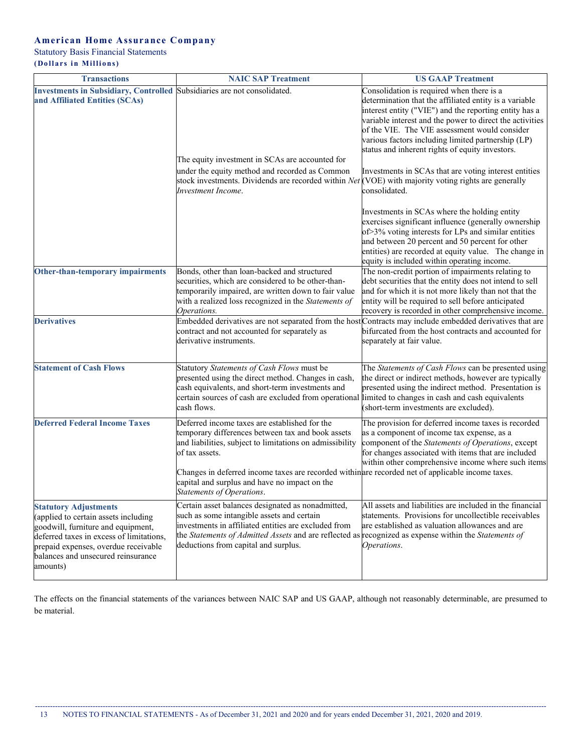| Transactions | NAIC SAP Treatment | US GAAP Treatment |
|---|---|---|
| **Investments in Subsidiary, Controlled and Affiliated Entities (SCAs)** | Subsidiaries are not consolidated.<br><br>The equity investment in SCAs are accounted for under the equity method and recorded as Common stock investments. Dividends are recorded within *Net Investment Income*. | Consolidation is required when there is a determination that the affiliated entity is a variable interest entity ("VIE") and the reporting entity has a variable interest and the power to direct the activities of the VIE. The VIE assessment would consider various factors including limited partnership (LP) status and inherent rights of equity investors.<br><br>Investments in SCAs that are voting interest entities (VOE) with majority voting rights are generally consolidated.<br><br>Investments in SCAs where the holding entity exercises significant influence (generally ownership of>3% voting interests for LPs and similar entities and between 20 percent and 50 percent for other entities) are recorded at equity value. The change in equity is included within operating income. |
| **Other-than-temporary impairments** | Bonds, other than loan-backed and structured securities, which are considered to be other-than-temporarily impaired, are written down to fair value with a realized loss recognized in the *Statements of Operations.* | The non-credit portion of impairments relating to debt securities that the entity does not intend to sell and for which it is not more likely than not that the entity will be required to sell before anticipated recovery is recorded in other comprehensive income. |
| **Derivatives** | Embedded derivatives are not separated from the host contract and not accounted for separately as derivative instruments. | Contracts may include embedded derivatives that are bifurcated from the host contracts and accounted for separately at fair value. |
| **Statement of Cash Flows** | Statutory *Statements of Cash Flows* must be presented using the direct method. Changes in cash, cash equivalents, and short-term investments and certain sources of cash are excluded from operational cash flows. | The *Statements of Cash Flows* can be presented using the direct or indirect methods, however are typically presented using the indirect method. Presentation is limited to changes in cash and cash equivalents (short-term investments are excluded). |
| **Deferred Federal Income Taxes** | Deferred income taxes are established for the temporary differences between tax and book assets and liabilities, subject to limitations on admissibility of tax assets.<br><br>Changes in deferred income taxes are recorded within capital and surplus and have no impact on the *Statements of Operations*. | The provision for deferred income taxes is recorded as a component of income tax expense, as a component of the *Statements of Operations*, except for changes associated with items that are included within other comprehensive income where such items are recorded net of applicable income taxes. |
| **Statutory Adjustments** (applied to certain assets including goodwill, furniture and equipment, deferred taxes in excess of limitations, prepaid expenses, overdue receivable balances and unsecured reinsurance amounts) | Certain asset balances designated as nonadmitted, such as some intangible assets and certain investments in affiliated entities are excluded from the *Statements of Admitted Assets* and are reflected as deductions from capital and surplus. | All assets and liabilities are included in the financial statements. Provisions for uncollectible receivables are established as valuation allowances and are recognized as expense within the *Statements of Operations*. |

The effects on the financial statements of the variances between NAIC SAP and US GAAP, although not reasonably determinable, are presumed to be material.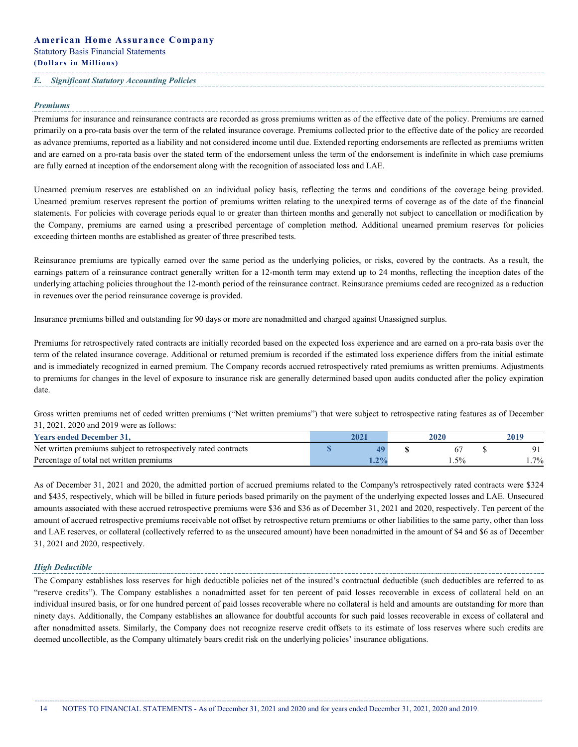### E. *Significant Statutory Accounting Policies*

#### *Premiums*

Premiums for insurance and reinsurance contracts are recorded as gross premiums written as of the effective date of the policy. Premiums are earned primarily on a pro-rata basis over the term of the related insurance coverage. Premiums collected prior to the effective date of the policy are recorded as advance premiums, reported as a liability and not considered income until due. Extended reporting endorsements are reflected as premiums written and are earned on a pro-rata basis over the stated term of the endorsement unless the term of the endorsement is indefinite in which case premiums are fully earned at inception of the endorsement along with the recognition of associated loss and LAE.

Unearned premium reserves are established on an individual policy basis, reflecting the terms and conditions of the coverage being provided. Unearned premium reserves represent the portion of premiums written relating to the unexpired terms of coverage as of the date of the financial statements. For policies with coverage periods equal to or greater than thirteen months and generally not subject to cancellation or modification by the Company, premiums are earned using a prescribed percentage of completion method. Additional unearned premium reserves for policies exceeding thirteen months are established as greater of three prescribed tests.

Reinsurance premiums are typically earned over the same period as the underlying policies, or risks, covered by the contracts. As a result, the earnings pattern of a reinsurance contract generally written for a 12-month term may extend up to 24 months, reflecting the inception dates of the underlying attaching policies throughout the 12-month period of the reinsurance contract. Reinsurance premiums ceded are recognized as a reduction in revenues over the period reinsurance coverage is provided.

Insurance premiums billed and outstanding for 90 days or more are nonadmitted and charged against Unassigned surplus.

Premiums for retrospectively rated contracts are initially recorded based on the expected loss experience and are earned on a pro-rata basis over the term of the related insurance coverage. Additional or returned premium is recorded if the estimated loss experience differs from the initial estimate and is immediately recognized in earned premium. The Company records accrued retrospectively rated premiums as written premiums. Adjustments to premiums for changes in the level of exposure to insurance risk are generally determined based upon audits conducted after the policy expiration date.

Gross written premiums net of ceded written premiums ("Net written premiums") that were subject to retrospective rating features as of December 31, 2021, 2020 and 2019 were as follows:

| Years ended December 31, | 2021 | 2020 | 2019 |
|---|---|---|---|
| Net written premiums subject to retrospectively rated contracts | $ 49 | $ 67 | $ 91 |
| Percentage of total net written premiums | 1.2% | 1.5% | 1.7% |

As of December 31, 2021 and 2020, the admitted portion of accrued premiums related to the Company's retrospectively rated contracts were $324 and $435, respectively, which will be billed in future periods based primarily on the payment of the underlying expected losses and LAE. Unsecured amounts associated with these accrued retrospective premiums were $36 and $36 as of December 31, 2021 and 2020, respectively. Ten percent of the amount of accrued retrospective premiums receivable not offset by retrospective return premiums or other liabilities to the same party, other than loss and LAE reserves, or collateral (collectively referred to as the unsecured amount) have been nonadmitted in the amount of $4 and $6 as of December 31, 2021 and 2020, respectively.

#### *High Deductible*

The Company establishes loss reserves for high deductible policies net of the insured's contractual deductible (such deductibles are referred to as "reserve credits"). The Company establishes a nonadmitted asset for ten percent of paid losses recoverable in excess of collateral held on an individual insured basis, or for one hundred percent of paid losses recoverable where no collateral is held and amounts are outstanding for more than ninety days. Additionally, the Company establishes an allowance for doubtful accounts for such paid losses recoverable in excess of collateral and after nonadmitted assets. Similarly, the Company does not recognize reserve credit offsets to its estimate of loss reserves where such credits are deemed uncollectible, as the Company ultimately bears credit risk on the underlying policies' insurance obligations.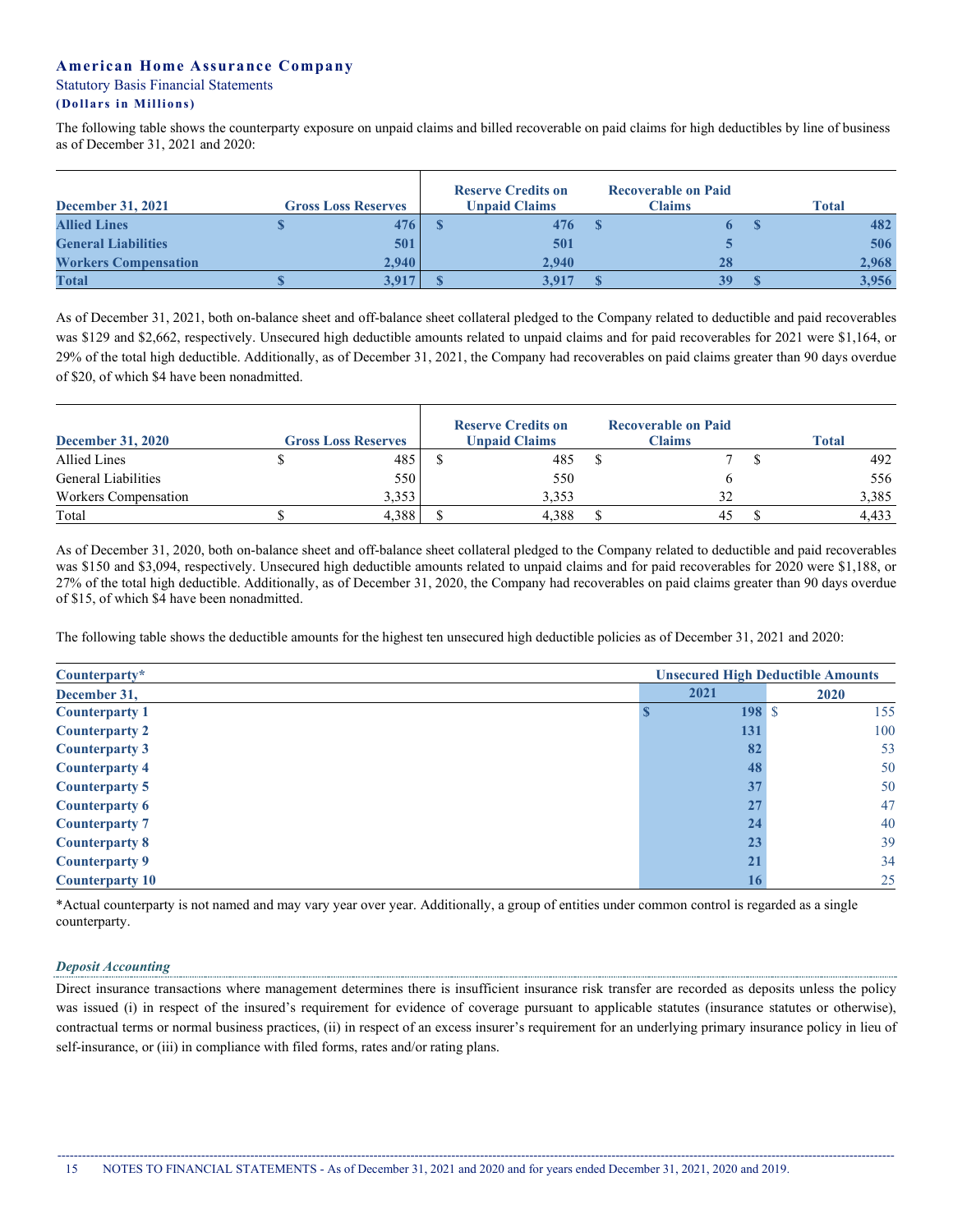The following table shows the counterparty exposure on unpaid claims and billed recoverable on paid claims for high deductibles by line of business as of December 31, 2021 and 2020:

| December 31, 2021 | Gross Loss Reserves | Reserve Credits on Unpaid Claims | Recoverable on Paid Claims | Total |
|---|---|---|---|---|
| **Allied Lines** | **$ 476** | **$ 476** | **$ 6** | **$ 482** |
| **General Liabilities** | **501** | **501** | **5** | **506** |
| **Workers Compensation** | **2,940** | **2,940** | **28** | **2,968** |
| **Total** | **$ 3,917** | **$ 3,917** | **$ 39** | **$ 3,956** |

As of December 31, 2021, both on-balance sheet and off-balance sheet collateral pledged to the Company related to deductible and paid recoverables was $129 and $2,662, respectively. Unsecured high deductible amounts related to unpaid claims and for paid recoverables for 2021 were $1,164, or 29% of the total high deductible. Additionally, as of December 31, 2021, the Company had recoverables on paid claims greater than 90 days overdue of $20, of which $4 have been nonadmitted.

| December 31, 2020 | Gross Loss Reserves | Reserve Credits on Unpaid Claims | Recoverable on Paid Claims | Total |
|---|---|---|---|---|
| Allied Lines | $ 485 | $ 485 | $ 7 | $ 492 |
| General Liabilities | 550 | 550 | 6 | 556 |
| Workers Compensation | 3,353 | 3,353 | 32 | 3,385 |
| Total | $ 4,388 | $ 4,388 | $ 45 | $ 4,433 |

As of December 31, 2020, both on-balance sheet and off-balance sheet collateral pledged to the Company related to deductible and paid recoverables was $150 and $3,094, respectively. Unsecured high deductible amounts related to unpaid claims and for paid recoverables for 2020 were $1,188, or 27% of the total high deductible. Additionally, as of December 31, 2020, the Company had recoverables on paid claims greater than 90 days overdue of $15, of which $4 have been nonadmitted.

The following table shows the deductible amounts for the highest ten unsecured high deductible policies as of December 31, 2021 and 2020:

| Counterparty* | Unsecured High Deductible Amounts | |
|---|---|---|
| December 31, | 2021 | 2020 |
| **Counterparty 1** | **$ 198** | $ 155 |
| **Counterparty 2** | **131** | 100 |
| **Counterparty 3** | **82** | 53 |
| **Counterparty 4** | **48** | 50 |
| **Counterparty 5** | **37** | 50 |
| **Counterparty 6** | **27** | 47 |
| **Counterparty 7** | **24** | 40 |
| **Counterparty 8** | **23** | 39 |
| **Counterparty 9** | **21** | 34 |
| **Counterparty 10** | **16** | 25 |

*Actual counterparty is not named and may vary year over year. Additionally, a group of entities under common control is regarded as a single counterparty.

### *Deposit Accounting*

Direct insurance transactions where management determines there is insufficient insurance risk transfer are recorded as deposits unless the policy was issued (i) in respect of the insured's requirement for evidence of coverage pursuant to applicable statutes (insurance statutes or otherwise), contractual terms or normal business practices, (ii) in respect of an excess insurer's requirement for an underlying primary insurance policy in lieu of self-insurance, or (iii) in compliance with filed forms, rates and/or rating plans.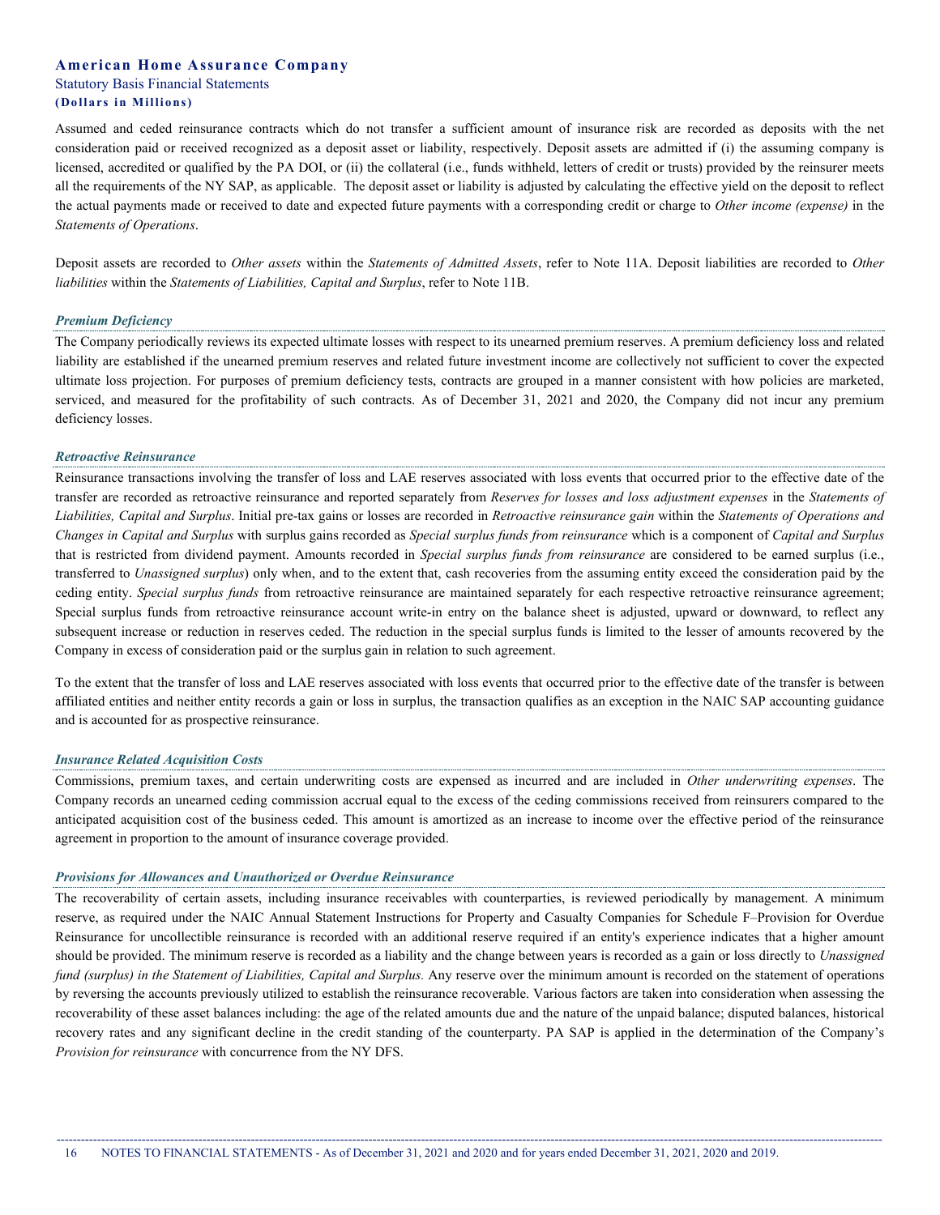Assumed and ceded reinsurance contracts which do not transfer a sufficient amount of insurance risk are recorded as deposits with the net consideration paid or received recognized as a deposit asset or liability, respectively. Deposit assets are admitted if (i) the assuming company is licensed, accredited or qualified by the PA DOI, or (ii) the collateral (i.e., funds withheld, letters of credit or trusts) provided by the reinsurer meets all the requirements of the NY SAP, as applicable. The deposit asset or liability is adjusted by calculating the effective yield on the deposit to reflect the actual payments made or received to date and expected future payments with a corresponding credit or charge to *Other income (expense)* in the *Statements of Operations*.

Deposit assets are recorded to *Other assets* within the *Statements of Admitted Assets*, refer to Note 11A. Deposit liabilities are recorded to *Other liabilities* within the *Statements of Liabilities, Capital and Surplus*, refer to Note 11B.

### *Premium Deficiency*

The Company periodically reviews its expected ultimate losses with respect to its unearned premium reserves. A premium deficiency loss and related liability are established if the unearned premium reserves and related future investment income are collectively not sufficient to cover the expected ultimate loss projection. For purposes of premium deficiency tests, contracts are grouped in a manner consistent with how policies are marketed, serviced, and measured for the profitability of such contracts. As of December 31, 2021 and 2020, the Company did not incur any premium deficiency losses.

### *Retroactive Reinsurance*

Reinsurance transactions involving the transfer of loss and LAE reserves associated with loss events that occurred prior to the effective date of the transfer are recorded as retroactive reinsurance and reported separately from *Reserves for losses and loss adjustment expenses* in the *Statements of Liabilities, Capital and Surplus*. Initial pre-tax gains or losses are recorded in *Retroactive reinsurance gain* within the *Statements of Operations and Changes in Capital and Surplus* with surplus gains recorded as *Special surplus funds from reinsurance* which is a component of *Capital and Surplus* that is restricted from dividend payment. Amounts recorded in *Special surplus funds from reinsurance* are considered to be earned surplus (i.e., transferred to *Unassigned surplus*) only when, and to the extent that, cash recoveries from the assuming entity exceed the consideration paid by the ceding entity. *Special surplus funds* from retroactive reinsurance are maintained separately for each respective retroactive reinsurance agreement; Special surplus funds from retroactive reinsurance account write-in entry on the balance sheet is adjusted, upward or downward, to reflect any subsequent increase or reduction in reserves ceded. The reduction in the special surplus funds is limited to the lesser of amounts recovered by the Company in excess of consideration paid or the surplus gain in relation to such agreement.

To the extent that the transfer of loss and LAE reserves associated with loss events that occurred prior to the effective date of the transfer is between affiliated entities and neither entity records a gain or loss in surplus, the transaction qualifies as an exception in the NAIC SAP accounting guidance and is accounted for as prospective reinsurance.

### *Insurance Related Acquisition Costs*

Commissions, premium taxes, and certain underwriting costs are expensed as incurred and are included in *Other underwriting expenses*. The Company records an unearned ceding commission accrual equal to the excess of the ceding commissions received from reinsurers compared to the anticipated acquisition cost of the business ceded. This amount is amortized as an increase to income over the effective period of the reinsurance agreement in proportion to the amount of insurance coverage provided.

### *Provisions for Allowances and Unauthorized or Overdue Reinsurance*

The recoverability of certain assets, including insurance receivables with counterparties, is reviewed periodically by management. A minimum reserve, as required under the NAIC Annual Statement Instructions for Property and Casualty Companies for Schedule F–Provision for Overdue Reinsurance for uncollectible reinsurance is recorded with an additional reserve required if an entity's experience indicates that a higher amount should be provided. The minimum reserve is recorded as a liability and the change between years is recorded as a gain or loss directly to *Unassigned fund (surplus) in the Statement of Liabilities, Capital and Surplus.* Any reserve over the minimum amount is recorded on the statement of operations by reversing the accounts previously utilized to establish the reinsurance recoverable. Various factors are taken into consideration when assessing the recoverability of these asset balances including: the age of the related amounts due and the nature of the unpaid balance; disputed balances, historical recovery rates and any significant decline in the credit standing of the counterparty. PA SAP is applied in the determination of the Company's *Provision for reinsurance* with concurrence from the NY DFS.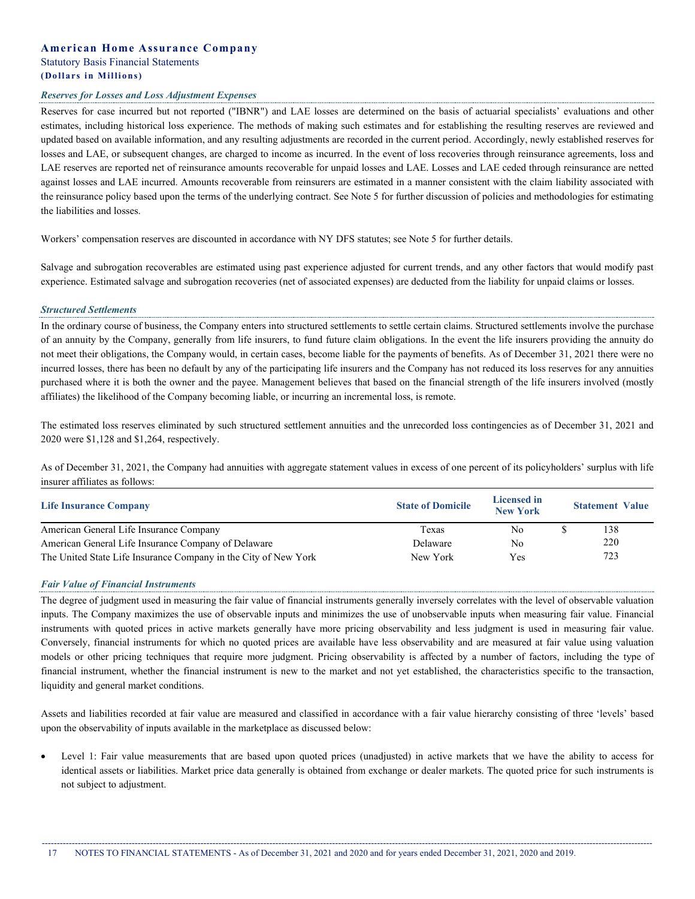#### *Reserves for Losses and Loss Adjustment Expenses*

Reserves for case incurred but not reported ("IBNR") and LAE losses are determined on the basis of actuarial specialists' evaluations and other estimates, including historical loss experience. The methods of making such estimates and for establishing the resulting reserves are reviewed and updated based on available information, and any resulting adjustments are recorded in the current period. Accordingly, newly established reserves for losses and LAE, or subsequent changes, are charged to income as incurred. In the event of loss recoveries through reinsurance agreements, loss and LAE reserves are reported net of reinsurance amounts recoverable for unpaid losses and LAE. Losses and LAE ceded through reinsurance are netted against losses and LAE incurred. Amounts recoverable from reinsurers are estimated in a manner consistent with the claim liability associated with the reinsurance policy based upon the terms of the underlying contract. See Note 5 for further discussion of policies and methodologies for estimating the liabilities and losses.

Workers' compensation reserves are discounted in accordance with NY DFS statutes; see Note 5 for further details.

Salvage and subrogation recoverables are estimated using past experience adjusted for current trends, and any other factors that would modify past experience. Estimated salvage and subrogation recoveries (net of associated expenses) are deducted from the liability for unpaid claims or losses.

#### *Structured Settlements*

In the ordinary course of business, the Company enters into structured settlements to settle certain claims. Structured settlements involve the purchase of an annuity by the Company, generally from life insurers, to fund future claim obligations. In the event the life insurers providing the annuity do not meet their obligations, the Company would, in certain cases, become liable for the payments of benefits. As of December 31, 2021 there were no incurred losses, there has been no default by any of the participating life insurers and the Company has not reduced its loss reserves for any annuities purchased where it is both the owner and the payee. Management believes that based on the financial strength of the life insurers involved (mostly affiliates) the likelihood of the Company becoming liable, or incurring an incremental loss, is remote.

The estimated loss reserves eliminated by such structured settlement annuities and the unrecorded loss contingencies as of December 31, 2021 and 2020 were $1,128 and $1,264, respectively.

As of December 31, 2021, the Company had annuities with aggregate statement values in excess of one percent of its policyholders' surplus with life insurer affiliates as follows:

| Life Insurance Company | State of Domicile | Licensed in New York | Statement Value |
|---|---|---|---|
| American General Life Insurance Company | Texas | No | $ 138 |
| American General Life Insurance Company of Delaware | Delaware | No | 220 |
| The United State Life Insurance Company in the City of New York | New York | Yes | 723 |

#### *Fair Value of Financial Instruments*

The degree of judgment used in measuring the fair value of financial instruments generally inversely correlates with the level of observable valuation inputs. The Company maximizes the use of observable inputs and minimizes the use of unobservable inputs when measuring fair value. Financial instruments with quoted prices in active markets generally have more pricing observability and less judgment is used in measuring fair value. Conversely, financial instruments for which no quoted prices are available have less observability and are measured at fair value using valuation models or other pricing techniques that require more judgment. Pricing observability is affected by a number of factors, including the type of financial instrument, whether the financial instrument is new to the market and not yet established, the characteristics specific to the transaction, liquidity and general market conditions.

Assets and liabilities recorded at fair value are measured and classified in accordance with a fair value hierarchy consisting of three 'levels' based upon the observability of inputs available in the marketplace as discussed below:

- Level 1: Fair value measurements that are based upon quoted prices (unadjusted) in active markets that we have the ability to access for identical assets or liabilities. Market price data generally is obtained from exchange or dealer markets. The quoted price for such instruments is not subject to adjustment.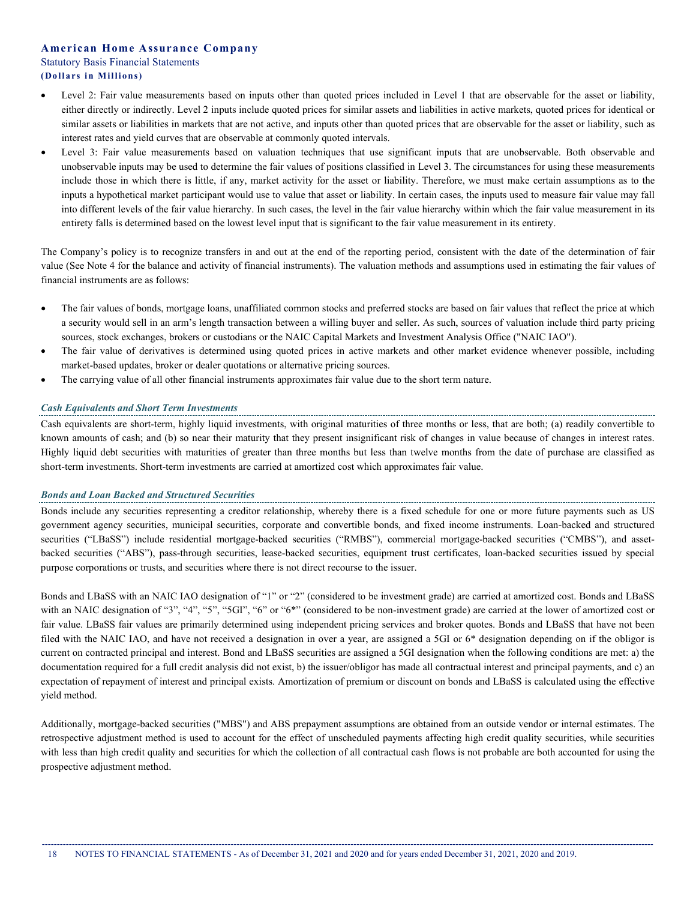- Level 2: Fair value measurements based on inputs other than quoted prices included in Level 1 that are observable for the asset or liability, either directly or indirectly. Level 2 inputs include quoted prices for similar assets and liabilities in active markets, quoted prices for identical or similar assets or liabilities in markets that are not active, and inputs other than quoted prices that are observable for the asset or liability, such as interest rates and yield curves that are observable at commonly quoted intervals.
- Level 3: Fair value measurements based on valuation techniques that use significant inputs that are unobservable. Both observable and unobservable inputs may be used to determine the fair values of positions classified in Level 3. The circumstances for using these measurements include those in which there is little, if any, market activity for the asset or liability. Therefore, we must make certain assumptions as to the inputs a hypothetical market participant would use to value that asset or liability. In certain cases, the inputs used to measure fair value may fall into different levels of the fair value hierarchy. In such cases, the level in the fair value hierarchy within which the fair value measurement in its entirety falls is determined based on the lowest level input that is significant to the fair value measurement in its entirety.

The Company's policy is to recognize transfers in and out at the end of the reporting period, consistent with the date of the determination of fair value (See Note 4 for the balance and activity of financial instruments). The valuation methods and assumptions used in estimating the fair values of financial instruments are as follows:

- The fair values of bonds, mortgage loans, unaffiliated common stocks and preferred stocks are based on fair values that reflect the price at which a security would sell in an arm's length transaction between a willing buyer and seller. As such, sources of valuation include third party pricing sources, stock exchanges, brokers or custodians or the NAIC Capital Markets and Investment Analysis Office ("NAIC IAO").
- The fair value of derivatives is determined using quoted prices in active markets and other market evidence whenever possible, including market-based updates, broker or dealer quotations or alternative pricing sources.
- The carrying value of all other financial instruments approximates fair value due to the short term nature.

### *Cash Equivalents and Short Term Investments*

Cash equivalents are short-term, highly liquid investments, with original maturities of three months or less, that are both; (a) readily convertible to known amounts of cash; and (b) so near their maturity that they present insignificant risk of changes in value because of changes in interest rates. Highly liquid debt securities with maturities of greater than three months but less than twelve months from the date of purchase are classified as short-term investments. Short-term investments are carried at amortized cost which approximates fair value.

### *Bonds and Loan Backed and Structured Securities*

Bonds include any securities representing a creditor relationship, whereby there is a fixed schedule for one or more future payments such as US government agency securities, municipal securities, corporate and convertible bonds, and fixed income instruments. Loan-backed and structured securities ("LBaSS") include residential mortgage-backed securities ("RMBS"), commercial mortgage-backed securities ("CMBS"), and asset-backed securities ("ABS"), pass-through securities, lease-backed securities, equipment trust certificates, loan-backed securities issued by special purpose corporations or trusts, and securities where there is not direct recourse to the issuer.

Bonds and LBaSS with an NAIC IAO designation of "1" or "2" (considered to be investment grade) are carried at amortized cost. Bonds and LBaSS with an NAIC designation of "3", "4", "5", "5GI", "6" or "6*" (considered to be non-investment grade) are carried at the lower of amortized cost or fair value. LBaSS fair values are primarily determined using independent pricing services and broker quotes. Bonds and LBaSS that have not been filed with the NAIC IAO, and have not received a designation in over a year, are assigned a 5GI or 6* designation depending on if the obligor is current on contracted principal and interest. Bond and LBaSS securities are assigned a 5GI designation when the following conditions are met: a) the documentation required for a full credit analysis did not exist, b) the issuer/obligor has made all contractual interest and principal payments, and c) an expectation of repayment of interest and principal exists. Amortization of premium or discount on bonds and LBaSS is calculated using the effective yield method.

Additionally, mortgage-backed securities ("MBS") and ABS prepayment assumptions are obtained from an outside vendor or internal estimates. The retrospective adjustment method is used to account for the effect of unscheduled payments affecting high credit quality securities, while securities with less than high credit quality and securities for which the collection of all contractual cash flows is not probable are both accounted for using the prospective adjustment method.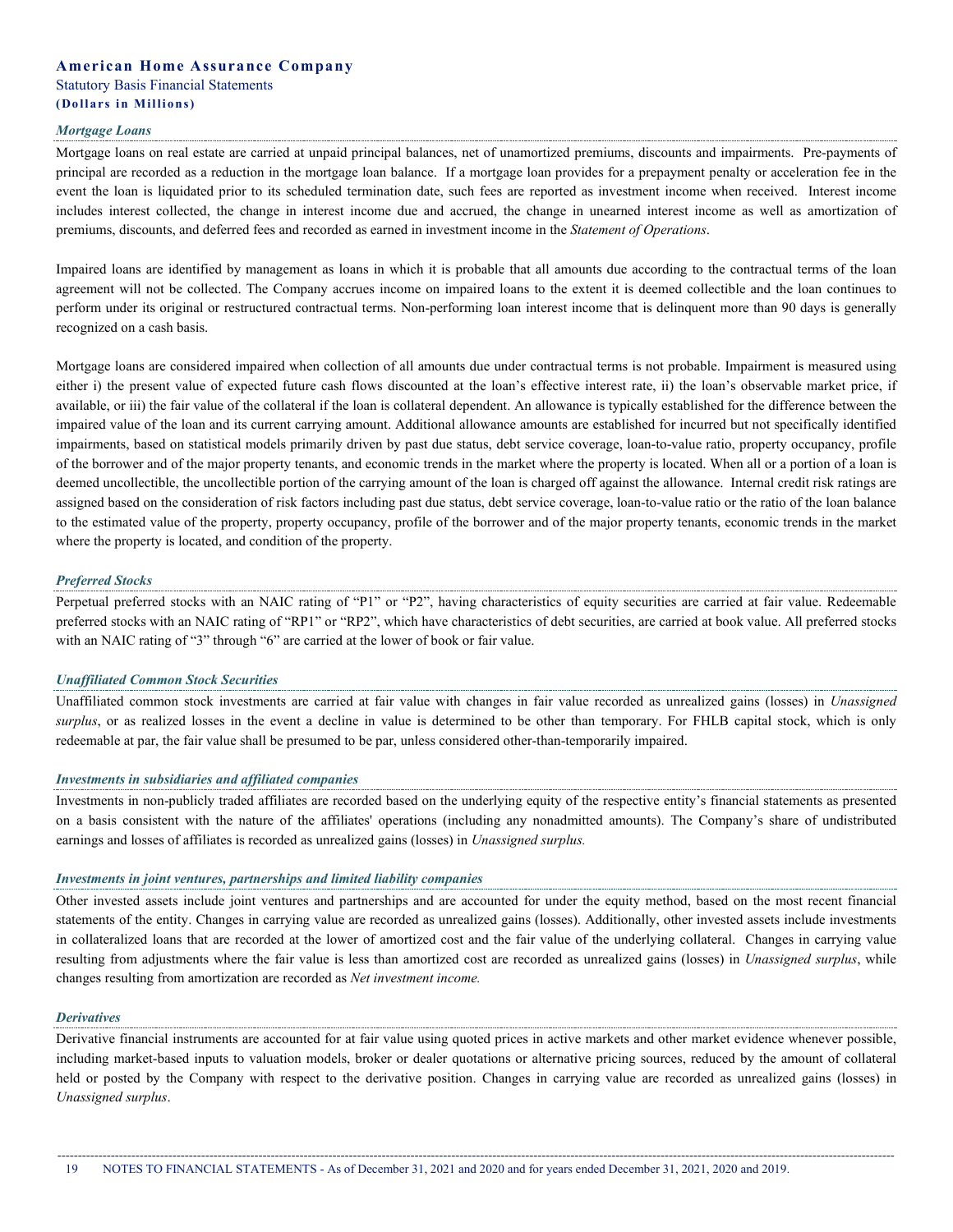### *Mortgage Loans*

Mortgage loans on real estate are carried at unpaid principal balances, net of unamortized premiums, discounts and impairments. Pre-payments of principal are recorded as a reduction in the mortgage loan balance. If a mortgage loan provides for a prepayment penalty or acceleration fee in the event the loan is liquidated prior to its scheduled termination date, such fees are reported as investment income when received. Interest income includes interest collected, the change in interest income due and accrued, the change in unearned interest income as well as amortization of premiums, discounts, and deferred fees and recorded as earned in investment income in the *Statement of Operations*.

Impaired loans are identified by management as loans in which it is probable that all amounts due according to the contractual terms of the loan agreement will not be collected. The Company accrues income on impaired loans to the extent it is deemed collectible and the loan continues to perform under its original or restructured contractual terms. Non-performing loan interest income that is delinquent more than 90 days is generally recognized on a cash basis.

Mortgage loans are considered impaired when collection of all amounts due under contractual terms is not probable. Impairment is measured using either i) the present value of expected future cash flows discounted at the loan's effective interest rate, ii) the loan's observable market price, if available, or iii) the fair value of the collateral if the loan is collateral dependent. An allowance is typically established for the difference between the impaired value of the loan and its current carrying amount. Additional allowance amounts are established for incurred but not specifically identified impairments, based on statistical models primarily driven by past due status, debt service coverage, loan-to-value ratio, property occupancy, profile of the borrower and of the major property tenants, and economic trends in the market where the property is located. When all or a portion of a loan is deemed uncollectible, the uncollectible portion of the carrying amount of the loan is charged off against the allowance. Internal credit risk ratings are assigned based on the consideration of risk factors including past due status, debt service coverage, loan-to-value ratio or the ratio of the loan balance to the estimated value of the property, property occupancy, profile of the borrower and of the major property tenants, economic trends in the market where the property is located, and condition of the property.

### *Preferred Stocks*

Perpetual preferred stocks with an NAIC rating of "P1" or "P2", having characteristics of equity securities are carried at fair value. Redeemable preferred stocks with an NAIC rating of "RP1" or "RP2", which have characteristics of debt securities, are carried at book value. All preferred stocks with an NAIC rating of "3" through "6" are carried at the lower of book or fair value.

### *Unaffiliated Common Stock Securities*

Unaffiliated common stock investments are carried at fair value with changes in fair value recorded as unrealized gains (losses) in *Unassigned surplus*, or as realized losses in the event a decline in value is determined to be other than temporary. For FHLB capital stock, which is only redeemable at par, the fair value shall be presumed to be par, unless considered other-than-temporarily impaired.

### *Investments in subsidiaries and affiliated companies*

Investments in non-publicly traded affiliates are recorded based on the underlying equity of the respective entity's financial statements as presented on a basis consistent with the nature of the affiliates' operations (including any nonadmitted amounts). The Company's share of undistributed earnings and losses of affiliates is recorded as unrealized gains (losses) in *Unassigned surplus.*

### *Investments in joint ventures, partnerships and limited liability companies*

Other invested assets include joint ventures and partnerships and are accounted for under the equity method, based on the most recent financial statements of the entity. Changes in carrying value are recorded as unrealized gains (losses). Additionally, other invested assets include investments in collateralized loans that are recorded at the lower of amortized cost and the fair value of the underlying collateral. Changes in carrying value resulting from adjustments where the fair value is less than amortized cost are recorded as unrealized gains (losses) in *Unassigned surplus*, while changes resulting from amortization are recorded as *Net investment income.*

### *Derivatives*

Derivative financial instruments are accounted for at fair value using quoted prices in active markets and other market evidence whenever possible, including market-based inputs to valuation models, broker or dealer quotations or alternative pricing sources, reduced by the amount of collateral held or posted by the Company with respect to the derivative position. Changes in carrying value are recorded as unrealized gains (losses) in *Unassigned surplus*.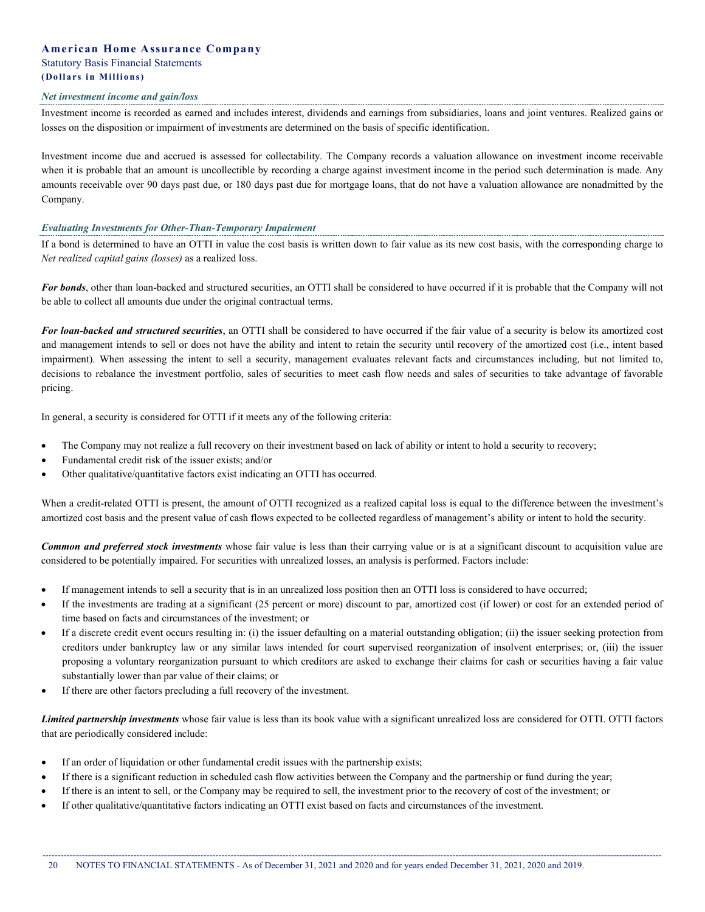### *Net investment income and gain/loss*

Investment income is recorded as earned and includes interest, dividends and earnings from subsidiaries, loans and joint ventures. Realized gains or losses on the disposition or impairment of investments are determined on the basis of specific identification.

Investment income due and accrued is assessed for collectability. The Company records a valuation allowance on investment income receivable when it is probable that an amount is uncollectible by recording a charge against investment income in the period such determination is made. Any amounts receivable over 90 days past due, or 180 days past due for mortgage loans, that do not have a valuation allowance are nonadmitted by the Company.

### *Evaluating Investments for Other-Than-Temporary Impairment*

If a bond is determined to have an OTTI in value the cost basis is written down to fair value as its new cost basis, with the corresponding charge to *Net realized capital gains (losses)* as a realized loss.

***For bonds***, other than loan-backed and structured securities, an OTTI shall be considered to have occurred if it is probable that the Company will not be able to collect all amounts due under the original contractual terms.

***For loan-backed and structured securities***, an OTTI shall be considered to have occurred if the fair value of a security is below its amortized cost and management intends to sell or does not have the ability and intent to retain the security until recovery of the amortized cost (i.e., intent based impairment). When assessing the intent to sell a security, management evaluates relevant facts and circumstances including, but not limited to, decisions to rebalance the investment portfolio, sales of securities to meet cash flow needs and sales of securities to take advantage of favorable pricing.

In general, a security is considered for OTTI if it meets any of the following criteria:

- The Company may not realize a full recovery on their investment based on lack of ability or intent to hold a security to recovery;
- Fundamental credit risk of the issuer exists; and/or
- Other qualitative/quantitative factors exist indicating an OTTI has occurred.

When a credit-related OTTI is present, the amount of OTTI recognized as a realized capital loss is equal to the difference between the investment's amortized cost basis and the present value of cash flows expected to be collected regardless of management's ability or intent to hold the security.

***Common and preferred stock investments*** whose fair value is less than their carrying value or is at a significant discount to acquisition value are considered to be potentially impaired. For securities with unrealized losses, an analysis is performed. Factors include:

- If management intends to sell a security that is in an unrealized loss position then an OTTI loss is considered to have occurred;
- If the investments are trading at a significant (25 percent or more) discount to par, amortized cost (if lower) or cost for an extended period of time based on facts and circumstances of the investment; or
- If a discrete credit event occurs resulting in: (i) the issuer defaulting on a material outstanding obligation; (ii) the issuer seeking protection from creditors under bankruptcy law or any similar laws intended for court supervised reorganization of insolvent enterprises; or, (iii) the issuer proposing a voluntary reorganization pursuant to which creditors are asked to exchange their claims for cash or securities having a fair value substantially lower than par value of their claims; or
- If there are other factors precluding a full recovery of the investment.

***Limited partnership investments*** whose fair value is less than its book value with a significant unrealized loss are considered for OTTI. OTTI factors that are periodically considered include:

- If an order of liquidation or other fundamental credit issues with the partnership exists;
- If there is a significant reduction in scheduled cash flow activities between the Company and the partnership or fund during the year;
- If there is an intent to sell, or the Company may be required to sell, the investment prior to the recovery of cost of the investment; or
- If other qualitative/quantitative factors indicating an OTTI exist based on facts and circumstances of the investment.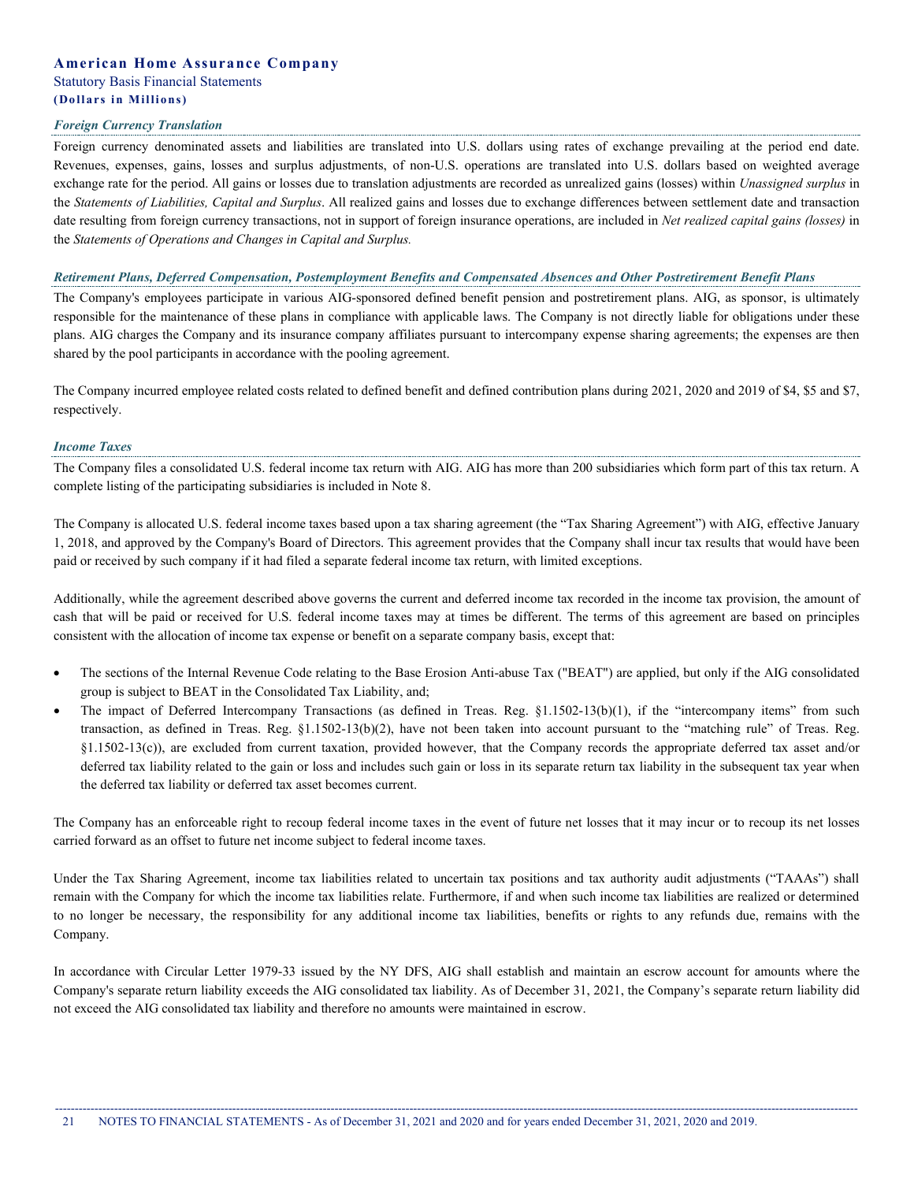#### *Foreign Currency Translation*

Foreign currency denominated assets and liabilities are translated into U.S. dollars using rates of exchange prevailing at the period end date. Revenues, expenses, gains, losses and surplus adjustments, of non-U.S. operations are translated into U.S. dollars based on weighted average exchange rate for the period. All gains or losses due to translation adjustments are recorded as unrealized gains (losses) within *Unassigned surplus* in the *Statements of Liabilities, Capital and Surplus*. All realized gains and losses due to exchange differences between settlement date and transaction date resulting from foreign currency transactions, not in support of foreign insurance operations, are included in *Net realized capital gains (losses)* in the *Statements of Operations and Changes in Capital and Surplus.*

#### *Retirement Plans, Deferred Compensation, Postemployment Benefits and Compensated Absences and Other Postretirement Benefit Plans*

The Company's employees participate in various AIG-sponsored defined benefit pension and postretirement plans. AIG, as sponsor, is ultimately responsible for the maintenance of these plans in compliance with applicable laws. The Company is not directly liable for obligations under these plans. AIG charges the Company and its insurance company affiliates pursuant to intercompany expense sharing agreements; the expenses are then shared by the pool participants in accordance with the pooling agreement.

The Company incurred employee related costs related to defined benefit and defined contribution plans during 2021, 2020 and 2019 of $4, $5 and $7, respectively.

#### *Income Taxes*

The Company files a consolidated U.S. federal income tax return with AIG. AIG has more than 200 subsidiaries which form part of this tax return. A complete listing of the participating subsidiaries is included in Note 8.

The Company is allocated U.S. federal income taxes based upon a tax sharing agreement (the "Tax Sharing Agreement") with AIG, effective January 1, 2018, and approved by the Company's Board of Directors. This agreement provides that the Company shall incur tax results that would have been paid or received by such company if it had filed a separate federal income tax return, with limited exceptions.

Additionally, while the agreement described above governs the current and deferred income tax recorded in the income tax provision, the amount of cash that will be paid or received for U.S. federal income taxes may at times be different. The terms of this agreement are based on principles consistent with the allocation of income tax expense or benefit on a separate company basis, except that:

- The sections of the Internal Revenue Code relating to the Base Erosion Anti-abuse Tax ("BEAT") are applied, but only if the AIG consolidated group is subject to BEAT in the Consolidated Tax Liability, and;
- The impact of Deferred Intercompany Transactions (as defined in Treas. Reg. §1.1502-13(b)(1), if the "intercompany items" from such transaction, as defined in Treas. Reg. §1.1502-13(b)(2), have not been taken into account pursuant to the "matching rule" of Treas. Reg. §1.1502-13(c)), are excluded from current taxation, provided however, that the Company records the appropriate deferred tax asset and/or deferred tax liability related to the gain or loss and includes such gain or loss in its separate return tax liability in the subsequent tax year when the deferred tax liability or deferred tax asset becomes current.

The Company has an enforceable right to recoup federal income taxes in the event of future net losses that it may incur or to recoup its net losses carried forward as an offset to future net income subject to federal income taxes.

Under the Tax Sharing Agreement, income tax liabilities related to uncertain tax positions and tax authority audit adjustments ("TAAAs") shall remain with the Company for which the income tax liabilities relate. Furthermore, if and when such income tax liabilities are realized or determined to no longer be necessary, the responsibility for any additional income tax liabilities, benefits or rights to any refunds due, remains with the Company.

In accordance with Circular Letter 1979-33 issued by the NY DFS, AIG shall establish and maintain an escrow account for amounts where the Company's separate return liability exceeds the AIG consolidated tax liability. As of December 31, 2021, the Company's separate return liability did not exceed the AIG consolidated tax liability and therefore no amounts were maintained in escrow.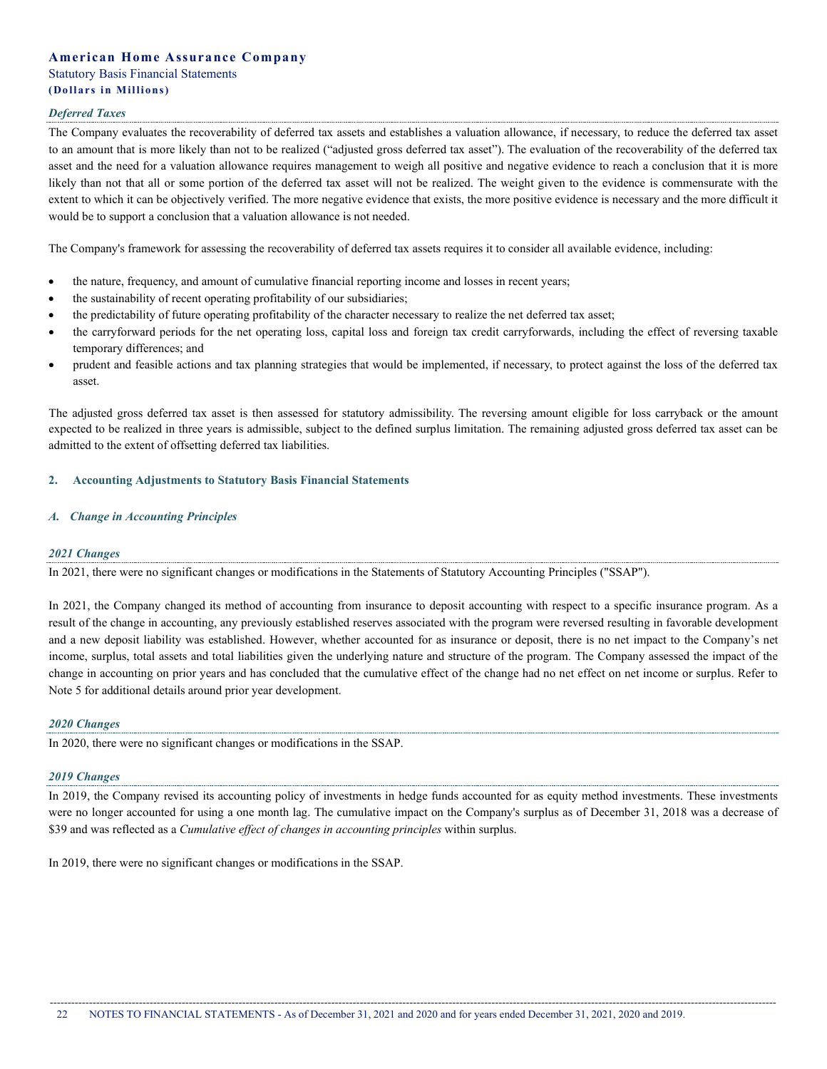#### *Deferred Taxes*

The Company evaluates the recoverability of deferred tax assets and establishes a valuation allowance, if necessary, to reduce the deferred tax asset to an amount that is more likely than not to be realized ("adjusted gross deferred tax asset"). The evaluation of the recoverability of the deferred tax asset and the need for a valuation allowance requires management to weigh all positive and negative evidence to reach a conclusion that it is more likely than not that all or some portion of the deferred tax asset will not be realized. The weight given to the evidence is commensurate with the extent to which it can be objectively verified. The more negative evidence that exists, the more positive evidence is necessary and the more difficult it would be to support a conclusion that a valuation allowance is not needed.

The Company's framework for assessing the recoverability of deferred tax assets requires it to consider all available evidence, including:

- the nature, frequency, and amount of cumulative financial reporting income and losses in recent years;
- the sustainability of recent operating profitability of our subsidiaries;
- the predictability of future operating profitability of the character necessary to realize the net deferred tax asset;
- the carryforward periods for the net operating loss, capital loss and foreign tax credit carryforwards, including the effect of reversing taxable temporary differences; and
- prudent and feasible actions and tax planning strategies that would be implemented, if necessary, to protect against the loss of the deferred tax asset.

The adjusted gross deferred tax asset is then assessed for statutory admissibility. The reversing amount eligible for loss carryback or the amount expected to be realized in three years is admissible, subject to the defined surplus limitation. The remaining adjusted gross deferred tax asset can be admitted to the extent of offsetting deferred tax liabilities.

## 2. Accounting Adjustments to Statutory Basis Financial Statements

### *A. Change in Accounting Principles*

#### *2021 Changes*

In 2021, there were no significant changes or modifications in the Statements of Statutory Accounting Principles ("SSAP").

In 2021, the Company changed its method of accounting from insurance to deposit accounting with respect to a specific insurance program. As a result of the change in accounting, any previously established reserves associated with the program were reversed resulting in favorable development and a new deposit liability was established. However, whether accounted for as insurance or deposit, there is no net impact to the Company's net income, surplus, total assets and total liabilities given the underlying nature and structure of the program. The Company assessed the impact of the change in accounting on prior years and has concluded that the cumulative effect of the change had no net effect on net income or surplus. Refer to Note 5 for additional details around prior year development.

#### *2020 Changes*

In 2020, there were no significant changes or modifications in the SSAP.

#### *2019 Changes*

In 2019, the Company revised its accounting policy of investments in hedge funds accounted for as equity method investments. These investments were no longer accounted for using a one month lag. The cumulative impact on the Company's surplus as of December 31, 2018 was a decrease of $39 and was reflected as a *Cumulative effect of changes in accounting principles* within surplus.

In 2019, there were no significant changes or modifications in the SSAP.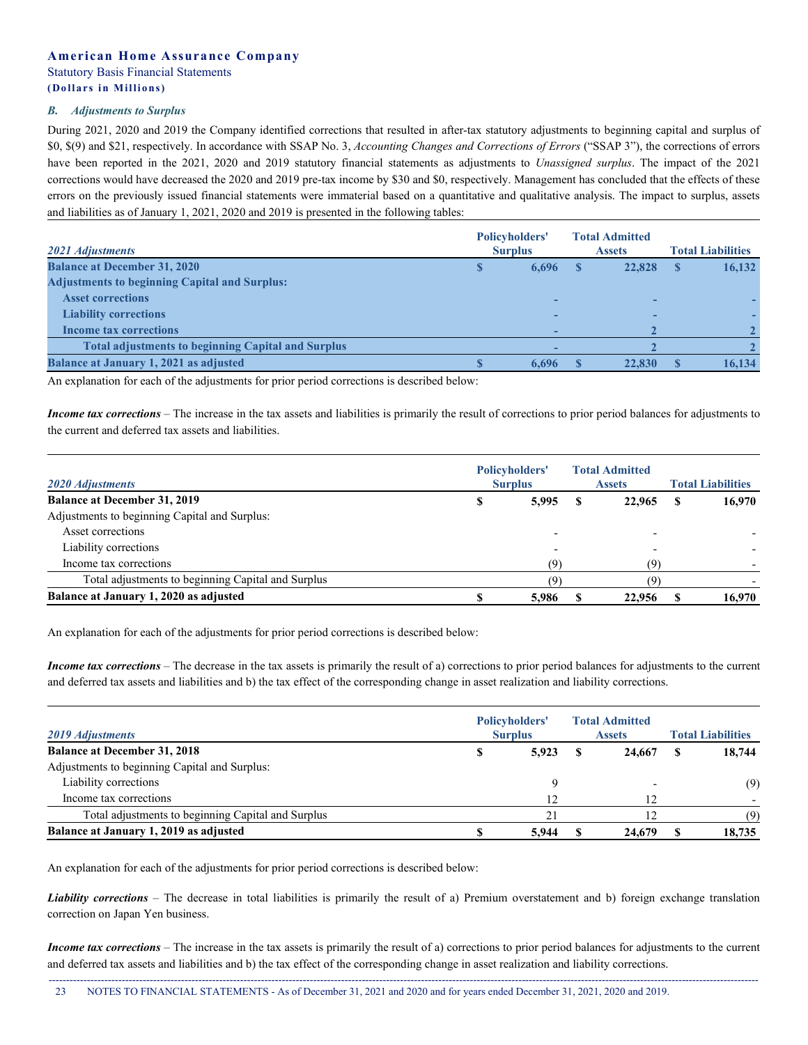### B. *Adjustments to Surplus*

During 2021, 2020 and 2019 the Company identified corrections that resulted in after-tax statutory adjustments to beginning capital and surplus of \$0, \$(9) and \$21, respectively. In accordance with SSAP No. 3, *Accounting Changes and Corrections of Errors* ("SSAP 3"), the corrections of errors have been reported in the 2021, 2020 and 2019 statutory financial statements as adjustments to *Unassigned surplus*. The impact of the 2021 corrections would have decreased the 2020 and 2019 pre-tax income by \$30 and \$0, respectively. Management has concluded that the effects of these errors on the previously issued financial statements were immaterial based on a quantitative and qualitative analysis. The impact to surplus, assets and liabilities as of January 1, 2021, 2020 and 2019 is presented in the following tables:

| *2021 Adjustments* | Policyholders' Surplus | Total Admitted Assets | Total Liabilities |
|---|---|---|---|
| **Balance at December 31, 2020** | **\$ 6,696** | **\$ 22,828** | **\$ 16,132** |
| **Adjustments to beginning Capital and Surplus:** | | | |
| **Asset corrections** | - | - | - |
| **Liability corrections** | - | - | - |
| **Income tax corrections** | - | 2 | 2 |
| **Total adjustments to beginning Capital and Surplus** | - | 2 | 2 |
| **Balance at January 1, 2021 as adjusted** | **\$ 6,696** | **\$ 22,830** | **\$ 16,134** |

An explanation for each of the adjustments for prior period corrections is described below:

***Income tax corrections*** – The increase in the tax assets and liabilities is primarily the result of corrections to prior period balances for adjustments to the current and deferred tax assets and liabilities.

| *2020 Adjustments* | Policyholders' Surplus | Total Admitted Assets | Total Liabilities |
|---|---|---|---|
| **Balance at December 31, 2019** | **\$ 5,995** | **\$ 22,965** | **\$ 16,970** |
| Adjustments to beginning Capital and Surplus: | | | |
| Asset corrections | - | - | - |
| Liability corrections | - | - | - |
| Income tax corrections | (9) | (9) | - |
| Total adjustments to beginning Capital and Surplus | (9) | (9) | - |
| **Balance at January 1, 2020 as adjusted** | **\$ 5,986** | **\$ 22,956** | **\$ 16,970** |

An explanation for each of the adjustments for prior period corrections is described below:

***Income tax corrections*** – The decrease in the tax assets is primarily the result of a) corrections to prior period balances for adjustments to the current and deferred tax assets and liabilities and b) the tax effect of the corresponding change in asset realization and liability corrections.

| *2019 Adjustments* | Policyholders' Surplus | Total Admitted Assets | Total Liabilities |
|---|---|---|---|
| **Balance at December 31, 2018** | **\$ 5,923** | **\$ 24,667** | **\$ 18,744** |
| Adjustments to beginning Capital and Surplus: | | | |
| Liability corrections | 9 | - | (9) |
| Income tax corrections | 12 | 12 | - |
| Total adjustments to beginning Capital and Surplus | 21 | 12 | (9) |
| **Balance at January 1, 2019 as adjusted** | **\$ 5,944** | **\$ 24,679** | **\$ 18,735** |

An explanation for each of the adjustments for prior period corrections is described below:

***Liability corrections*** – The decrease in total liabilities is primarily the result of a) Premium overstatement and b) foreign exchange translation correction on Japan Yen business.

***Income tax corrections*** – The increase in the tax assets is primarily the result of a) corrections to prior period balances for adjustments to the current and deferred tax assets and liabilities and b) the tax effect of the corresponding change in asset realization and liability corrections.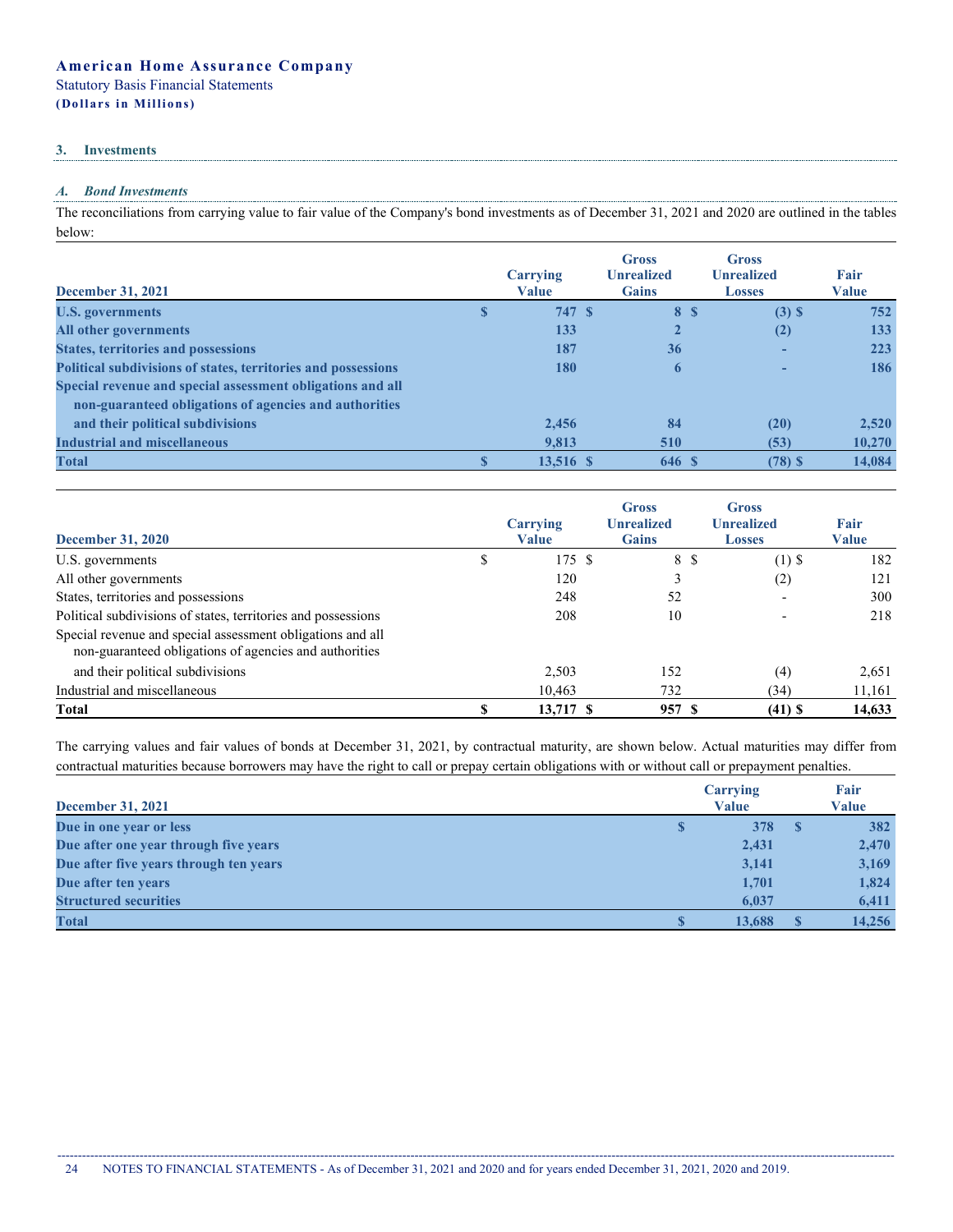**American Home Assurance Company**

Statutory Basis Financial Statements

**(Dollars in Millions)**

## 3. Investments

### *A. Bond Investments*

The reconciliations from carrying value to fair value of the Company's bond investments as of December 31, 2021 and 2020 are outlined in the tables below:

| December 31, 2021 | Carrying Value | Gross Unrealized Gains | Gross Unrealized Losses | Fair Value |
|---|---|---|---|---|
| U.S. governments | $ 747 | $ 8 | $ (3) | $ 752 |
| All other governments | 133 | 2 | (2) | 133 |
| States, territories and possessions | 187 | 36 | - | 223 |
| Political subdivisions of states, territories and possessions | 180 | 6 | - | 186 |
| Special revenue and special assessment obligations and all non-guaranteed obligations of agencies and authorities and their political subdivisions | 2,456 | 84 | (20) | 2,520 |
| Industrial and miscellaneous | 9,813 | 510 | (53) | 10,270 |
| **Total** | **$ 13,516** | **$ 646** | **$ (78)** | **$ 14,084** |

| December 31, 2020 | Carrying Value | Gross Unrealized Gains | Gross Unrealized Losses | Fair Value |
|---|---|---|---|---|
| U.S. governments | $ 175 | $ 8 | $ (1) | $ 182 |
| All other governments | 120 | 3 | (2) | 121 |
| States, territories and possessions | 248 | 52 | - | 300 |
| Political subdivisions of states, territories and possessions | 208 | 10 | - | 218 |
| Special revenue and special assessment obligations and all non-guaranteed obligations of agencies and authorities and their political subdivisions | 2,503 | 152 | (4) | 2,651 |
| Industrial and miscellaneous | 10,463 | 732 | (34) | 11,161 |
| **Total** | **$ 13,717** | **$ 957** | **$ (41)** | **$ 14,633** |

The carrying values and fair values of bonds at December 31, 2021, by contractual maturity, are shown below. Actual maturities may differ from contractual maturities because borrowers may have the right to call or prepay certain obligations with or without call or prepayment penalties.

| December 31, 2021 | Carrying Value | Fair Value |
|---|---|---|
| Due in one year or less | $ 378 | $ 382 |
| Due after one year through five years | 2,431 | 2,470 |
| Due after five years through ten years | 3,141 | 3,169 |
| Due after ten years | 1,701 | 1,824 |
| Structured securities | 6,037 | 6,411 |
| **Total** | **$ 13,688** | **$ 14,256** |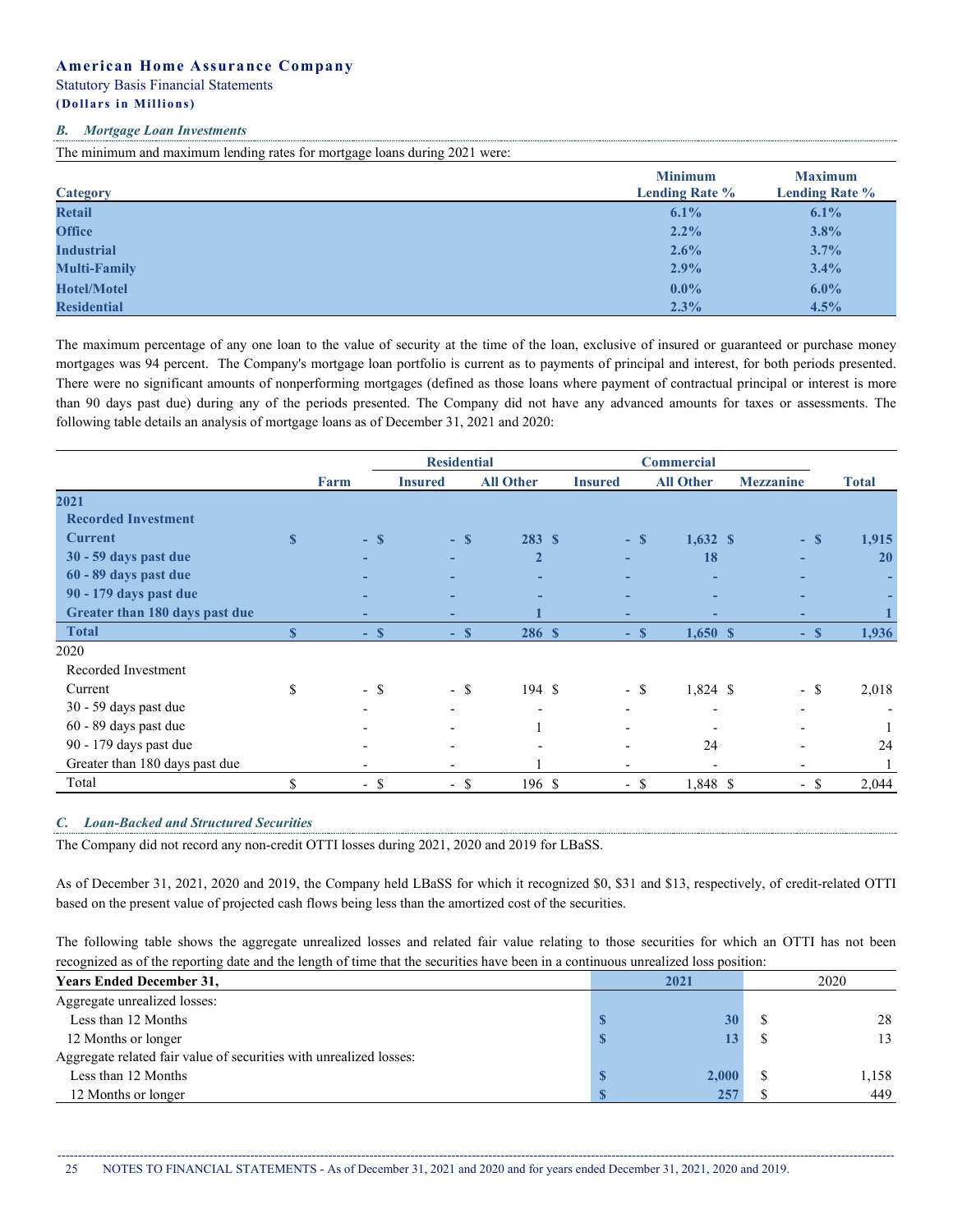### *B. Mortgage Loan Investments*

The minimum and maximum lending rates for mortgage loans during 2021 were:

| Category | Minimum Lending Rate % | Maximum Lending Rate % |
|---|---|---|
| Retail | 6.1% | 6.1% |
| Office | 2.2% | 3.8% |
| Industrial | 2.6% | 3.7% |
| Multi-Family | 2.9% | 3.4% |
| Hotel/Motel | 0.0% | 6.0% |
| Residential | 2.3% | 4.5% |

The maximum percentage of any one loan to the value of security at the time of the loan, exclusive of insured or guaranteed or purchase money mortgages was 94 percent. The Company's mortgage loan portfolio is current as to payments of principal and interest, for both periods presented. There were no significant amounts of nonperforming mortgages (defined as those loans where payment of contractual principal or interest is more than 90 days past due) during any of the periods presented. The Company did not have any advanced amounts for taxes or assessments. The following table details an analysis of mortgage loans as of December 31, 2021 and 2020:

| | | Residential | | Commercial | | | |
|---|---|---|---|---|---|---|---|
| | Farm | Insured | All Other | Insured | All Other | Mezzanine | Total |
| **2021** | | | | | | | |
| **Recorded Investment** | | | | | | | |
| **Current** | $ - | $ - | $ 283 | $ - | $ 1,632 | $ - | $ 1,915 |
| **30 - 59 days past due** | - | - | 2 | - | 18 | - | 20 |
| **60 - 89 days past due** | - | - | - | - | - | - | - |
| **90 - 179 days past due** | - | - | - | - | - | - | - |
| **Greater than 180 days past due** | - | - | 1 | - | - | - | 1 |
| **Total** | $ - | $ - | $ 286 | $ - | $ 1,650 | $ - | $ 1,936 |
| 2020 | | | | | | | |
| Recorded Investment | | | | | | | |
| Current | $ - | $ - | $ 194 | $ - | $ 1,824 | $ - | $ 2,018 |
| 30 - 59 days past due | - | - | - | - | - | - | - |
| 60 - 89 days past due | - | - | 1 | - | - | - | 1 |
| 90 - 179 days past due | - | - | - | - | 24 | - | 24 |
| Greater than 180 days past due | - | - | 1 | - | - | - | 1 |
| Total | $ - | $ - | $ 196 | $ - | $ 1,848 | $ - | $ 2,044 |

### *C. Loan-Backed and Structured Securities*

The Company did not record any non-credit OTTI losses during 2021, 2020 and 2019 for LBaSS.

As of December 31, 2021, 2020 and 2019, the Company held LBaSS for which it recognized $0, $31 and $13, respectively, of credit-related OTTI based on the present value of projected cash flows being less than the amortized cost of the securities.

The following table shows the aggregate unrealized losses and related fair value relating to those securities for which an OTTI has not been recognized as of the reporting date and the length of time that the securities have been in a continuous unrealized loss position:

| Years Ended December 31, | 2021 | 2020 |
|---|---|---|
| Aggregate unrealized losses: | | |
| Less than 12 Months | $ 30 | $ 28 |
| 12 Months or longer | $ 13 | $ 13 |
| Aggregate related fair value of securities with unrealized losses: | | |
| Less than 12 Months | $ 2,000 | $ 1,158 |
| 12 Months or longer | $ 257 | $ 449 |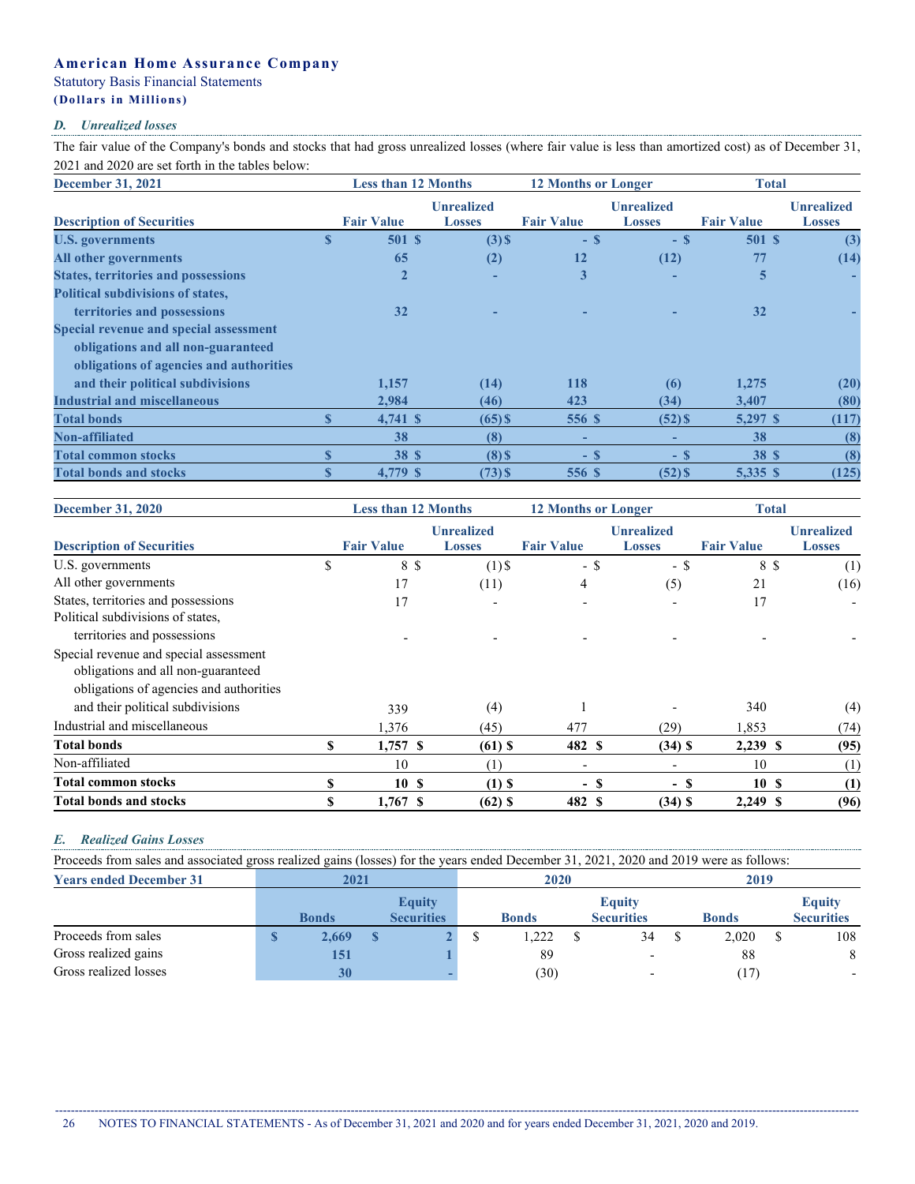**American Home Assurance Company**

Statutory Basis Financial Statements

**(Dollars in Millions)**

### *D. Unrealized losses*

The fair value of the Company's bonds and stocks that had gross unrealized losses (where fair value is less than amortized cost) as of December 31, 2021 and 2020 are set forth in the tables below:

| **December 31, 2021** | **Less than 12 Months** | | **12 Months or Longer** | | **Total** | |
|---|---|---|---|---|---|---|
| **Description of Securities** | **Fair Value** | **Unrealized Losses** | **Fair Value** | **Unrealized Losses** | **Fair Value** | **Unrealized Losses** |
| **U.S. governments** | **$ 501** | **$ (3)** | **$ -** | **$ -** | **$ 501** | **$ (3)** |
| **All other governments** | **65** | **(2)** | **12** | **(12)** | **77** | **(14)** |
| **States, territories and possessions** | **2** | **-** | **3** | **-** | **5** | **-** |
| **Political subdivisions of states, territories and possessions** | **32** | **-** | **-** | **-** | **32** | **-** |
| **Special revenue and special assessment obligations and all non-guaranteed obligations of agencies and authorities and their political subdivisions** | **1,157** | **(14)** | **118** | **(6)** | **1,275** | **(20)** |
| **Industrial and miscellaneous** | **2,984** | **(46)** | **423** | **(34)** | **3,407** | **(80)** |
| **Total bonds** | **$ 4,741** | **$ (65)** | **$ 556** | **$ (52)** | **$ 5,297** | **$ (117)** |
| **Non-affiliated** | **38** | **(8)** | **-** | **-** | **38** | **(8)** |
| **Total common stocks** | **$ 38** | **$ (8)** | **$ -** | **$ -** | **$ 38** | **$ (8)** |
| **Total bonds and stocks** | **$ 4,779** | **$ (73)** | **$ 556** | **$ (52)** | **$ 5,335** | **$ (125)** |

| **December 31, 2020** | **Less than 12 Months** | | **12 Months or Longer** | | **Total** | |
|---|---|---|---|---|---|---|
| **Description of Securities** | **Fair Value** | **Unrealized Losses** | **Fair Value** | **Unrealized Losses** | **Fair Value** | **Unrealized Losses** |
| U.S. governments | $ 8 | $ (1) | $ - | $ - | $ 8 | $ (1) |
| All other governments | 17 | (11) | 4 | (5) | 21 | (16) |
| States, territories and possessions | 17 | - | - | - | 17 | - |
| Political subdivisions of states, territories and possessions | - | - | - | - | - | - |
| Special revenue and special assessment obligations and all non-guaranteed obligations of agencies and authorities and their political subdivisions | 339 | (4) | 1 | - | 340 | (4) |
| Industrial and miscellaneous | 1,376 | (45) | 477 | (29) | 1,853 | (74) |
| **Total bonds** | **$ 1,757** | **$ (61)** | **$ 482** | **$ (34)** | **$ 2,239** | **$ (95)** |
| Non-affiliated | 10 | (1) | - | - | 10 | (1) |
| **Total common stocks** | **$ 10** | **$ (1)** | **$ -** | **$ -** | **$ 10** | **$ (1)** |
| **Total bonds and stocks** | **$ 1,767** | **$ (62)** | **$ 482** | **$ (34)** | **$ 2,249** | **$ (96)** |

### *E. Realized Gains Losses*

Proceeds from sales and associated gross realized gains (losses) for the years ended December 31, 2021, 2020 and 2019 were as follows:

| **Years ended December 31** | **2021** | | **2020** | | **2019** | |
|---|---|---|---|---|---|---|
| | **Bonds** | **Equity Securities** | **Bonds** | **Equity Securities** | **Bonds** | **Equity Securities** |
| Proceeds from sales | **$ 2,669** | **$ 2** | $ 1,222 | $ 34 | $ 2,020 | $ 108 |
| Gross realized gains | **151** | **1** | 89 | - | 88 | 8 |
| Gross realized losses | **30** | **-** | (30) | - | (17) | - |

NOTES TO FINANCIAL STATEMENTS - As of December 31, 2021 and 2020 and for years ended December 31, 2021, 2020 and 2019.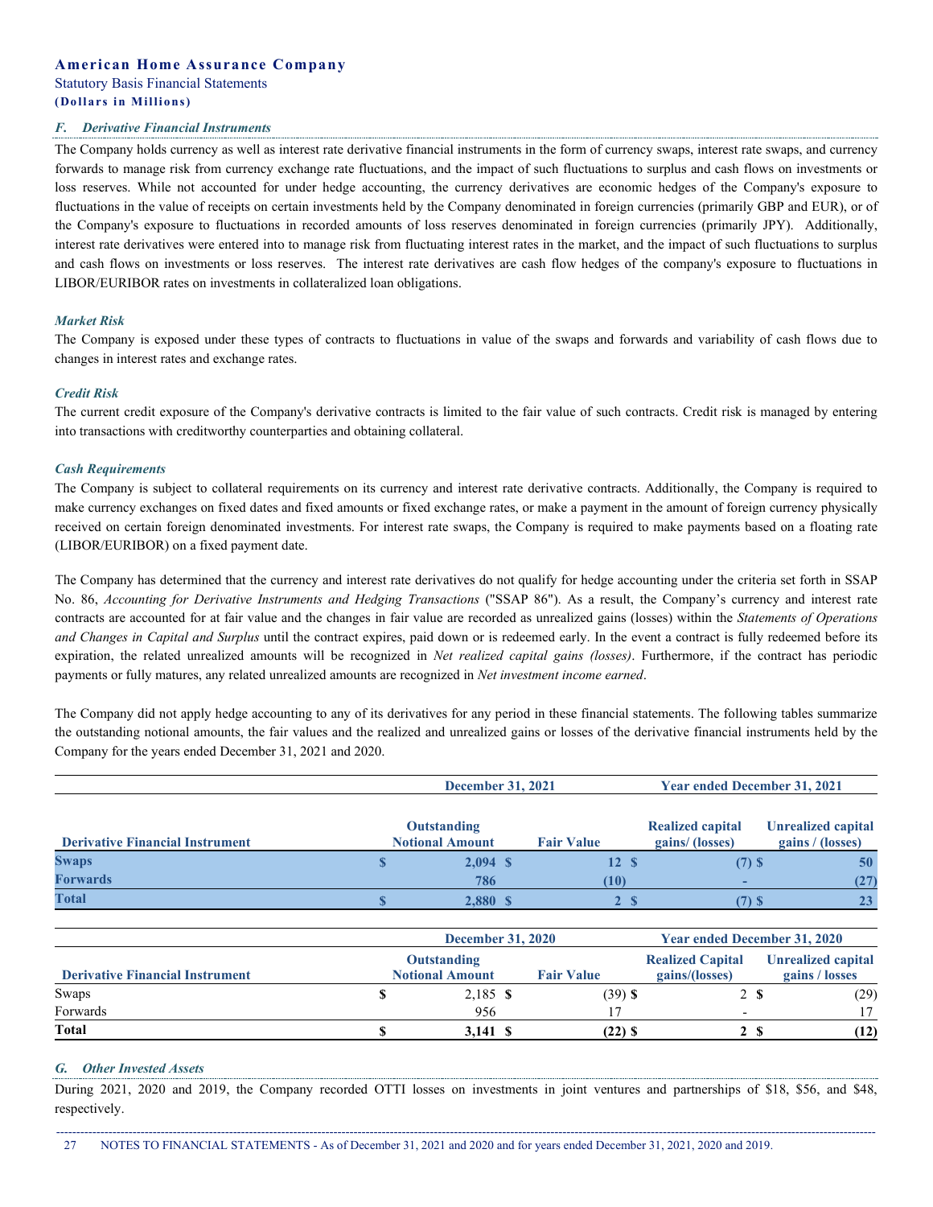### F. Derivative Financial Instruments

The Company holds currency as well as interest rate derivative financial instruments in the form of currency swaps, interest rate swaps, and currency forwards to manage risk from currency exchange rate fluctuations, and the impact of such fluctuations to surplus and cash flows on investments or loss reserves. While not accounted for under hedge accounting, the currency derivatives are economic hedges of the Company's exposure to fluctuations in the value of receipts on certain investments held by the Company denominated in foreign currencies (primarily GBP and EUR), or of the Company's exposure to fluctuations in recorded amounts of loss reserves denominated in foreign currencies (primarily JPY). Additionally, interest rate derivatives were entered into to manage risk from fluctuating interest rates in the market, and the impact of such fluctuations to surplus and cash flows on investments or loss reserves. The interest rate derivatives are cash flow hedges of the company's exposure to fluctuations in LIBOR/EURIBOR rates on investments in collateralized loan obligations.

*Market Risk*

The Company is exposed under these types of contracts to fluctuations in value of the swaps and forwards and variability of cash flows due to changes in interest rates and exchange rates.

*Credit Risk*

The current credit exposure of the Company's derivative contracts is limited to the fair value of such contracts. Credit risk is managed by entering into transactions with creditworthy counterparties and obtaining collateral.

*Cash Requirements*

The Company is subject to collateral requirements on its currency and interest rate derivative contracts. Additionally, the Company is required to make currency exchanges on fixed dates and fixed amounts or fixed exchange rates, or make a payment in the amount of foreign currency physically received on certain foreign denominated investments. For interest rate swaps, the Company is required to make payments based on a floating rate (LIBOR/EURIBOR) on a fixed payment date.

The Company has determined that the currency and interest rate derivatives do not qualify for hedge accounting under the criteria set forth in SSAP No. 86, *Accounting for Derivative Instruments and Hedging Transactions* ("SSAP 86"). As a result, the Company's currency and interest rate contracts are accounted for at fair value and the changes in fair value are recorded as unrealized gains (losses) within the *Statements of Operations and Changes in Capital and Surplus* until the contract expires, paid down or is redeemed early. In the event a contract is fully redeemed before its expiration, the related unrealized amounts will be recognized in *Net realized capital gains (losses)*. Furthermore, if the contract has periodic payments or fully matures, any related unrealized amounts are recognized in *Net investment income earned*.

The Company did not apply hedge accounting to any of its derivatives for any period in these financial statements. The following tables summarize the outstanding notional amounts, the fair values and the realized and unrealized gains or losses of the derivative financial instruments held by the Company for the years ended December 31, 2021 and 2020.

| | December 31, 2021 | | Year ended December 31, 2021 | |
|---|---|---|---|---|
| **Derivative Financial Instrument** | **Outstanding Notional Amount** | **Fair Value** | **Realized capital gains/ (losses)** | **Unrealized capital gains / (losses)** |
| **Swaps** | **$ 2,094** | **$ 12** | **$ (7)** | **$ 50** |
| **Forwards** | **786** | **(10)** | **-** | **(27)** |
| **Total** | **$ 2,880** | **$ 2** | **$ (7)** | **$ 23** |

| | December 31, 2020 | | Year ended December 31, 2020 | |
|---|---|---|---|---|
| **Derivative Financial Instrument** | **Outstanding Notional Amount** | **Fair Value** | **Realized Capital gains/(losses)** | **Unrealized capital gains / losses** |
| Swaps | $ 2,185 | $ (39) | $ 2 | $ (29) |
| Forwards | 956 | 17 | - | 17 |
| **Total** | **$ 3,141** | **$ (22)** | **$ 2** | **$ (12)** |

### G. Other Invested Assets

During 2021, 2020 and 2019, the Company recorded OTTI losses on investments in joint ventures and partnerships of $18, $56, and $48, respectively.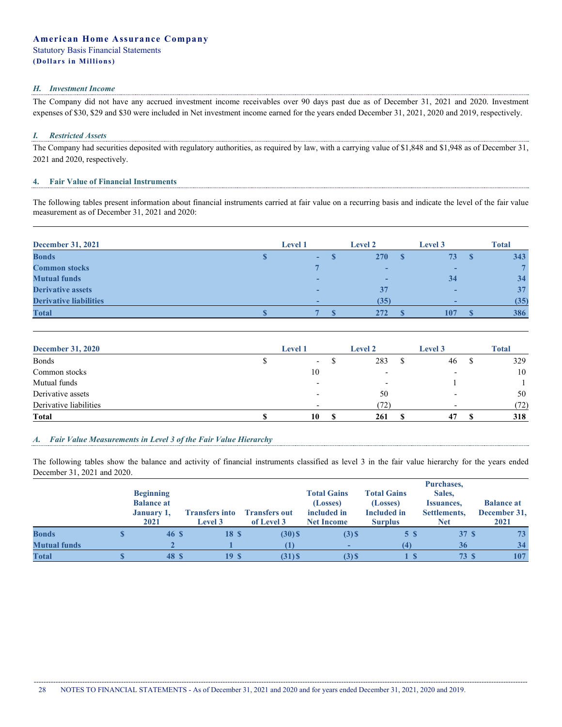### H. Investment Income

The Company did not have any accrued investment income receivables over 90 days past due as of December 31, 2021 and 2020. Investment expenses of $30, $29 and $30 were included in Net investment income earned for the years ended December 31, 2021, 2020 and 2019, respectively.

### I. Restricted Assets

The Company had securities deposited with regulatory authorities, as required by law, with a carrying value of $1,848 and $1,948 as of December 31, 2021 and 2020, respectively.

## 4. Fair Value of Financial Instruments

The following tables present information about financial instruments carried at fair value on a recurring basis and indicate the level of the fair value measurement as of December 31, 2021 and 2020:

| December 31, 2021 | Level 1 | Level 2 | Level 3 | Total |
|---|---|---|---|---|
| Bonds | $ - | $ 270 | $ 73 | $ 343 |
| Common stocks | 7 | - | - | 7 |
| Mutual funds | - | - | 34 | 34 |
| Derivative assets | - | 37 | - | 37 |
| Derivative liabilities | - | (35) | - | (35) |
| **Total** | **$ 7** | **$ 272** | **$ 107** | **$ 386** |

| December 31, 2020 | Level 1 | Level 2 | Level 3 | Total |
|---|---|---|---|---|
| Bonds | $ - | $ 283 | $ 46 | $ 329 |
| Common stocks | 10 | - | - | 10 |
| Mutual funds | - | - | 1 | 1 |
| Derivative assets | - | 50 | - | 50 |
| Derivative liabilities | - | (72) | - | (72) |
| **Total** | **$ 10** | **$ 261** | **$ 47** | **$ 318** |

### A. Fair Value Measurements in Level 3 of the Fair Value Hierarchy

The following tables show the balance and activity of financial instruments classified as level 3 in the fair value hierarchy for the years ended December 31, 2021 and 2020.

| | Beginning Balance at January 1, 2021 | Transfers into Level 3 | Transfers out of Level 3 | Total Gains (Losses) included in Net Income | Total Gains (Losses) Included in Surplus | Purchases, Sales, Issuances, Settlements, Net | Balance at December 31, 2021 |
|---|---|---|---|---|---|---|---|
| Bonds | $ 46 | $ 18 | $ (30) | $ (3) | $ 5 | $ 37 | $ 73 |
| Mutual funds | 2 | 1 | (1) | - | (4) | 36 | 34 |
| **Total** | **$ 48** | **$ 19** | **$ (31)** | **$ (3)** | **$ 1** | **$ 73** | **$ 107** |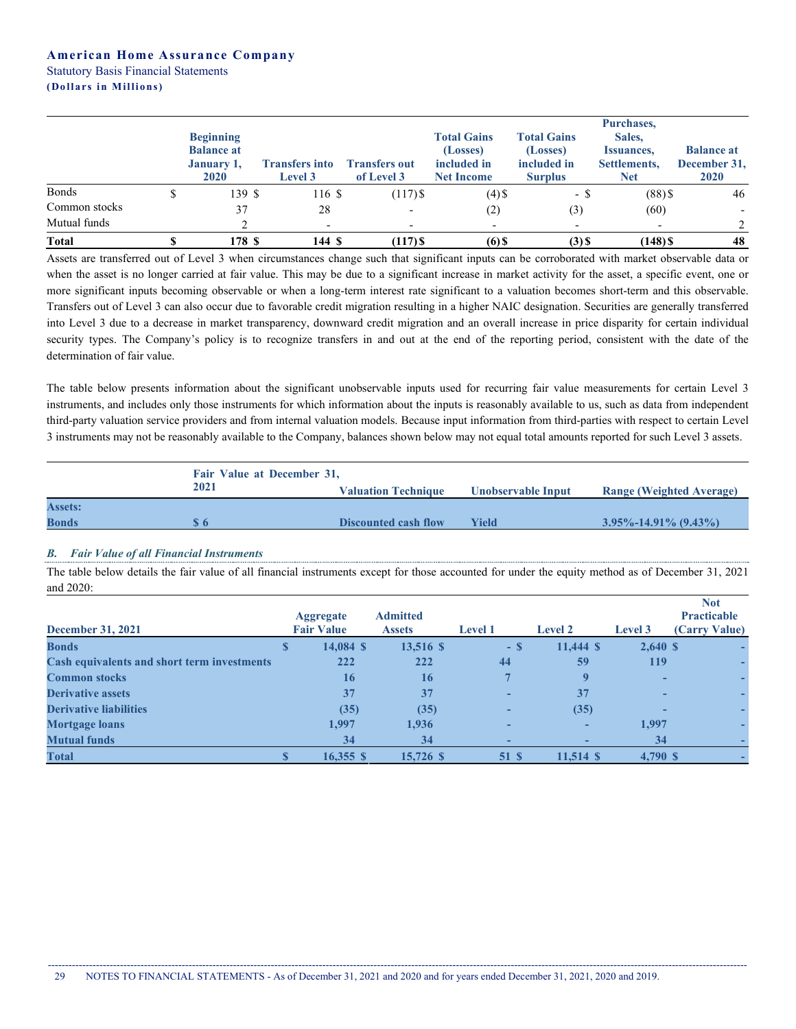|  | Beginning Balance at January 1, 2020 | Transfers into Level 3 | Transfers out of Level 3 | Total Gains (Losses) included in Net Income | Total Gains (Losses) included in Surplus | Purchases, Sales, Issuances, Settlements, Net | Balance at December 31, 2020 |
|---|---|---|---|---|---|---|---|
| Bonds | $ 139 | $ 116 | $ (117) | $ (4) | $ - | $ (88) | $ 46 |
| Common stocks | 37 | 28 | - | (2) | (3) | (60) | - |
| Mutual funds | 2 | - | - | - | - | - | 2 |
| **Total** | **$ 178** | **$ 144** | **$ (117)** | **$ (6)** | **$ (3)** | **$ (148)** | **$ 48** |

Assets are transferred out of Level 3 when circumstances change such that significant inputs can be corroborated with market observable data or when the asset is no longer carried at fair value. This may be due to a significant increase in market activity for the asset, a specific event, one or more significant inputs becoming observable or when a long-term interest rate significant to a valuation becomes short-term and this observable. Transfers out of Level 3 can also occur due to favorable credit migration resulting in a higher NAIC designation. Securities are generally transferred into Level 3 due to a decrease in market transparency, downward credit migration and an overall increase in price disparity for certain individual security types. The Company's policy is to recognize transfers in and out at the end of the reporting period, consistent with the date of the determination of fair value.

The table below presents information about the significant unobservable inputs used for recurring fair value measurements for certain Level 3 instruments, and includes only those instruments for which information about the inputs is reasonably available to us, such as data from independent third-party valuation service providers and from internal valuation models. Because input information from third-parties with respect to certain Level 3 instruments may not be reasonably available to the Company, balances shown below may not equal total amounts reported for such Level 3 assets.

|  | Fair Value at December 31, 2021 | Valuation Technique | Unobservable Input | Range (Weighted Average) |
|---|---|---|---|---|
| **Assets:** |  |  |  |  |
| **Bonds** | $ 6 | Discounted cash flow | Yield | 3.95%-14.91% (9.43%) |

### *B. Fair Value of all Financial Instruments*

The table below details the fair value of all financial instruments except for those accounted for under the equity method as of December 31, 2021 and 2020:

| December 31, 2021 | Aggregate Fair Value | Admitted Assets | Level 1 | Level 2 | Level 3 | Not Practicable (Carry Value) |
|---|---|---|---|---|---|---|
| **Bonds** | $ 14,084 | $ 13,516 | $ - | $ 11,444 | $ 2,640 | $ - |
| **Cash equivalents and short term investments** | 222 | 222 | 44 | 59 | 119 | - |
| **Common stocks** | 16 | 16 | 7 | 9 | - | - |
| **Derivative assets** | 37 | 37 | - | 37 | - | - |
| **Derivative liabilities** | (35) | (35) | - | (35) | - | - |
| **Mortgage loans** | 1,997 | 1,936 | - | - | 1,997 | - |
| **Mutual funds** | 34 | 34 | - | - | 34 | - |
| **Total** | **$ 16,355** | **$ 15,726** | **$ 51** | **$ 11,514** | **$ 4,790** | **$ -** |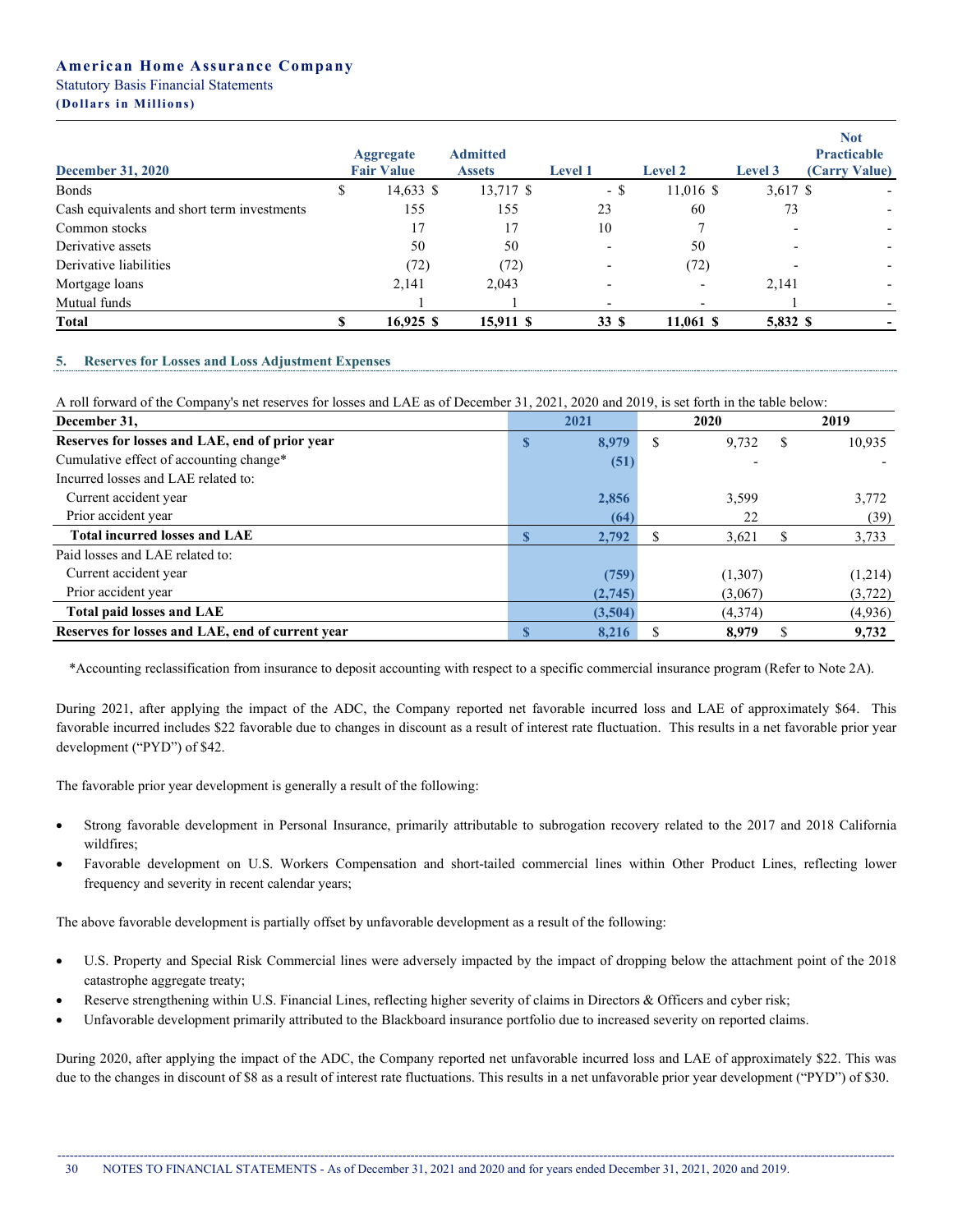| December 31, 2020 | Aggregate Fair Value | Admitted Assets | Level 1 | Level 2 | Level 3 | Not Practicable (Carry Value) |
|---|---|---|---|---|---|---|
| Bonds | $ 14,633 | $ 13,717 | $ - | $ 11,016 | $ 3,617 | $ - |
| Cash equivalents and short term investments | 155 | 155 | 23 | 60 | 73 | - |
| Common stocks | 17 | 17 | 10 | 7 | - | - |
| Derivative assets | 50 | 50 | - | 50 | - | - |
| Derivative liabilities | (72) | (72) | - | (72) | - | - |
| Mortgage loans | 2,141 | 2,043 | - | - | 2,141 | - |
| Mutual funds | 1 | 1 | - | - | 1 | - |
| **Total** | **$ 16,925** | **$ 15,911** | **$ 33** | **$ 11,061** | **$ 5,832** | **$ -** |

## 5. Reserves for Losses and Loss Adjustment Expenses

A roll forward of the Company's net reserves for losses and LAE as of December 31, 2021, 2020 and 2019, is set forth in the table below:

| December 31, | 2021 | 2020 | 2019 |
|---|---|---|---|
| **Reserves for losses and LAE, end of prior year** | **$ 8,979** | $ 9,732 | $ 10,935 |
| Cumulative effect of accounting change* | **(51)** | - | - |
| Incurred losses and LAE related to: | | | |
| Current accident year | **2,856** | 3,599 | 3,772 |
| Prior accident year | **(64)** | 22 | (39) |
| **Total incurred losses and LAE** | **$ 2,792** | $ 3,621 | $ 3,733 |
| Paid losses and LAE related to: | | | |
| Current accident year | **(759)** | (1,307) | (1,214) |
| Prior accident year | **(2,745)** | (3,067) | (3,722) |
| **Total paid losses and LAE** | **(3,504)** | (4,374) | (4,936) |
| **Reserves for losses and LAE, end of current year** | **$ 8,216** | **$ 8,979** | **$ 9,732** |

*Accounting reclassification from insurance to deposit accounting with respect to a specific commercial insurance program (Refer to Note 2A).

During 2021, after applying the impact of the ADC, the Company reported net favorable incurred loss and LAE of approximately $64. This favorable incurred includes $22 favorable due to changes in discount as a result of interest rate fluctuation. This results in a net favorable prior year development ("PYD") of $42.

The favorable prior year development is generally a result of the following:

- Strong favorable development in Personal Insurance, primarily attributable to subrogation recovery related to the 2017 and 2018 California wildfires;
- Favorable development on U.S. Workers Compensation and short-tailed commercial lines within Other Product Lines, reflecting lower frequency and severity in recent calendar years;

The above favorable development is partially offset by unfavorable development as a result of the following:

- U.S. Property and Special Risk Commercial lines were adversely impacted by the impact of dropping below the attachment point of the 2018 catastrophe aggregate treaty;
- Reserve strengthening within U.S. Financial Lines, reflecting higher severity of claims in Directors & Officers and cyber risk;
- Unfavorable development primarily attributed to the Blackboard insurance portfolio due to increased severity on reported claims.

During 2020, after applying the impact of the ADC, the Company reported net unfavorable incurred loss and LAE of approximately $22. This was due to the changes in discount of $8 as a result of interest rate fluctuations. This results in a net unfavorable prior year development ("PYD") of $30.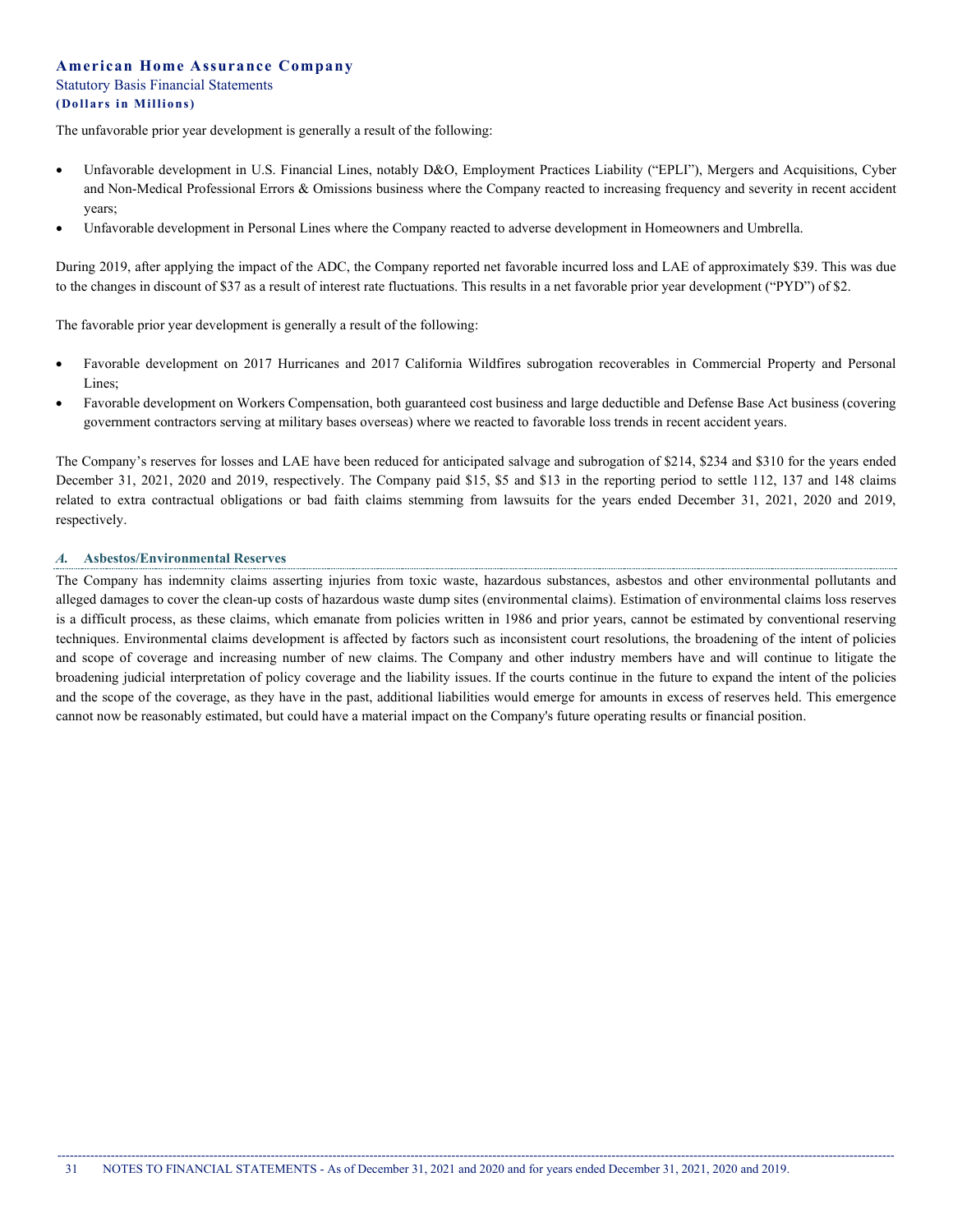The unfavorable prior year development is generally a result of the following:

- Unfavorable development in U.S. Financial Lines, notably D&O, Employment Practices Liability ("EPLI"), Mergers and Acquisitions, Cyber and Non-Medical Professional Errors & Omissions business where the Company reacted to increasing frequency and severity in recent accident years;
- Unfavorable development in Personal Lines where the Company reacted to adverse development in Homeowners and Umbrella.

During 2019, after applying the impact of the ADC, the Company reported net favorable incurred loss and LAE of approximately $39. This was due to the changes in discount of $37 as a result of interest rate fluctuations. This results in a net favorable prior year development ("PYD") of $2.

The favorable prior year development is generally a result of the following:

- Favorable development on 2017 Hurricanes and 2017 California Wildfires subrogation recoverables in Commercial Property and Personal Lines;
- Favorable development on Workers Compensation, both guaranteed cost business and large deductible and Defense Base Act business (covering government contractors serving at military bases overseas) where we reacted to favorable loss trends in recent accident years.

The Company's reserves for losses and LAE have been reduced for anticipated salvage and subrogation of $214, $234 and $310 for the years ended December 31, 2021, 2020 and 2019, respectively. The Company paid $15, $5 and $13 in the reporting period to settle 112, 137 and 148 claims related to extra contractual obligations or bad faith claims stemming from lawsuits for the years ended December 31, 2021, 2020 and 2019, respectively.

### *A.* Asbestos/Environmental Reserves

The Company has indemnity claims asserting injuries from toxic waste, hazardous substances, asbestos and other environmental pollutants and alleged damages to cover the clean-up costs of hazardous waste dump sites (environmental claims). Estimation of environmental claims loss reserves is a difficult process, as these claims, which emanate from policies written in 1986 and prior years, cannot be estimated by conventional reserving techniques. Environmental claims development is affected by factors such as inconsistent court resolutions, the broadening of the intent of policies and scope of coverage and increasing number of new claims. The Company and other industry members have and will continue to litigate the broadening judicial interpretation of policy coverage and the liability issues. If the courts continue in the future to expand the intent of the policies and the scope of the coverage, as they have in the past, additional liabilities would emerge for amounts in excess of reserves held. This emergence cannot now be reasonably estimated, but could have a material impact on the Company's future operating results or financial position.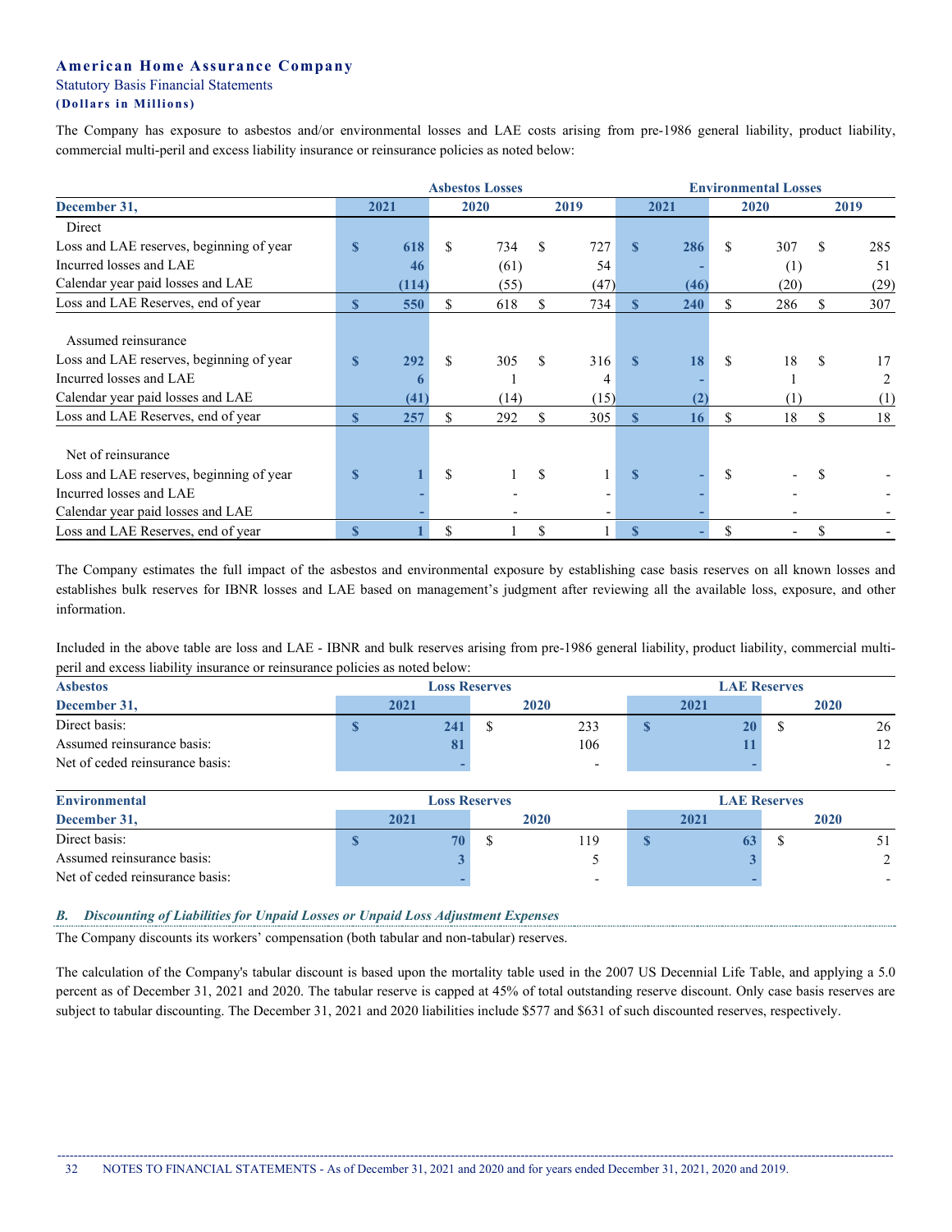The Company has exposure to asbestos and/or environmental losses and LAE costs arising from pre-1986 general liability, product liability, commercial multi-peril and excess liability insurance or reinsurance policies as noted below:

| | Asbestos Losses | | | Environmental Losses | | |
|---|---|---|---|---|---|---|
| **December 31,** | **2021** | **2020** | **2019** | **2021** | **2020** | **2019** |
| Direct | | | | | | |
| Loss and LAE reserves, beginning of year | $ 618 | $ 734 | $ 727 | $ 286 | $ 307 | $ 285 |
| Incurred losses and LAE | 46 | (61) | 54 | - | (1) | 51 |
| Calendar year paid losses and LAE | (114) | (55) | (47) | (46) | (20) | (29) |
| Loss and LAE Reserves, end of year | $ 550 | $ 618 | $ 734 | $ 240 | $ 286 | $ 307 |
| Assumed reinsurance | | | | | | |
| Loss and LAE reserves, beginning of year | $ 292 | $ 305 | $ 316 | $ 18 | $ 18 | $ 17 |
| Incurred losses and LAE | 6 | 1 | 4 | - | 1 | 2 |
| Calendar year paid losses and LAE | (41) | (14) | (15) | (2) | (1) | (1) |
| Loss and LAE Reserves, end of year | $ 257 | $ 292 | $ 305 | $ 16 | $ 18 | $ 18 |
| Net of reinsurance | | | | | | |
| Loss and LAE reserves, beginning of year | $ 1 | $ 1 | $ 1 | $ - | $ - | $ - |
| Incurred losses and LAE | - | - | - | - | - | - |
| Calendar year paid losses and LAE | - | - | - | - | - | - |
| Loss and LAE Reserves, end of year | $ 1 | $ 1 | $ 1 | $ - | $ - | $ - |

The Company estimates the full impact of the asbestos and environmental exposure by establishing case basis reserves on all known losses and establishes bulk reserves for IBNR losses and LAE based on management's judgment after reviewing all the available loss, exposure, and other information.

Included in the above table are loss and LAE - IBNR and bulk reserves arising from pre-1986 general liability, product liability, commercial multi-peril and excess liability insurance or reinsurance policies as noted below:

| **Asbestos** | Loss Reserves | | LAE Reserves | |
|---|---|---|---|---|
| **December 31,** | **2021** | **2020** | **2021** | **2020** |
| Direct basis: | $ 241 | $ 233 | $ 20 | $ 26 |
| Assumed reinsurance basis: | 81 | 106 | 11 | 12 |
| Net of ceded reinsurance basis: | - | - | - | - |

| **Environmental** | Loss Reserves | | LAE Reserves | |
|---|---|---|---|---|
| **December 31,** | **2021** | **2020** | **2021** | **2020** |
| Direct basis: | $ 70 | $ 119 | $ 63 | $ 51 |
| Assumed reinsurance basis: | 3 | 5 | 3 | 2 |
| Net of ceded reinsurance basis: | - | - | - | - |

### *B. Discounting of Liabilities for Unpaid Losses or Unpaid Loss Adjustment Expenses*

The Company discounts its workers' compensation (both tabular and non-tabular) reserves.

The calculation of the Company's tabular discount is based upon the mortality table used in the 2007 US Decennial Life Table, and applying a 5.0 percent as of December 31, 2021 and 2020. The tabular reserve is capped at 45% of total outstanding reserve discount. Only case basis reserves are subject to tabular discounting. The December 31, 2021 and 2020 liabilities include $577 and $631 of such discounted reserves, respectively.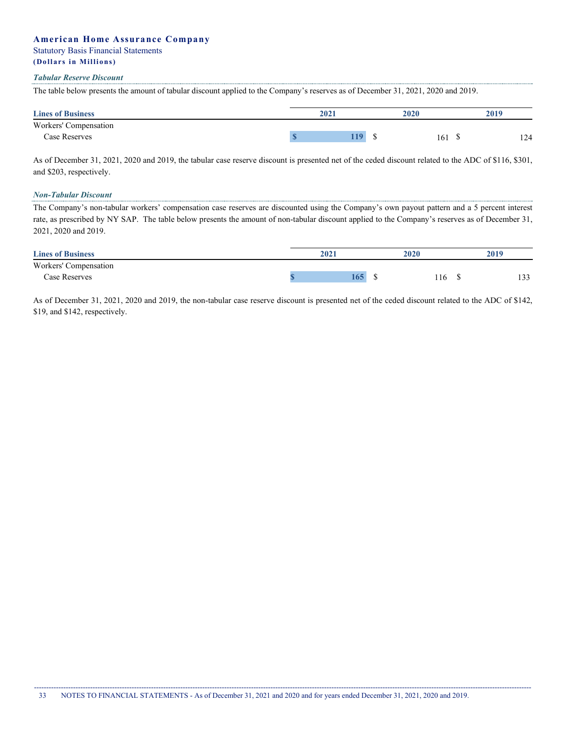*Tabular Reserve Discount*

The table below presents the amount of tabular discount applied to the Company's reserves as of December 31, 2021, 2020 and 2019.

| Lines of Business | 2021 | 2020 | 2019 |
|---|---|---|---|
| Workers' Compensation | | | |
| Case Reserves | **$ 119** | $ 161 | $ 124 |

As of December 31, 2021, 2020 and 2019, the tabular case reserve discount is presented net of the ceded discount related to the ADC of $116, $301, and $203, respectively.

*Non-Tabular Discount*

The Company's non-tabular workers' compensation case reserves are discounted using the Company's own payout pattern and a 5 percent interest rate, as prescribed by NY SAP. The table below presents the amount of non-tabular discount applied to the Company's reserves as of December 31, 2021, 2020 and 2019.

| Lines of Business | 2021 | 2020 | 2019 |
|---|---|---|---|
| Workers' Compensation | | | |
| Case Reserves | **$ 165** | $ 116 | $ 133 |

As of December 31, 2021, 2020 and 2019, the non-tabular case reserve discount is presented net of the ceded discount related to the ADC of $142, $19, and $142, respectively.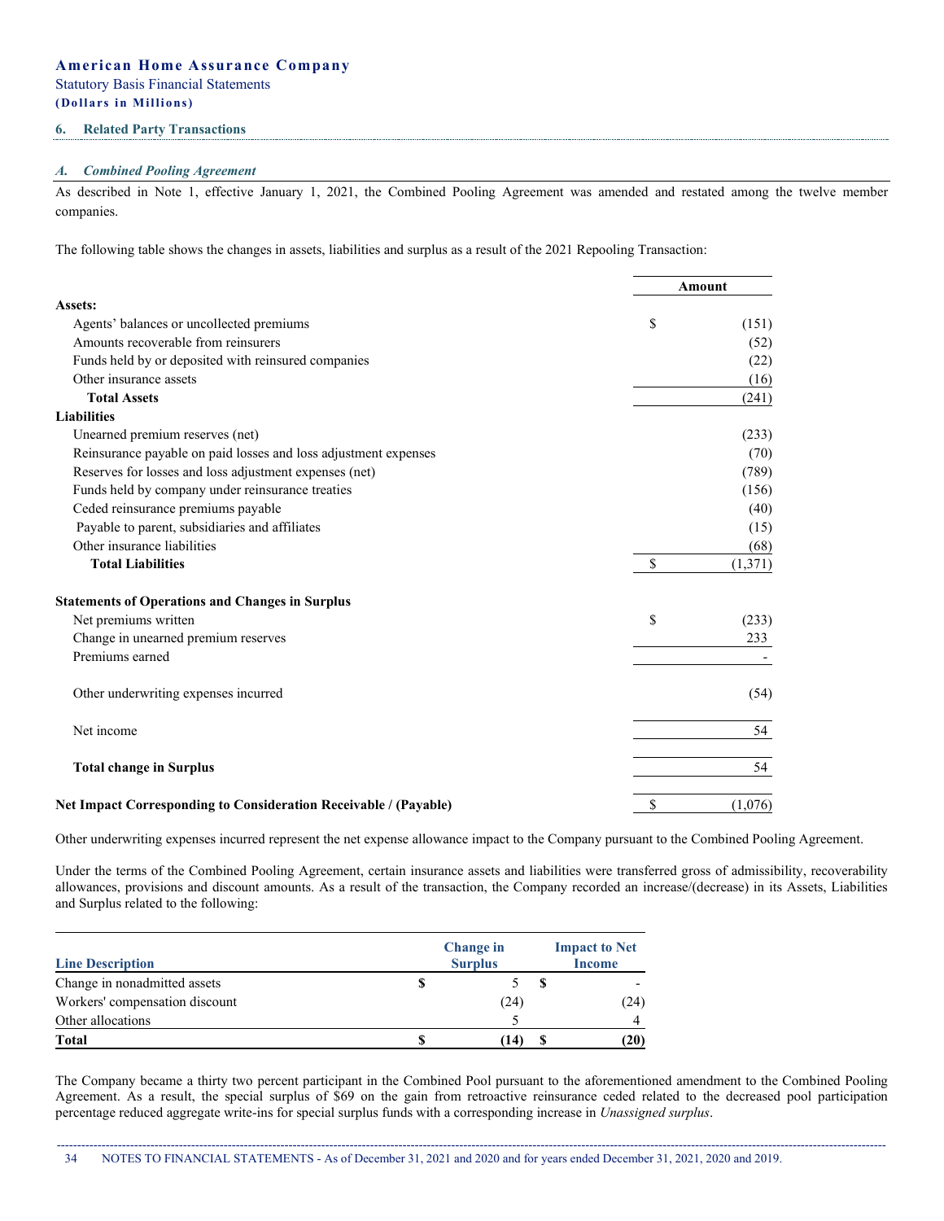## 6. Related Party Transactions

### *A. Combined Pooling Agreement*

As described in Note 1, effective January 1, 2021, the Combined Pooling Agreement was amended and restated among the twelve member companies.

The following table shows the changes in assets, liabilities and surplus as a result of the 2021 Repooling Transaction:

| | Amount |
|---|---|
| **Assets:** | |
| Agents' balances or uncollected premiums | $ (151) |
| Amounts recoverable from reinsurers | (52) |
| Funds held by or deposited with reinsured companies | (22) |
| Other insurance assets | (16) |
| **Total Assets** | (241) |
| **Liabilities** | |
| Unearned premium reserves (net) | (233) |
| Reinsurance payable on paid losses and loss adjustment expenses | (70) |
| Reserves for losses and loss adjustment expenses (net) | (789) |
| Funds held by company under reinsurance treaties | (156) |
| Ceded reinsurance premiums payable | (40) |
| Payable to parent, subsidiaries and affiliates | (15) |
| Other insurance liabilities | (68) |
| **Total Liabilities** | $ (1,371) |
| | |
| **Statements of Operations and Changes in Surplus** | |
| Net premiums written | $ (233) |
| Change in unearned premium reserves | 233 |
| Premiums earned | - |
| | |
| Other underwriting expenses incurred | (54) |
| | |
| Net income | 54 |
| | |
| **Total change in Surplus** | 54 |
| | |
| **Net Impact Corresponding to Consideration Receivable / (Payable)** | $ (1,076) |

Other underwriting expenses incurred represent the net expense allowance impact to the Company pursuant to the Combined Pooling Agreement.

Under the terms of the Combined Pooling Agreement, certain insurance assets and liabilities were transferred gross of admissibility, recoverability allowances, provisions and discount amounts. As a result of the transaction, the Company recorded an increase/(decrease) in its Assets, Liabilities and Surplus related to the following:

| Line Description | Change in Surplus | Impact to Net Income |
|---|---|---|
| Change in nonadmitted assets | $ 5 | $ - |
| Workers' compensation discount | (24) | (24) |
| Other allocations | 5 | 4 |
| **Total** | **$ (14)** | **$ (20)** |

The Company became a thirty two percent participant in the Combined Pool pursuant to the aforementioned amendment to the Combined Pooling Agreement. As a result, the special surplus of $69 on the gain from retroactive reinsurance ceded related to the decreased pool participation percentage reduced aggregate write-ins for special surplus funds with a corresponding increase in *Unassigned surplus*.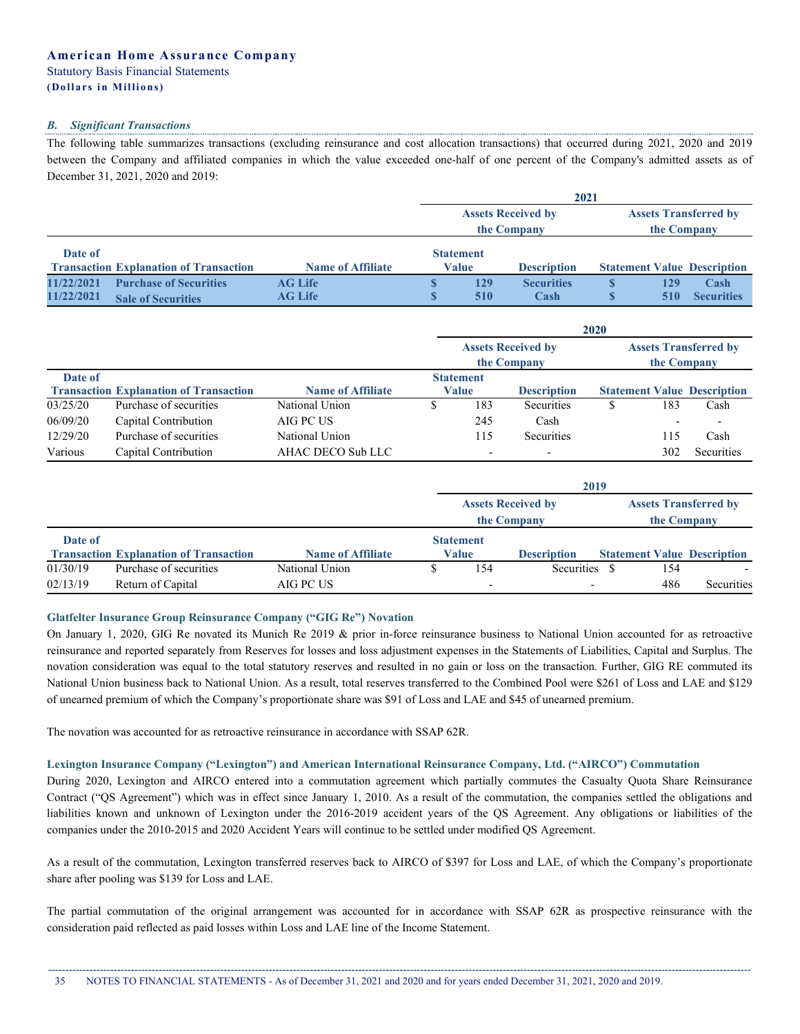### *B. Significant Transactions*

The following table summarizes transactions (excluding reinsurance and cost allocation transactions) that occurred during 2021, 2020 and 2019 between the Company and affiliated companies in which the value exceeded one-half of one percent of the Company's admitted assets as of December 31, 2021, 2020 and 2019:

| | | | 2021 | | | |
|---|---|---|---|---|---|---|
| | | | Assets Received by the Company | | Assets Transferred by the Company | |
| Date of Transaction | Explanation of Transaction | Name of Affiliate | Statement Value | Description | Statement Value | Description |
| **11/22/2021** | **Purchase of Securities** | **AG Life** | **$ 129** | **Securities** | **$ 129** | **Cash** |
| **11/22/2021** | **Sale of Securities** | **AG Life** | **$ 510** | **Cash** | **$ 510** | **Securities** |

| | | | 2020 | | | |
|---|---|---|---|---|---|---|
| | | | Assets Received by the Company | | Assets Transferred by the Company | |
| Date of Transaction | Explanation of Transaction | Name of Affiliate | Statement Value | Description | Statement Value | Description |
| 03/25/20 | Purchase of securities | National Union | $ 183 | Securities | $ 183 | Cash |
| 06/09/20 | Capital Contribution | AIG PC US | 245 | Cash | - | - |
| 12/29/20 | Purchase of securities | National Union | 115 | Securities | 115 | Cash |
| Various | Capital Contribution | AHAC DECO Sub LLC | - | - | 302 | Securities |

| | | | 2019 | | | |
|---|---|---|---|---|---|---|
| | | | Assets Received by the Company | | Assets Transferred by the Company | |
| Date of Transaction | Explanation of Transaction | Name of Affiliate | Statement Value | Description | Statement Value | Description |
| 01/30/19 | Purchase of securities | National Union | $ 154 | Securities | $ 154 | - |
| 02/13/19 | Return of Capital | AIG PC US | - | - | 486 | Securities |

#### Glatfelter Insurance Group Reinsurance Company ("GIG Re") Novation

On January 1, 2020, GIG Re novated its Munich Re 2019 & prior in-force reinsurance business to National Union accounted for as retroactive reinsurance and reported separately from Reserves for losses and loss adjustment expenses in the Statements of Liabilities, Capital and Surplus. The novation consideration was equal to the total statutory reserves and resulted in no gain or loss on the transaction. Further, GIG RE commuted its National Union business back to National Union. As a result, total reserves transferred to the Combined Pool were $261 of Loss and LAE and $129 of unearned premium of which the Company's proportionate share was $91 of Loss and LAE and $45 of unearned premium.

The novation was accounted for as retroactive reinsurance in accordance with SSAP 62R.

#### Lexington Insurance Company ("Lexington") and American International Reinsurance Company, Ltd. ("AIRCO") Commutation

During 2020, Lexington and AIRCO entered into a commutation agreement which partially commutes the Casualty Quota Share Reinsurance Contract ("QS Agreement") which was in effect since January 1, 2010. As a result of the commutation, the companies settled the obligations and liabilities known and unknown of Lexington under the 2016-2019 accident years of the QS Agreement. Any obligations or liabilities of the companies under the 2010-2015 and 2020 Accident Years will continue to be settled under modified QS Agreement.

As a result of the commutation, Lexington transferred reserves back to AIRCO of $397 for Loss and LAE, of which the Company's proportionate share after pooling was $139 for Loss and LAE.

The partial commutation of the original arrangement was accounted for in accordance with SSAP 62R as prospective reinsurance with the consideration paid reflected as paid losses within Loss and LAE line of the Income Statement.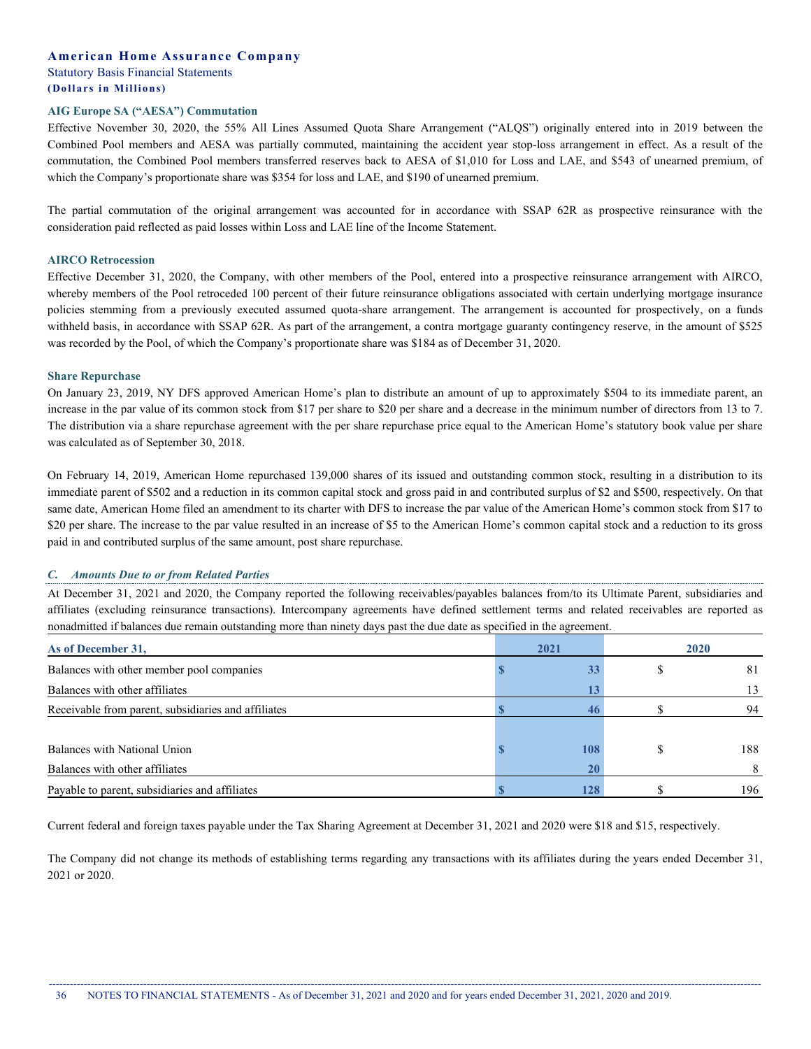**AIG Europe SA ("AESA") Commutation**

Effective November 30, 2020, the 55% All Lines Assumed Quota Share Arrangement ("ALQS") originally entered into in 2019 between the Combined Pool members and AESA was partially commuted, maintaining the accident year stop-loss arrangement in effect. As a result of the commutation, the Combined Pool members transferred reserves back to AESA of $1,010 for Loss and LAE, and $543 of unearned premium, of which the Company's proportionate share was $354 for loss and LAE, and $190 of unearned premium.

The partial commutation of the original arrangement was accounted for in accordance with SSAP 62R as prospective reinsurance with the consideration paid reflected as paid losses within Loss and LAE line of the Income Statement.

**AIRCO Retrocession**

Effective December 31, 2020, the Company, with other members of the Pool, entered into a prospective reinsurance arrangement with AIRCO, whereby members of the Pool retroceded 100 percent of their future reinsurance obligations associated with certain underlying mortgage insurance policies stemming from a previously executed assumed quota-share arrangement. The arrangement is accounted for prospectively, on a funds withheld basis, in accordance with SSAP 62R. As part of the arrangement, a contra mortgage guaranty contingency reserve, in the amount of $525 was recorded by the Pool, of which the Company's proportionate share was $184 as of December 31, 2020.

**Share Repurchase**

On January 23, 2019, NY DFS approved American Home's plan to distribute an amount of up to approximately $504 to its immediate parent, an increase in the par value of its common stock from $17 per share to $20 per share and a decrease in the minimum number of directors from 13 to 7. The distribution via a share repurchase agreement with the per share repurchase price equal to the American Home's statutory book value per share was calculated as of September 30, 2018.

On February 14, 2019, American Home repurchased 139,000 shares of its issued and outstanding common stock, resulting in a distribution to its immediate parent of $502 and a reduction in its common capital stock and gross paid in and contributed surplus of $2 and $500, respectively. On that same date, American Home filed an amendment to its charter with DFS to increase the par value of the American Home's common stock from $17 to $20 per share. The increase to the par value resulted in an increase of $5 to the American Home's common capital stock and a reduction to its gross paid in and contributed surplus of the same amount, post share repurchase.

### *C. Amounts Due to or from Related Parties*

At December 31, 2021 and 2020, the Company reported the following receivables/payables balances from/to its Ultimate Parent, subsidiaries and affiliates (excluding reinsurance transactions). Intercompany agreements have defined settlement terms and related receivables are reported as nonadmitted if balances due remain outstanding more than ninety days past the due date as specified in the agreement.

| As of December 31, | 2021 | 2020 |
|---|---|---|
| Balances with other member pool companies | $ 33 | $ 81 |
| Balances with other affiliates | 13 | 13 |
| Receivable from parent, subsidiaries and affiliates | $ 46 | $ 94 |
| | | |
| Balances with National Union | $ 108 | $ 188 |
| Balances with other affiliates | 20 | 8 |
| Payable to parent, subsidiaries and affiliates | $ 128 | $ 196 |

Current federal and foreign taxes payable under the Tax Sharing Agreement at December 31, 2021 and 2020 were $18 and $15, respectively.

The Company did not change its methods of establishing terms regarding any transactions with its affiliates during the years ended December 31, 2021 or 2020.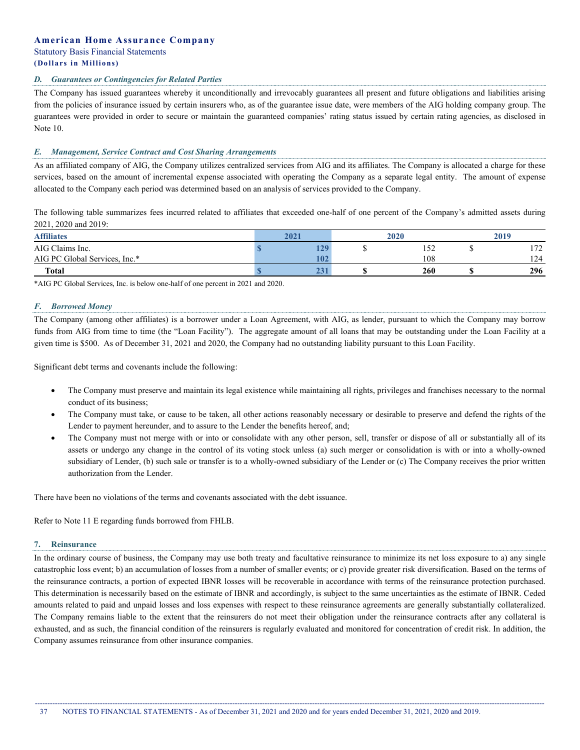### D. *Guarantees or Contingencies for Related Parties*

The Company has issued guarantees whereby it unconditionally and irrevocably guarantees all present and future obligations and liabilities arising from the policies of insurance issued by certain insurers who, as of the guarantee issue date, were members of the AIG holding company group. The guarantees were provided in order to secure or maintain the guaranteed companies' rating status issued by certain rating agencies, as disclosed in Note 10.

### E. *Management, Service Contract and Cost Sharing Arrangements*

As an affiliated company of AIG, the Company utilizes centralized services from AIG and its affiliates. The Company is allocated a charge for these services, based on the amount of incremental expense associated with operating the Company as a separate legal entity. The amount of expense allocated to the Company each period was determined based on an analysis of services provided to the Company.

The following table summarizes fees incurred related to affiliates that exceeded one-half of one percent of the Company's admitted assets during 2021, 2020 and 2019:

| Affiliates | 2021 | 2020 | 2019 |
|---|---|---|---|
| AIG Claims Inc. | $ 129 | $ 152 | $ 172 |
| AIG PC Global Services, Inc.* | 102 | 108 | 124 |
| **Total** | **$ 231** | **$ 260** | **$ 296** |

*AIG PC Global Services, Inc. is below one-half of one percent in 2021 and 2020.

### F. *Borrowed Money*

The Company (among other affiliates) is a borrower under a Loan Agreement, with AIG, as lender, pursuant to which the Company may borrow funds from AIG from time to time (the "Loan Facility"). The aggregate amount of all loans that may be outstanding under the Loan Facility at a given time is $500. As of December 31, 2021 and 2020, the Company had no outstanding liability pursuant to this Loan Facility.

Significant debt terms and covenants include the following:

- The Company must preserve and maintain its legal existence while maintaining all rights, privileges and franchises necessary to the normal conduct of its business;
- The Company must take, or cause to be taken, all other actions reasonably necessary or desirable to preserve and defend the rights of the Lender to payment hereunder, and to assure to the Lender the benefits hereof, and;
- The Company must not merge with or into or consolidate with any other person, sell, transfer or dispose of all or substantially all of its assets or undergo any change in the control of its voting stock unless (a) such merger or consolidation is with or into a wholly-owned subsidiary of Lender, (b) such sale or transfer is to a wholly-owned subsidiary of the Lender or (c) The Company receives the prior written authorization from the Lender.

There have been no violations of the terms and covenants associated with the debt issuance.

Refer to Note 11 E regarding funds borrowed from FHLB.

## 7. Reinsurance

In the ordinary course of business, the Company may use both treaty and facultative reinsurance to minimize its net loss exposure to a) any single catastrophic loss event; b) an accumulation of losses from a number of smaller events; or c) provide greater risk diversification. Based on the terms of the reinsurance contracts, a portion of expected IBNR losses will be recoverable in accordance with terms of the reinsurance protection purchased. This determination is necessarily based on the estimate of IBNR and accordingly, is subject to the same uncertainties as the estimate of IBNR. Ceded amounts related to paid and unpaid losses and loss expenses with respect to these reinsurance agreements are generally substantially collateralized. The Company remains liable to the extent that the reinsurers do not meet their obligation under the reinsurance contracts after any collateral is exhausted, and as such, the financial condition of the reinsurers is regularly evaluated and monitored for concentration of credit risk. In addition, the Company assumes reinsurance from other insurance companies.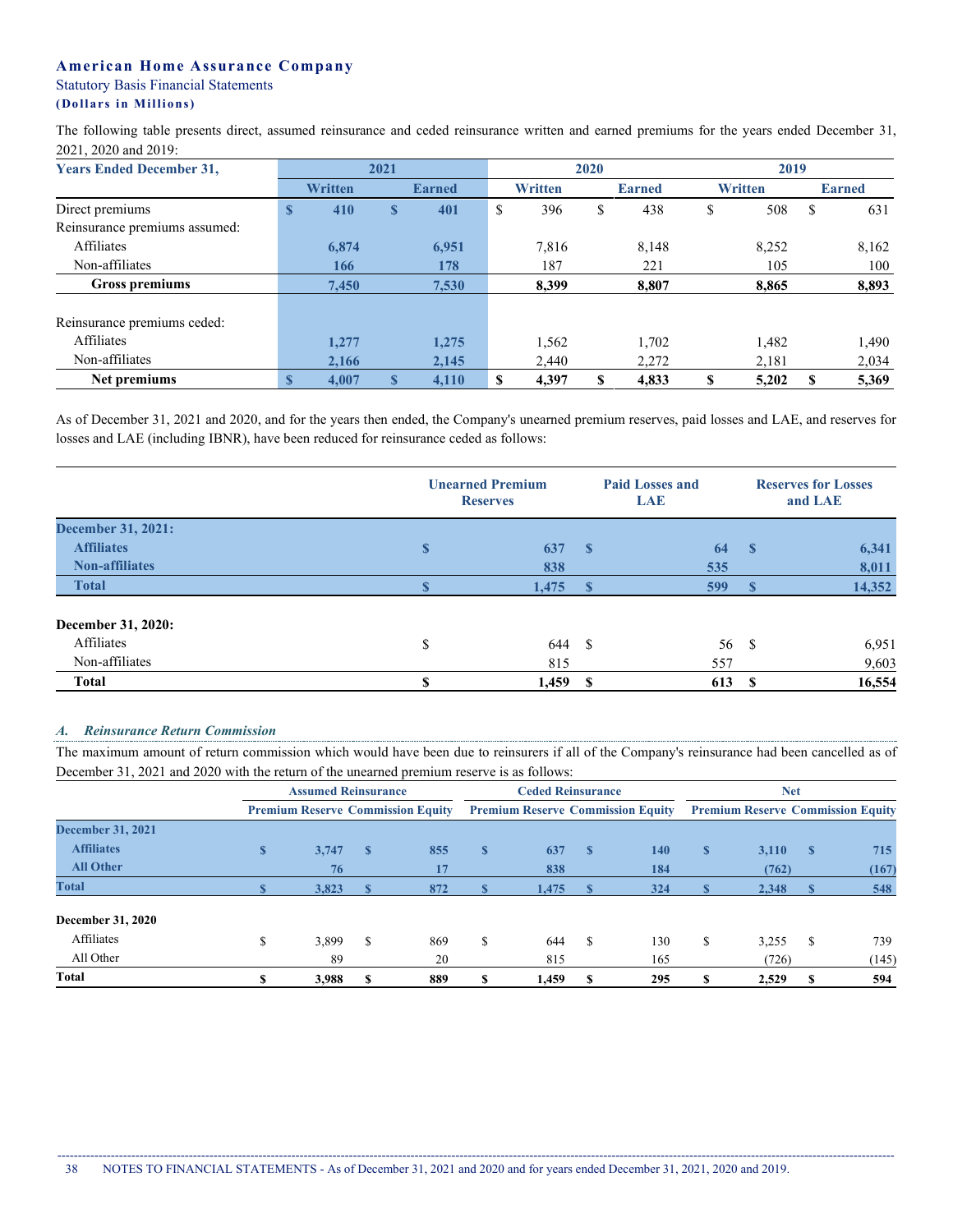**American Home Assurance Company**
Statutory Basis Financial Statements
**(Dollars in Millions)**

The following table presents direct, assumed reinsurance and ceded reinsurance written and earned premiums for the years ended December 31, 2021, 2020 and 2019:

| Years Ended December 31, | 2021 | | 2020 | | 2019 | |
|---|---|---|---|---|---|---|
| | Written | Earned | Written | Earned | Written | Earned |
| Direct premiums | $ 410 | $ 401 | $ 396 | $ 438 | $ 508 | $ 631 |
| Reinsurance premiums assumed: | | | | | | |
| Affiliates | 6,874 | 6,951 | 7,816 | 8,148 | 8,252 | 8,162 |
| Non-affiliates | 166 | 178 | 187 | 221 | 105 | 100 |
| **Gross premiums** | **7,450** | **7,530** | **8,399** | **8,807** | **8,865** | **8,893** |
| Reinsurance premiums ceded: | | | | | | |
| Affiliates | 1,277 | 1,275 | 1,562 | 1,702 | 1,482 | 1,490 |
| Non-affiliates | 2,166 | 2,145 | 2,440 | 2,272 | 2,181 | 2,034 |
| **Net premiums** | **$ 4,007** | **$ 4,110** | **$ 4,397** | **$ 4,833** | **$ 5,202** | **$ 5,369** |

As of December 31, 2021 and 2020, and for the years then ended, the Company's unearned premium reserves, paid losses and LAE, and reserves for losses and LAE (including IBNR), have been reduced for reinsurance ceded as follows:

| | Unearned Premium Reserves | Paid Losses and LAE | Reserves for Losses and LAE |
|---|---|---|---|
| **December 31, 2021:** | | | |
| **Affiliates** | **$ 637** | **$ 64** | **$ 6,341** |
| **Non-affiliates** | **838** | **535** | **8,011** |
| **Total** | **$ 1,475** | **$ 599** | **$ 14,352** |
| **December 31, 2020:** | | | |
| Affiliates | $ 644 | $ 56 | $ 6,951 |
| Non-affiliates | 815 | 557 | 9,603 |
| **Total** | **$ 1,459** | **$ 613** | **$ 16,554** |

### *A. Reinsurance Return Commission*

The maximum amount of return commission which would have been due to reinsurers if all of the Company's reinsurance had been cancelled as of December 31, 2021 and 2020 with the return of the unearned premium reserve is as follows:

| | Assumed Reinsurance | | Ceded Reinsurance | | Net | |
|---|---|---|---|---|---|---|
| | Premium Reserve | Commission Equity | Premium Reserve | Commission Equity | Premium Reserve | Commission Equity |
| **December 31, 2021** | | | | | | |
| **Affiliates** | **$ 3,747** | **$ 855** | **$ 637** | **$ 140** | **$ 3,110** | **$ 715** |
| **All Other** | **76** | **17** | **838** | **184** | **(762)** | **(167)** |
| **Total** | **$ 3,823** | **$ 872** | **$ 1,475** | **$ 324** | **$ 2,348** | **$ 548** |
| **December 31, 2020** | | | | | | |
| Affiliates | $ 3,899 | $ 869 | $ 644 | $ 130 | $ 3,255 | $ 739 |
| All Other | 89 | 20 | 815 | 165 | (726) | (145) |
| **Total** | **$ 3,988** | **$ 889** | **$ 1,459** | **$ 295** | **$ 2,529** | **$ 594** |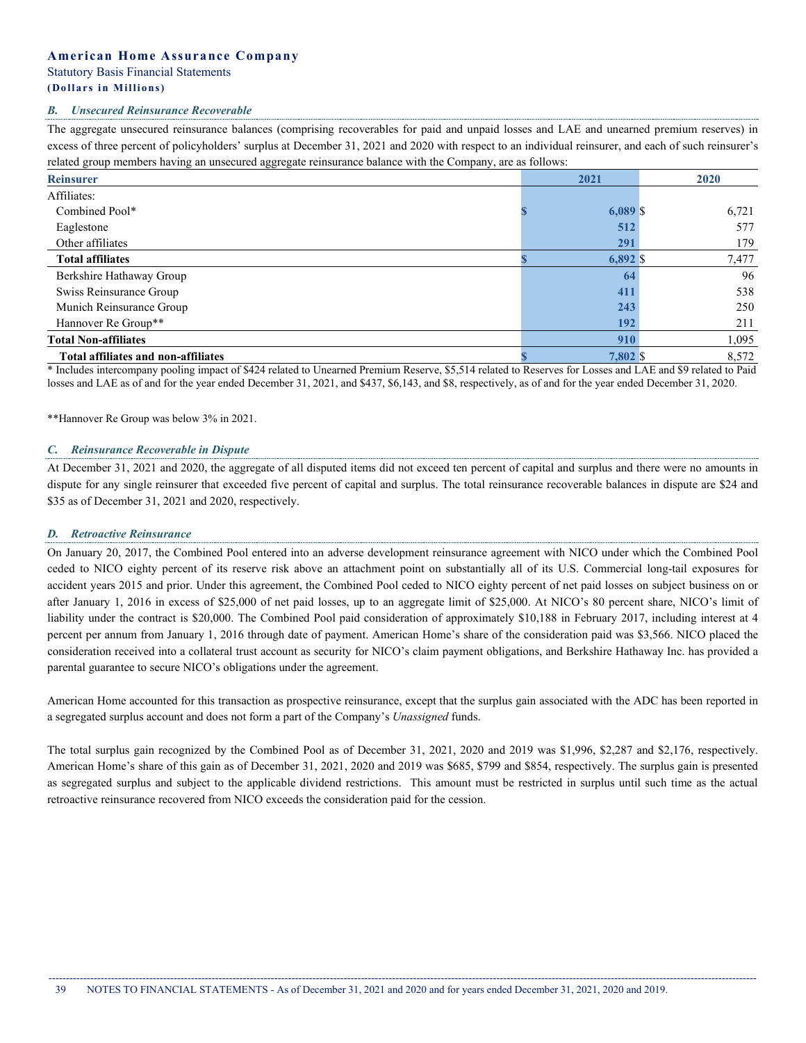### *B. Unsecured Reinsurance Recoverable*

The aggregate unsecured reinsurance balances (comprising recoverables for paid and unpaid losses and LAE and unearned premium reserves) in excess of three percent of policyholders' surplus at December 31, 2021 and 2020 with respect to an individual reinsurer, and each of such reinsurer's related group members having an unsecured aggregate reinsurance balance with the Company, are as follows:

| Reinsurer | 2021 | 2020 |
|---|---|---|
| Affiliates: | | |
| Combined Pool* | $ 6,089 | $ 6,721 |
| Eaglestone | 512 | 577 |
| Other affiliates | 291 | 179 |
| **Total affiliates** | $ 6,892 | $ 7,477 |
| Berkshire Hathaway Group | 64 | 96 |
| Swiss Reinsurance Group | 411 | 538 |
| Munich Reinsurance Group | 243 | 250 |
| Hannover Re Group** | 192 | 211 |
| **Total Non-affiliates** | 910 | 1,095 |
| **Total affiliates and non-affiliates** | $ 7,802 | $ 8,572 |

\* Includes intercompany pooling impact of $424 related to Unearned Premium Reserve, $5,514 related to Reserves for Losses and LAE and $9 related to Paid losses and LAE as of and for the year ended December 31, 2021, and $437, $6,143, and $8, respectively, as of and for the year ended December 31, 2020.

**Hannover Re Group was below 3% in 2021.

### *C. Reinsurance Recoverable in Dispute*

At December 31, 2021 and 2020, the aggregate of all disputed items did not exceed ten percent of capital and surplus and there were no amounts in dispute for any single reinsurer that exceeded five percent of capital and surplus. The total reinsurance recoverable balances in dispute are $24 and $35 as of December 31, 2021 and 2020, respectively.

### *D. Retroactive Reinsurance*

On January 20, 2017, the Combined Pool entered into an adverse development reinsurance agreement with NICO under which the Combined Pool ceded to NICO eighty percent of its reserve risk above an attachment point on substantially all of its U.S. Commercial long-tail exposures for accident years 2015 and prior. Under this agreement, the Combined Pool ceded to NICO eighty percent of net paid losses on subject business on or after January 1, 2016 in excess of $25,000 of net paid losses, up to an aggregate limit of $25,000. At NICO's 80 percent share, NICO's limit of liability under the contract is $20,000. The Combined Pool paid consideration of approximately $10,188 in February 2017, including interest at 4 percent per annum from January 1, 2016 through date of payment. American Home's share of the consideration paid was $3,566. NICO placed the consideration received into a collateral trust account as security for NICO's claim payment obligations, and Berkshire Hathaway Inc. has provided a parental guarantee to secure NICO's obligations under the agreement.

American Home accounted for this transaction as prospective reinsurance, except that the surplus gain associated with the ADC has been reported in a segregated surplus account and does not form a part of the Company's *Unassigned* funds.

The total surplus gain recognized by the Combined Pool as of December 31, 2021, 2020 and 2019 was $1,996, $2,287 and $2,176, respectively. American Home's share of this gain as of December 31, 2021, 2020 and 2019 was $685, $799 and $854, respectively. The surplus gain is presented as segregated surplus and subject to the applicable dividend restrictions. This amount must be restricted in surplus until such time as the actual retroactive reinsurance recovered from NICO exceeds the consideration paid for the cession.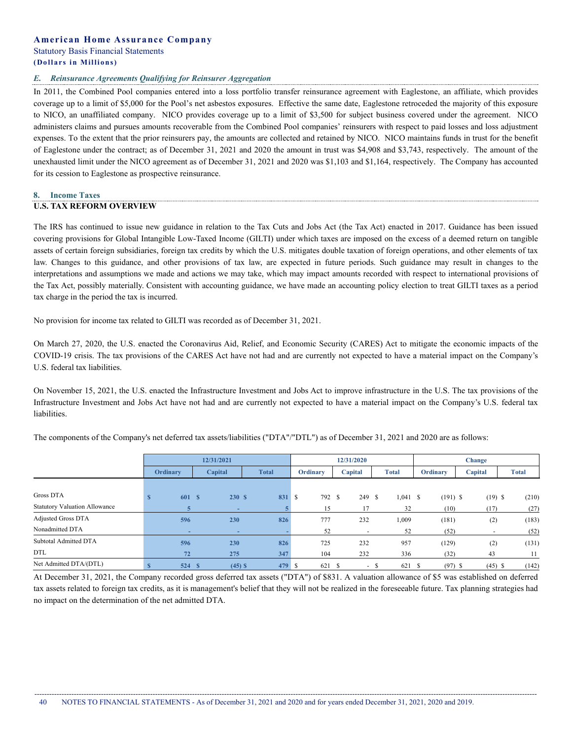### E. *Reinsurance Agreements Qualifying for Reinsurer Aggregation*

In 2011, the Combined Pool companies entered into a loss portfolio transfer reinsurance agreement with Eaglestone, an affiliate, which provides coverage up to a limit of $5,000 for the Pool's net asbestos exposures. Effective the same date, Eaglestone retroceded the majority of this exposure to NICO, an unaffiliated company. NICO provides coverage up to a limit of $3,500 for subject business covered under the agreement. NICO administers claims and pursues amounts recoverable from the Combined Pool companies' reinsurers with respect to paid losses and loss adjustment expenses. To the extent that the prior reinsurers pay, the amounts are collected and retained by NICO. NICO maintains funds in trust for the benefit of Eaglestone under the contract; as of December 31, 2021 and 2020 the amount in trust was $4,908 and $3,743, respectively. The amount of the unexhausted limit under the NICO agreement as of December 31, 2021 and 2020 was $1,103 and $1,164, respectively. The Company has accounted for its cession to Eaglestone as prospective reinsurance.

## 8. Income Taxes

**U.S. TAX REFORM OVERVIEW**

The IRS has continued to issue new guidance in relation to the Tax Cuts and Jobs Act (the Tax Act) enacted in 2017. Guidance has been issued covering provisions for Global Intangible Low-Taxed Income (GILTI) under which taxes are imposed on the excess of a deemed return on tangible assets of certain foreign subsidiaries, foreign tax credits by which the U.S. mitigates double taxation of foreign operations, and other elements of tax law. Changes to this guidance, and other provisions of tax law, are expected in future periods. Such guidance may result in changes to the interpretations and assumptions we made and actions we may take, which may impact amounts recorded with respect to international provisions of the Tax Act, possibly materially. Consistent with accounting guidance, we have made an accounting policy election to treat GILTI taxes as a period tax charge in the period the tax is incurred.

No provision for income tax related to GILTI was recorded as of December 31, 2021.

On March 27, 2020, the U.S. enacted the Coronavirus Aid, Relief, and Economic Security (CARES) Act to mitigate the economic impacts of the COVID-19 crisis. The tax provisions of the CARES Act have not had and are currently not expected to have a material impact on the Company's U.S. federal tax liabilities.

On November 15, 2021, the U.S. enacted the Infrastructure Investment and Jobs Act to improve infrastructure in the U.S. The tax provisions of the Infrastructure Investment and Jobs Act have not had and are currently not expected to have a material impact on the Company's U.S. federal tax liabilities.

The components of the Company's net deferred tax assets/liabilities ("DTA"/"DTL") as of December 31, 2021 and 2020 are as follows:

| | 12/31/2021 | | | 12/31/2020 | | | Change | | |
|---|---|---|---|---|---|---|---|---|---|
| | Ordinary | Capital | Total | Ordinary | Capital | Total | Ordinary | Capital | Total |
| Gross DTA | $ 601 | $ 230 | $ 831 | $ 792 | $ 249 | $ 1,041 | $ (191) | $ (19) | $ (210) |
| Statutory Valuation Allowance | 5 | - | 5 | 15 | 17 | 32 | (10) | (17) | (27) |
| Adjusted Gross DTA | 596 | 230 | 826 | 777 | 232 | 1,009 | (181) | (2) | (183) |
| Nonadmitted DTA | - | - | - | 52 | - | 52 | (52) | - | (52) |
| Subtotal Admitted DTA | 596 | 230 | 826 | 725 | 232 | 957 | (129) | (2) | (131) |
| DTL | 72 | 275 | 347 | 104 | 232 | 336 | (32) | 43 | 11 |
| Net Admitted DTA/(DTL) | $ 524 | $ (45) | $ 479 | $ 621 | $ - | $ 621 | $ (97) | $ (45) | $ (142) |

At December 31, 2021, the Company recorded gross deferred tax assets ("DTA") of $831. A valuation allowance of $5 was established on deferred tax assets related to foreign tax credits, as it is management's belief that they will not be realized in the foreseeable future. Tax planning strategies had no impact on the determination of the net admitted DTA.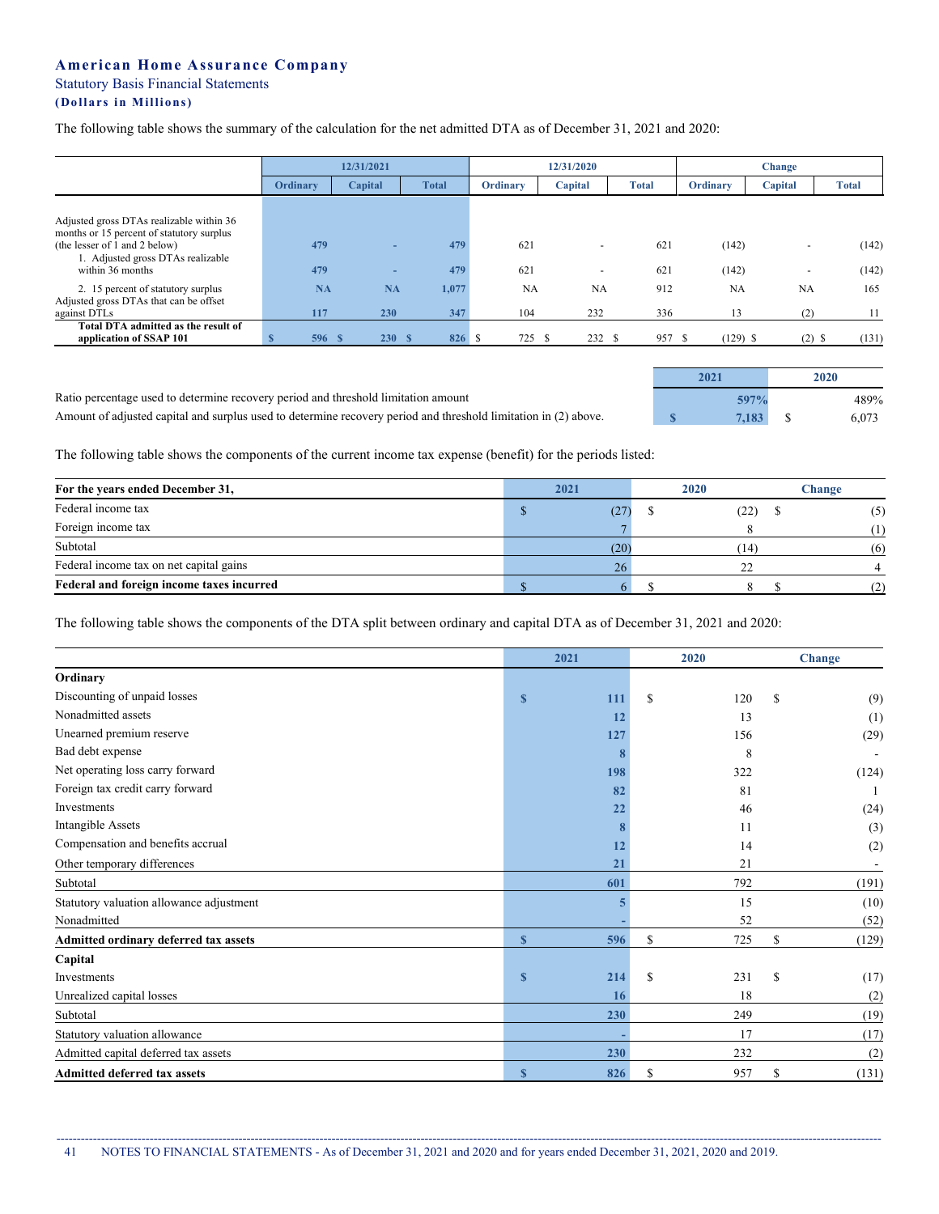**American Home Assurance Company**

Statutory Basis Financial Statements

**(Dollars in Millions)**

The following table shows the summary of the calculation for the net admitted DTA as of December 31, 2021 and 2020:

| | 12/31/2021 | | | 12/31/2020 | | | Change | | |
|---|---|---|---|---|---|---|---|---|---|
| | Ordinary | Capital | Total | Ordinary | Capital | Total | Ordinary | Capital | Total |
| Adjusted gross DTAs realizable within 36 months or 15 percent of statutory surplus (the lesser of 1 and 2 below) | 479 | - | 479 | 621 | - | 621 | (142) | - | (142) |
| 1. Adjusted gross DTAs realizable within 36 months | 479 | - | 479 | 621 | - | 621 | (142) | - | (142) |
| 2. 15 percent of statutory surplus | NA | NA | 1,077 | NA | NA | 912 | NA | NA | 165 |
| Adjusted gross DTAs that can be offset against DTLs | 117 | 230 | 347 | 104 | 232 | 336 | 13 | (2) | 11 |
| **Total DTA admitted as the result of application of SSAP 101** | $ 596 | $ 230 | $ 826 | $ 725 | $ 232 | $ 957 | $ (129) | $ (2) | $ (131) |

| | 2021 | 2020 |
|---|---|---|
| Ratio percentage used to determine recovery period and threshold limitation amount | 597% | 489% |
| Amount of adjusted capital and surplus used to determine recovery period and threshold limitation in (2) above. | $ 7,183 | $ 6,073 |

The following table shows the components of the current income tax expense (benefit) for the periods listed:

| For the years ended December 31, | 2021 | 2020 | Change |
|---|---|---|---|
| Federal income tax | $ (27) | $ (22) | $ (5) |
| Foreign income tax | 7 | 8 | (1) |
| Subtotal | (20) | (14) | (6) |
| Federal income tax on net capital gains | 26 | 22 | 4 |
| **Federal and foreign income taxes incurred** | $ 6 | $ 8 | $ (2) |

The following table shows the components of the DTA split between ordinary and capital DTA as of December 31, 2021 and 2020:

| | 2021 | 2020 | Change |
|---|---|---|---|
| **Ordinary** | | | |
| Discounting of unpaid losses | $ 111 | $ 120 | $ (9) |
| Nonadmitted assets | 12 | 13 | (1) |
| Unearned premium reserve | 127 | 156 | (29) |
| Bad debt expense | 8 | 8 | - |
| Net operating loss carry forward | 198 | 322 | (124) |
| Foreign tax credit carry forward | 82 | 81 | 1 |
| Investments | 22 | 46 | (24) |
| Intangible Assets | 8 | 11 | (3) |
| Compensation and benefits accrual | 12 | 14 | (2) |
| Other temporary differences | 21 | 21 | - |
| Subtotal | 601 | 792 | (191) |
| Statutory valuation allowance adjustment | 5 | 15 | (10) |
| Nonadmitted | - | 52 | (52) |
| **Admitted ordinary deferred tax assets** | $ 596 | $ 725 | $ (129) |
| **Capital** | | | |
| Investments | $ 214 | $ 231 | $ (17) |
| Unrealized capital losses | 16 | 18 | (2) |
| Subtotal | 230 | 249 | (19) |
| Statutory valuation allowance | - | 17 | (17) |
| Admitted capital deferred tax assets | 230 | 232 | (2) |
| **Admitted deferred tax assets** | $ 826 | $ 957 | $ (131) |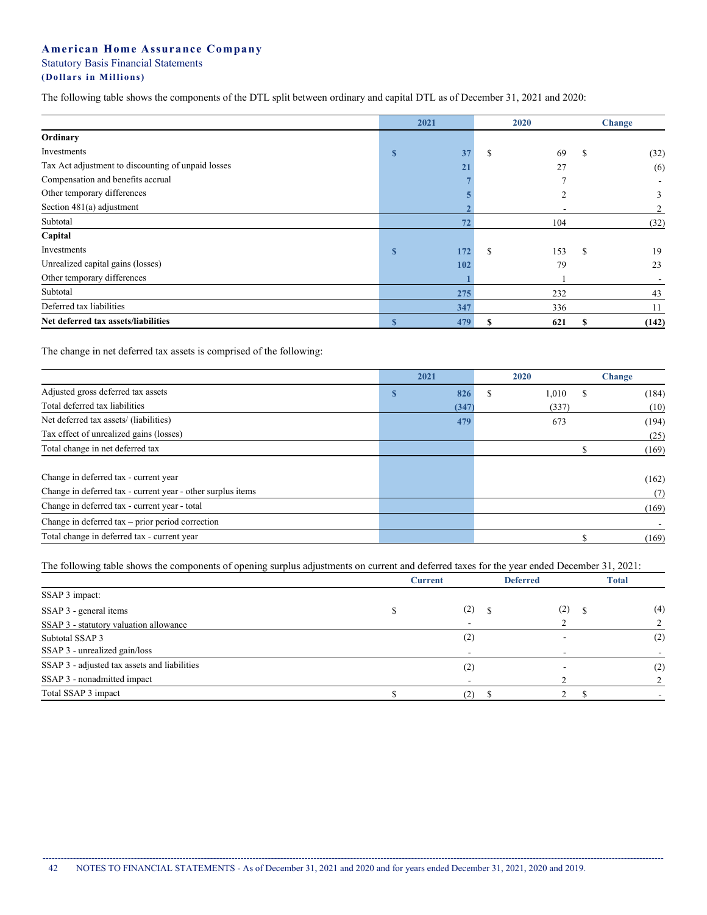**American Home Assurance Company**

Statutory Basis Financial Statements

**(Dollars in Millions)**

The following table shows the components of the DTL split between ordinary and capital DTL as of December 31, 2021 and 2020:

| | 2021 | 2020 | Change |
|---|---|---|---|
| **Ordinary** | | | |
| Investments | $ 37 | $ 69 | $ (32) |
| Tax Act adjustment to discounting of unpaid losses | 21 | 27 | (6) |
| Compensation and benefits accrual | 7 | 7 | - |
| Other temporary differences | 5 | 2 | 3 |
| Section 481(a) adjustment | 2 | - | 2 |
| Subtotal | 72 | 104 | (32) |
| **Capital** | | | |
| Investments | $ 172 | $ 153 | $ 19 |
| Unrealized capital gains (losses) | 102 | 79 | 23 |
| Other temporary differences | 1 | 1 | - |
| Subtotal | 275 | 232 | 43 |
| Deferred tax liabilities | 347 | 336 | 11 |
| **Net deferred tax assets/liabilities** | **$ 479** | **$ 621** | **$ (142)** |

The change in net deferred tax assets is comprised of the following:

| | 2021 | 2020 | Change |
|---|---|---|---|
| Adjusted gross deferred tax assets | $ 826 | $ 1,010 | $ (184) |
| Total deferred tax liabilities | (347) | (337) | (10) |
| Net deferred tax assets/ (liabilities) | 479 | 673 | (194) |
| Tax effect of unrealized gains (losses) | | | (25) |
| Total change in net deferred tax | | | $ (169) |
| | | | |
| Change in deferred tax - current year | | | (162) |
| Change in deferred tax - current year - other surplus items | | | (7) |
| Change in deferred tax - current year - total | | | (169) |
| Change in deferred tax – prior period correction | | | - |
| Total change in deferred tax - current year | | | $ (169) |

The following table shows the components of opening surplus adjustments on current and deferred taxes for the year ended December 31, 2021:

| | Current | Deferred | Total |
|---|---|---|---|
| SSAP 3 impact: | | | |
| SSAP 3 - general items | $ (2) | $ (2) | $ (4) |
| SSAP 3 - statutory valuation allowance | - | 2 | 2 |
| Subtotal SSAP 3 | (2) | - | (2) |
| SSAP 3 - unrealized gain/loss | - | - | - |
| SSAP 3 - adjusted tax assets and liabilities | (2) | - | (2) |
| SSAP 3 - nonadmitted impact | - | 2 | 2 |
| Total SSAP 3 impact | $ (2) | $ 2 | $ - |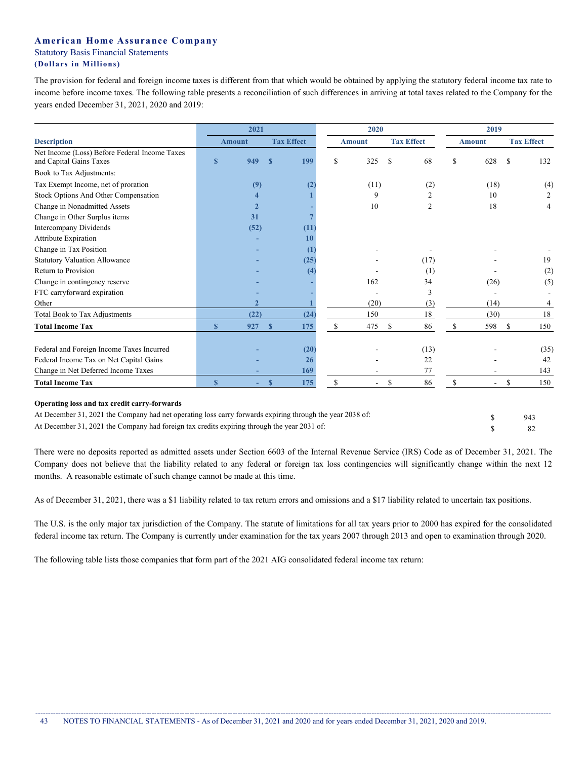**American Home Assurance Company**
Statutory Basis Financial Statements
**(Dollars in Millions)**

The provision for federal and foreign income taxes is different from that which would be obtained by applying the statutory federal income tax rate to income before income taxes. The following table presents a reconciliation of such differences in arriving at total taxes related to the Company for the years ended December 31, 2021, 2020 and 2019:

| | 2021 | | 2020 | | 2019 | |
|---|---|---|---|---|---|---|
| **Description** | **Amount** | **Tax Effect** | **Amount** | **Tax Effect** | **Amount** | **Tax Effect** |
| Net Income (Loss) Before Federal Income Taxes and Capital Gains Taxes | $ 949 | $ 199 | $ 325 | $ 68 | $ 628 | $ 132 |
| Book to Tax Adjustments: | | | | | | |
| Tax Exempt Income, net of proration | (9) | (2) | (11) | (2) | (18) | (4) |
| Stock Options And Other Compensation | 4 | 1 | 9 | 2 | 10 | 2 |
| Change in Nonadmitted Assets | 2 | - | 10 | 2 | 18 | 4 |
| Change in Other Surplus items | 31 | 7 | | | | |
| Intercompany Dividends | (52) | (11) | | | | |
| Attribute Expiration | - | 10 | | | | |
| Change in Tax Position | - | (1) | - | - | - | - |
| Statutory Valuation Allowance | - | (25) | - | (17) | - | 19 |
| Return to Provision | - | (4) | - | (1) | - | (2) |
| Change in contingency reserve | - | - | 162 | 34 | (26) | (5) |
| FTC carryforward expiration | - | - | - | 3 | - | - |
| Other | 2 | 1 | (20) | (3) | (14) | 4 |
| Total Book to Tax Adjustments | (22) | (24) | 150 | 18 | (30) | 18 |
| **Total Income Tax** | $ 927 | $ 175 | $ 475 | $ 86 | $ 598 | $ 150 |
| | | | | | | |
| Federal and Foreign Income Taxes Incurred | - | (20) | - | (13) | - | (35) |
| Federal Income Tax on Net Capital Gains | - | 26 | - | 22 | - | 42 |
| Change in Net Deferred Income Taxes | - | 169 | - | 77 | - | 143 |
| **Total Income Tax** | $ - | $ 175 | $ - | $ 86 | $ - | $ 150 |

**Operating loss and tax credit carry-forwards**

| | |
|---|---|
| At December 31, 2021 the Company had net operating loss carry forwards expiring through the year 2038 of: | $ 943 |
| At December 31, 2021 the Company had foreign tax credits expiring through the year 2031 of: | $ 82 |

There were no deposits reported as admitted assets under Section 6603 of the Internal Revenue Service (IRS) Code as of December 31, 2021. The Company does not believe that the liability related to any federal or foreign tax loss contingencies will significantly change within the next 12 months. A reasonable estimate of such change cannot be made at this time.

As of December 31, 2021, there was a $1 liability related to tax return errors and omissions and a $17 liability related to uncertain tax positions.

The U.S. is the only major tax jurisdiction of the Company. The statute of limitations for all tax years prior to 2000 has expired for the consolidated federal income tax return. The Company is currently under examination for the tax years 2007 through 2013 and open to examination through 2020.

The following table lists those companies that form part of the 2021 AIG consolidated federal income tax return: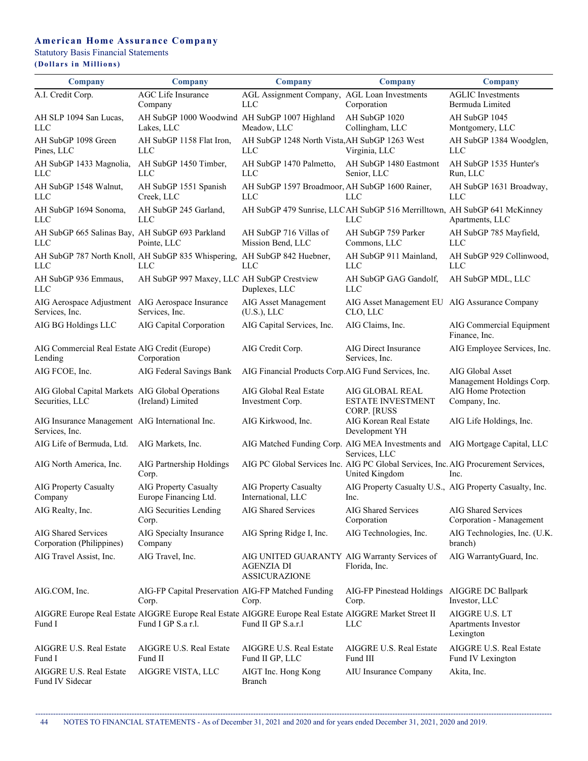# American Home Assurance Company

Statutory Basis Financial Statements

**(Dollars in Millions)**

| Company | Company | Company | Company | Company |
|---|---|---|---|---|
| A.I. Credit Corp. | AGC Life Insurance Company | AGL Assignment Company, LLC | AGL Loan Investments Corporation | AGLIC Investments Bermuda Limited |
| AH SLP 1094 San Lucas, LLC | AH SubGP 1000 Woodwind Lakes, LLC | AH SubGP 1007 Highland Meadow, LLC | AH SubGP 1020 Collingham, LLC | AH SubGP 1045 Montgomery, LLC |
| AH SubGP 1098 Green Pines, LLC | AH SubGP 1158 Flat Iron, LLC | AH SubGP 1248 North Vista, LLC | AH SubGP 1263 West Virginia, LLC | AH SubGP 1384 Woodglen, LLC |
| AH SubGP 1433 Magnolia, LLC | AH SubGP 1450 Timber, LLC | AH SubGP 1470 Palmetto, LLC | AH SubGP 1480 Eastmont Senior, LLC | AH SubGP 1535 Hunter's Run, LLC |
| AH SubGP 1548 Walnut, LLC | AH SubGP 1551 Spanish Creek, LLC | AH SubGP 1597 Broadmoor, LLC | AH SubGP 1600 Rainer, LLC | AH SubGP 1631 Broadway, LLC |
| AH SubGP 1694 Sonoma, LLC | AH SubGP 245 Garland, LLC | AH SubGP 479 Sunrise, LLC | AH SubGP 516 Merrilltown, LLC | AH SubGP 641 McKinney Apartments, LLC |
| AH SubGP 665 Salinas Bay, LLC | AH SubGP 693 Parkland Pointe, LLC | AH SubGP 716 Villas of Mission Bend, LLC | AH SubGP 759 Parker Commons, LLC | AH SubGP 785 Mayfield, LLC |
| AH SubGP 787 North Knoll, LLC | AH SubGP 835 Whispering, LLC | AH SubGP 842 Huebner, LLC | AH SubGP 911 Mainland, LLC | AH SubGP 929 Collinwood, LLC |
| AH SubGP 936 Emmaus, LLC | AH SubGP 997 Maxey, LLC | AH SubGP Crestview Duplexes, LLC | AH SubGP GAG Gandolf, LLC | AH SubGP MDL, LLC |
| AIG Aerospace Adjustment Services, Inc. | AIG Aerospace Insurance Services, Inc. | AIG Asset Management (U.S.), LLC | AIG Asset Management EU CLO, LLC | AIG Assurance Company |
| AIG BG Holdings LLC | AIG Capital Corporation | AIG Capital Services, Inc. | AIG Claims, Inc. | AIG Commercial Equipment Finance, Inc. |
| AIG Commercial Real Estate Lending | AIG Credit (Europe) Corporation | AIG Credit Corp. | AIG Direct Insurance Services, Inc. | AIG Employee Services, Inc. |
| AIG FCOE, Inc. | AIG Federal Savings Bank | AIG Financial Products Corp. | AIG Fund Services, Inc. | AIG Global Asset Management Holdings Corp. |
| AIG Global Capital Markets Securities, LLC | AIG Global Operations (Ireland) Limited | AIG Global Real Estate Investment Corp. | AIG GLOBAL REAL ESTATE INVESTMENT CORP. [RUSS | AIG Home Protection Company, Inc. |
| AIG Insurance Management Services, Inc. | AIG International Inc. | AIG Kirkwood, Inc. | AIG Korean Real Estate Development YH | AIG Life Holdings, Inc. |
| AIG Life of Bermuda, Ltd. | AIG Markets, Inc. | AIG Matched Funding Corp. | AIG MEA Investments and Services, LLC | AIG Mortgage Capital, LLC |
| AIG North America, Inc. | AIG Partnership Holdings Corp. | AIG PC Global Services Inc. | AIG PC Global Services, Inc. United Kingdom | AIG Procurement Services, Inc. |
| AIG Property Casualty Company | AIG Property Casualty Europe Financing Ltd. | AIG Property Casualty International, LLC | AIG Property Casualty U.S., Inc. | AIG Property Casualty, Inc. |
| AIG Realty, Inc. | AIG Securities Lending Corp. | AIG Shared Services | AIG Shared Services Corporation | AIG Shared Services Corporation - Management |
| AIG Shared Services Corporation (Philippines) | AIG Specialty Insurance Company | AIG Spring Ridge I, Inc. | AIG Technologies, Inc. | AIG Technologies, Inc. (U.K. branch) |
| AIG Travel Assist, Inc. | AIG Travel, Inc. | AIG UNITED GUARANTY AGENZIA DI ASSICURAZIONE | AIG Warranty Services of Florida, Inc. | AIG WarrantyGuard, Inc. |
| AIG.COM, Inc. | AIG-FP Capital Preservation Corp. | AIG-FP Matched Funding Corp. | AIG-FP Pinestead Holdings Corp. | AIGGRE DC Ballpark Investor, LLC |
| AIGGRE Europe Real Estate Fund I | AIGGRE Europe Real Estate Fund I GP S.a r.l. | AIGGRE Europe Real Estate Fund II GP S.a.r.l | AIGGRE Market Street II LLC | AIGGRE U.S. LT Apartments Investor Lexington |
| AIGGRE U.S. Real Estate Fund I | AIGGRE U.S. Real Estate Fund II | AIGGRE U.S. Real Estate Fund II GP, LLC | AIGGRE U.S. Real Estate Fund III | AIGGRE U.S. Real Estate Fund IV Lexington |
| AIGGRE U.S. Real Estate Fund IV Sidecar | AIGGRE VISTA, LLC | AIGT Inc. Hong Kong Branch | AIU Insurance Company | Akita, Inc. |

NOTES TO FINANCIAL STATEMENTS - As of December 31, 2021 and 2020 and for years ended December 31, 2021, 2020 and 2019.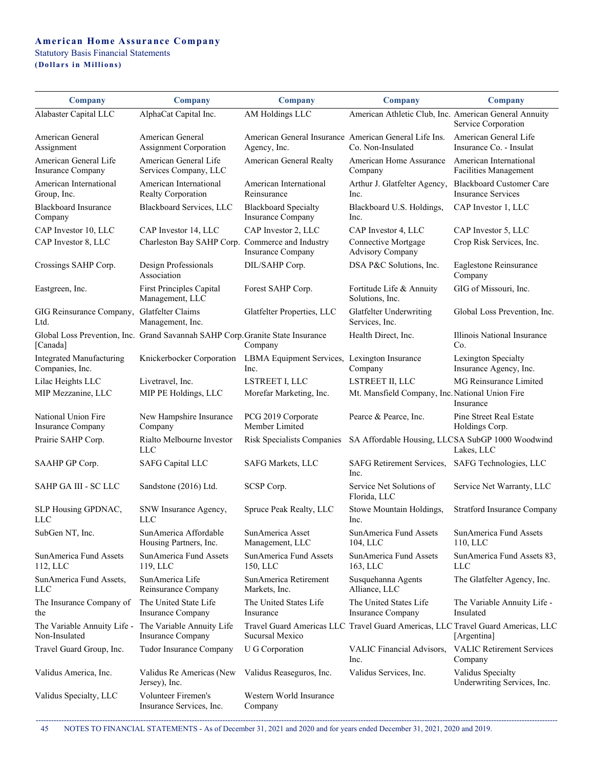**American Home Assurance Company**
Statutory Basis Financial Statements
**(Dollars in Millions)**

| Company | Company | Company | Company | Company |
|---|---|---|---|---|
| Alabaster Capital LLC | AlphaCat Capital Inc. | AM Holdings LLC | American Athletic Club, Inc. | American General Annuity Service Corporation |
| American General Assignment | American General Assignment Corporation | American General Insurance Agency, Inc. | American General Life Ins. Co. Non-Insulated | American General Life Insurance Co. - Insulat |
| American General Life Insurance Company | American General Life Services Company, LLC | American General Realty | American Home Assurance Company | American International Facilities Management |
| American International Group, Inc. | American International Realty Corporation | American International Reinsurance | Arthur J. Glatfelter Agency, Inc. | Blackboard Customer Care Insurance Services |
| Blackboard Insurance Company | Blackboard Services, LLC | Blackboard Specialty Insurance Company | Blackboard U.S. Holdings, Inc. | CAP Investor 1, LLC |
| CAP Investor 10, LLC | CAP Investor 14, LLC | CAP Investor 2, LLC | CAP Investor 4, LLC | CAP Investor 5, LLC |
| CAP Investor 8, LLC | Charleston Bay SAHP Corp. | Commerce and Industry Insurance Company | Connective Mortgage Advisory Company | Crop Risk Services, Inc. |
| Crossings SAHP Corp. | Design Professionals Association | DIL/SAHP Corp. | DSA P&C Solutions, Inc. | Eaglestone Reinsurance Company |
| Eastgreen, Inc. | First Principles Capital Management, LLC | Forest SAHP Corp. | Fortitude Life & Annuity Solutions, Inc. | GIG of Missouri, Inc. |
| GIG Reinsurance Company, Ltd. | Glatfelter Claims Management, Inc. | Glatfelter Properties, LLC | Glatfelter Underwriting Services, Inc. | Global Loss Prevention, Inc. |
| Global Loss Prevention, Inc. [Canada] | Grand Savannah SAHP Corp. | Granite State Insurance Company | Health Direct, Inc. | Illinois National Insurance Co. |
| Integrated Manufacturing Companies, Inc. | Knickerbocker Corporation | LBMA Equipment Services, Inc. | Lexington Insurance Company | Lexington Specialty Insurance Agency, Inc. |
| Lilac Heights LLC | Livetravel, Inc. | LSTREET I, LLC | LSTREET II, LLC | MG Reinsurance Limited |
| MIP Mezzanine, LLC | MIP PE Holdings, LLC | Morefar Marketing, Inc. | Mt. Mansfield Company, Inc. | National Union Fire Insurance |
| National Union Fire Insurance Company | New Hampshire Insurance Company | PCG 2019 Corporate Member Limited | Pearce & Pearce, Inc. | Pine Street Real Estate Holdings Corp. |
| Prairie SAHP Corp. | Rialto Melbourne Investor LLC | Risk Specialists Companies | SA Affordable Housing, LLC | SA SubGP 1000 Woodwind Lakes, LLC |
| SAAHP GP Corp. | SAFG Capital LLC | SAFG Markets, LLC | SAFG Retirement Services, Inc. | SAFG Technologies, LLC |
| SAHP GA III - SC LLC | Sandstone (2016) Ltd. | SCSP Corp. | Service Net Solutions of Florida, LLC | Service Net Warranty, LLC |
| SLP Housing GPDNAC, LLC | SNW Insurance Agency, LLC | Spruce Peak Realty, LLC | Stowe Mountain Holdings, Inc. | Stratford Insurance Company |
| SubGen NT, Inc. | SunAmerica Affordable Housing Partners, Inc. | SunAmerica Asset Management, LLC | SunAmerica Fund Assets 104, LLC | SunAmerica Fund Assets 110, LLC |
| SunAmerica Fund Assets 112, LLC | SunAmerica Fund Assets 119, LLC | SunAmerica Fund Assets 150, LLC | SunAmerica Fund Assets 163, LLC | SunAmerica Fund Assets 83, LLC |
| SunAmerica Fund Assets, LLC | SunAmerica Life Reinsurance Company | SunAmerica Retirement Markets, Inc. | Susquehanna Agents Alliance, LLC | The Glatfelter Agency, Inc. |
| The Insurance Company of the | The United State Life Insurance Company | The United States Life Insurance | The United States Life Insurance Company | The Variable Annuity Life - Insulated |
| The Variable Annuity Life - Non-Insulated | The Variable Annuity Life Insurance Company | Travel Guard Americas LLC Sucursal Mexico | Travel Guard Americas, LLC | Travel Guard Americas, LLC [Argentina] |
| Travel Guard Group, Inc. | Tudor Insurance Company | U G Corporation | VALIC Financial Advisors, Inc. | VALIC Retirement Services Company |
| Validus America, Inc. | Validus Re Americas (New Jersey), Inc. | Validus Reaseguros, Inc. | Validus Services, Inc. | Validus Specialty Underwriting Services, Inc. |
| Validus Specialty, LLC | Volunteer Firemen's Insurance Services, Inc. | Western World Insurance Company | | |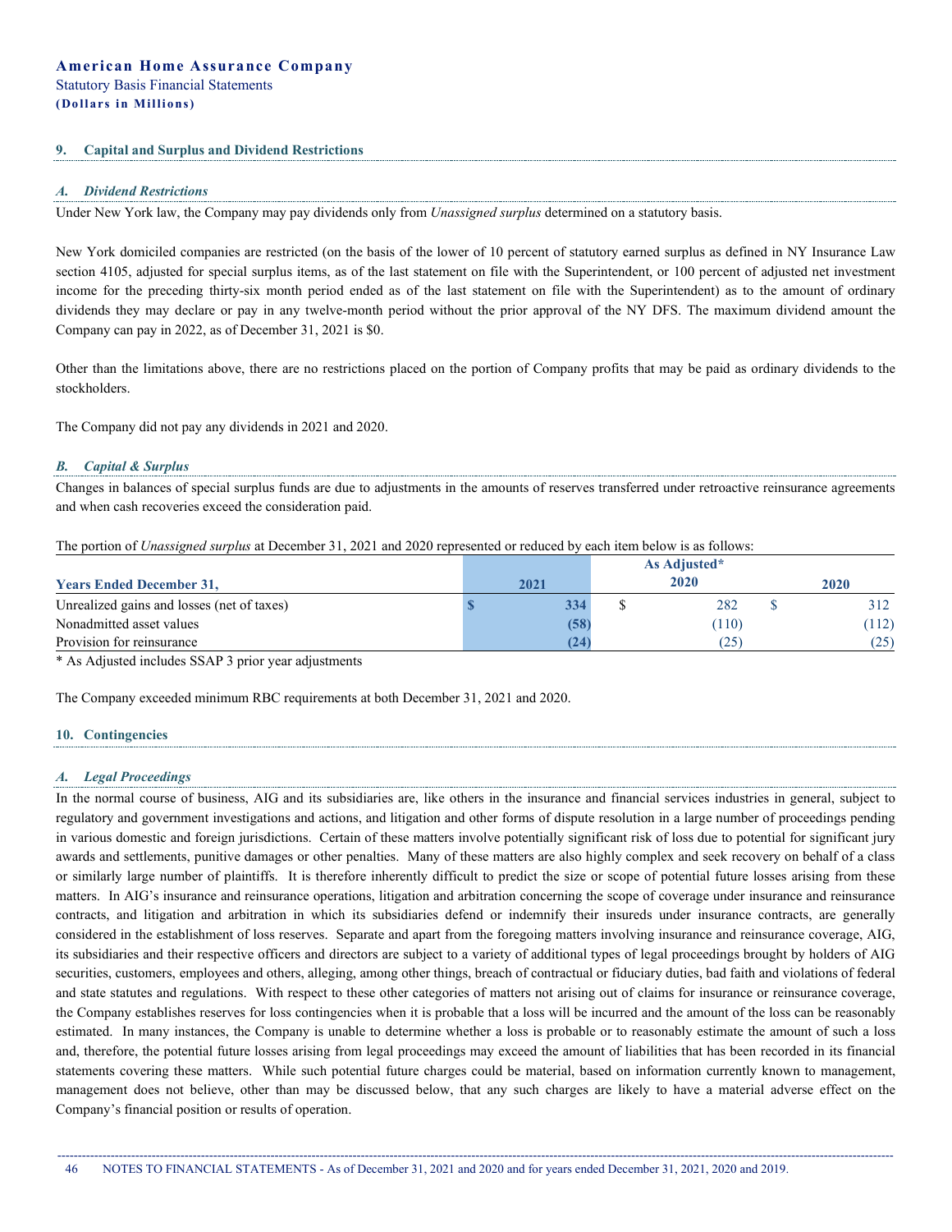## 9. Capital and Surplus and Dividend Restrictions

### *A. Dividend Restrictions*

Under New York law, the Company may pay dividends only from *Unassigned surplus* determined on a statutory basis.

New York domiciled companies are restricted (on the basis of the lower of 10 percent of statutory earned surplus as defined in NY Insurance Law section 4105, adjusted for special surplus items, as of the last statement on file with the Superintendent, or 100 percent of adjusted net investment income for the preceding thirty-six month period ended as of the last statement on file with the Superintendent) as to the amount of ordinary dividends they may declare or pay in any twelve-month period without the prior approval of the NY DFS. The maximum dividend amount the Company can pay in 2022, as of December 31, 2021 is $0.

Other than the limitations above, there are no restrictions placed on the portion of Company profits that may be paid as ordinary dividends to the stockholders.

The Company did not pay any dividends in 2021 and 2020.

### *B. Capital & Surplus*

Changes in balances of special surplus funds are due to adjustments in the amounts of reserves transferred under retroactive reinsurance agreements and when cash recoveries exceed the consideration paid.

The portion of *Unassigned surplus* at December 31, 2021 and 2020 represented or reduced by each item below is as follows:

| Years Ended December 31, | 2021 | As Adjusted* 2020 | 2020 |
|---|---|---|---|
| Unrealized gains and losses (net of taxes) | $ 334 | $ 282 | $ 312 |
| Nonadmitted asset values | (58) | (110) | (112) |
| Provision for reinsurance | (24) | (25) | (25) |

\* As Adjusted includes SSAP 3 prior year adjustments

The Company exceeded minimum RBC requirements at both December 31, 2021 and 2020.

## 10. Contingencies

### *A. Legal Proceedings*

In the normal course of business, AIG and its subsidiaries are, like others in the insurance and financial services industries in general, subject to regulatory and government investigations and actions, and litigation and other forms of dispute resolution in a large number of proceedings pending in various domestic and foreign jurisdictions. Certain of these matters involve potentially significant risk of loss due to potential for significant jury awards and settlements, punitive damages or other penalties. Many of these matters are also highly complex and seek recovery on behalf of a class or similarly large number of plaintiffs. It is therefore inherently difficult to predict the size or scope of potential future losses arising from these matters. In AIG's insurance and reinsurance operations, litigation and arbitration concerning the scope of coverage under insurance and reinsurance contracts, and litigation and arbitration in which its subsidiaries defend or indemnify their insureds under insurance contracts, are generally considered in the establishment of loss reserves. Separate and apart from the foregoing matters involving insurance and reinsurance coverage, AIG, its subsidiaries and their respective officers and directors are subject to a variety of additional types of legal proceedings brought by holders of AIG securities, customers, employees and others, alleging, among other things, breach of contractual or fiduciary duties, bad faith and violations of federal and state statutes and regulations. With respect to these other categories of matters not arising out of claims for insurance or reinsurance coverage, the Company establishes reserves for loss contingencies when it is probable that a loss will be incurred and the amount of the loss can be reasonably estimated. In many instances, the Company is unable to determine whether a loss is probable or to reasonably estimate the amount of such a loss and, therefore, the potential future losses arising from legal proceedings may exceed the amount of liabilities that has been recorded in its financial statements covering these matters. While such potential future charges could be material, based on information currently known to management, management does not believe, other than may be discussed below, that any such charges are likely to have a material adverse effect on the Company's financial position or results of operation.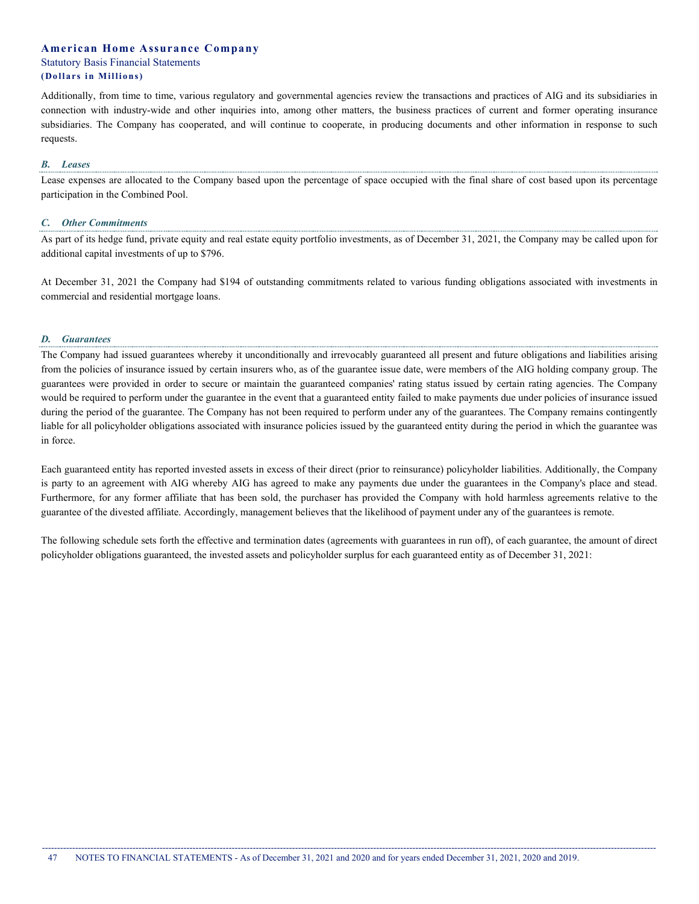Additionally, from time to time, various regulatory and governmental agencies review the transactions and practices of AIG and its subsidiaries in connection with industry-wide and other inquiries into, among other matters, the business practices of current and former operating insurance subsidiaries. The Company has cooperated, and will continue to cooperate, in producing documents and other information in response to such requests.

### *B. Leases*

Lease expenses are allocated to the Company based upon the percentage of space occupied with the final share of cost based upon its percentage participation in the Combined Pool.

### *C. Other Commitments*

As part of its hedge fund, private equity and real estate equity portfolio investments, as of December 31, 2021, the Company may be called upon for additional capital investments of up to $796.

At December 31, 2021 the Company had $194 of outstanding commitments related to various funding obligations associated with investments in commercial and residential mortgage loans.

### *D. Guarantees*

The Company had issued guarantees whereby it unconditionally and irrevocably guaranteed all present and future obligations and liabilities arising from the policies of insurance issued by certain insurers who, as of the guarantee issue date, were members of the AIG holding company group. The guarantees were provided in order to secure or maintain the guaranteed companies' rating status issued by certain rating agencies. The Company would be required to perform under the guarantee in the event that a guaranteed entity failed to make payments due under policies of insurance issued during the period of the guarantee. The Company has not been required to perform under any of the guarantees. The Company remains contingently liable for all policyholder obligations associated with insurance policies issued by the guaranteed entity during the period in which the guarantee was in force.

Each guaranteed entity has reported invested assets in excess of their direct (prior to reinsurance) policyholder liabilities. Additionally, the Company is party to an agreement with AIG whereby AIG has agreed to make any payments due under the guarantees in the Company's place and stead. Furthermore, for any former affiliate that has been sold, the purchaser has provided the Company with hold harmless agreements relative to the guarantee of the divested affiliate. Accordingly, management believes that the likelihood of payment under any of the guarantees is remote.

The following schedule sets forth the effective and termination dates (agreements with guarantees in run off), of each guarantee, the amount of direct policyholder obligations guaranteed, the invested assets and policyholder surplus for each guaranteed entity as of December 31, 2021: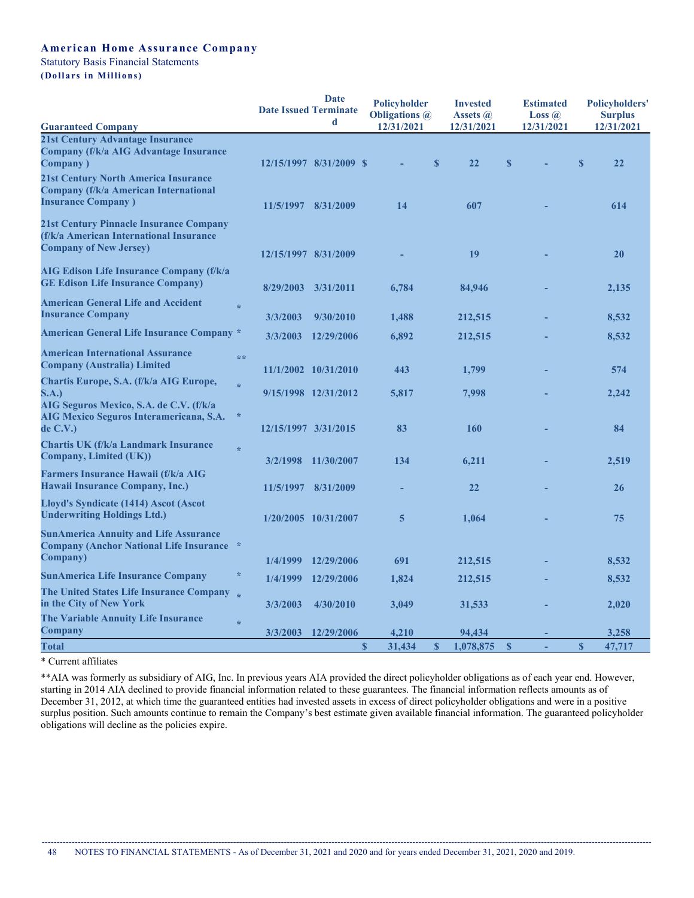**American Home Assurance Company**

Statutory Basis Financial Statements

**(Dollars in Millions)**

| Guaranteed Company | | Date Issued | Date Terminated | Policyholder Obligations @ 12/31/2021 | Invested Assets @ 12/31/2021 | Estimated Loss @ 12/31/2021 | Policyholders' Surplus 12/31/2021 |
|---|---|---|---|---|---|---|---|
| 21st Century Advantage Insurance Company (f/k/a AIG Advantage Insurance Company ) | | 12/15/1997 | 8/31/2009 | $ - | $ 22 | $ - | $ 22 |
| 21st Century North America Insurance Company (f/k/a American International Insurance Company ) | | 11/5/1997 | 8/31/2009 | 14 | 607 | - | 614 |
| 21st Century Pinnacle Insurance Company (f/k/a American International Insurance Company of New Jersey) | | 12/15/1997 | 8/31/2009 | - | 19 | - | 20 |
| AIG Edison Life Insurance Company (f/k/a GE Edison Life Insurance Company) | | 8/29/2003 | 3/31/2011 | 6,784 | 84,946 | - | 2,135 |
| American General Life and Accident Insurance Company | * | 3/3/2003 | 9/30/2010 | 1,488 | 212,515 | - | 8,532 |
| American General Life Insurance Company | * | 3/3/2003 | 12/29/2006 | 6,892 | 212,515 | - | 8,532 |
| American International Assurance Company (Australia) Limited | ** | 11/1/2002 | 10/31/2010 | 443 | 1,799 | - | 574 |
| Chartis Europe, S.A. (f/k/a AIG Europe, S.A.) | * | 9/15/1998 | 12/31/2012 | 5,817 | 7,998 | - | 2,242 |
| AIG Seguros Mexico, S.A. de C.V. (f/k/a AIG Mexico Seguros Interamericana, S.A. de C.V.) | * | 12/15/1997 | 3/31/2015 | 83 | 160 | - | 84 |
| Chartis UK (f/k/a Landmark Insurance Company, Limited (UK)) | * | 3/2/1998 | 11/30/2007 | 134 | 6,211 | - | 2,519 |
| Farmers Insurance Hawaii (f/k/a AIG Hawaii Insurance Company, Inc.) | | 11/5/1997 | 8/31/2009 | - | 22 | - | 26 |
| Lloyd's Syndicate (1414) Ascot (Ascot Underwriting Holdings Ltd.) | | 1/20/2005 | 10/31/2007 | 5 | 1,064 | - | 75 |
| SunAmerica Annuity and Life Assurance Company (Anchor National Life Insurance Company) | * | 1/4/1999 | 12/29/2006 | 691 | 212,515 | - | 8,532 |
| SunAmerica Life Insurance Company | * | 1/4/1999 | 12/29/2006 | 1,824 | 212,515 | - | 8,532 |
| The United States Life Insurance Company in the City of New York | * | 3/3/2003 | 4/30/2010 | 3,049 | 31,533 | - | 2,020 |
| The Variable Annuity Life Insurance Company | * | 3/3/2003 | 12/29/2006 | 4,210 | 94,434 | - | 3,258 |
| **Total** | | | | $ 31,434 | $ 1,078,875 | $ - | $ 47,717 |

* Current affiliates

**AIA was formerly as subsidiary of AIG, Inc. In previous years AIA provided the direct policyholder obligations as of each year end. However, starting in 2014 AIA declined to provide financial information related to these guarantees. The financial information reflects amounts as of December 31, 2012, at which time the guaranteed entities had invested assets in excess of direct policyholder obligations and were in a positive surplus position. Such amounts continue to remain the Company's best estimate given available financial information. The guaranteed policyholder obligations will decline as the policies expire.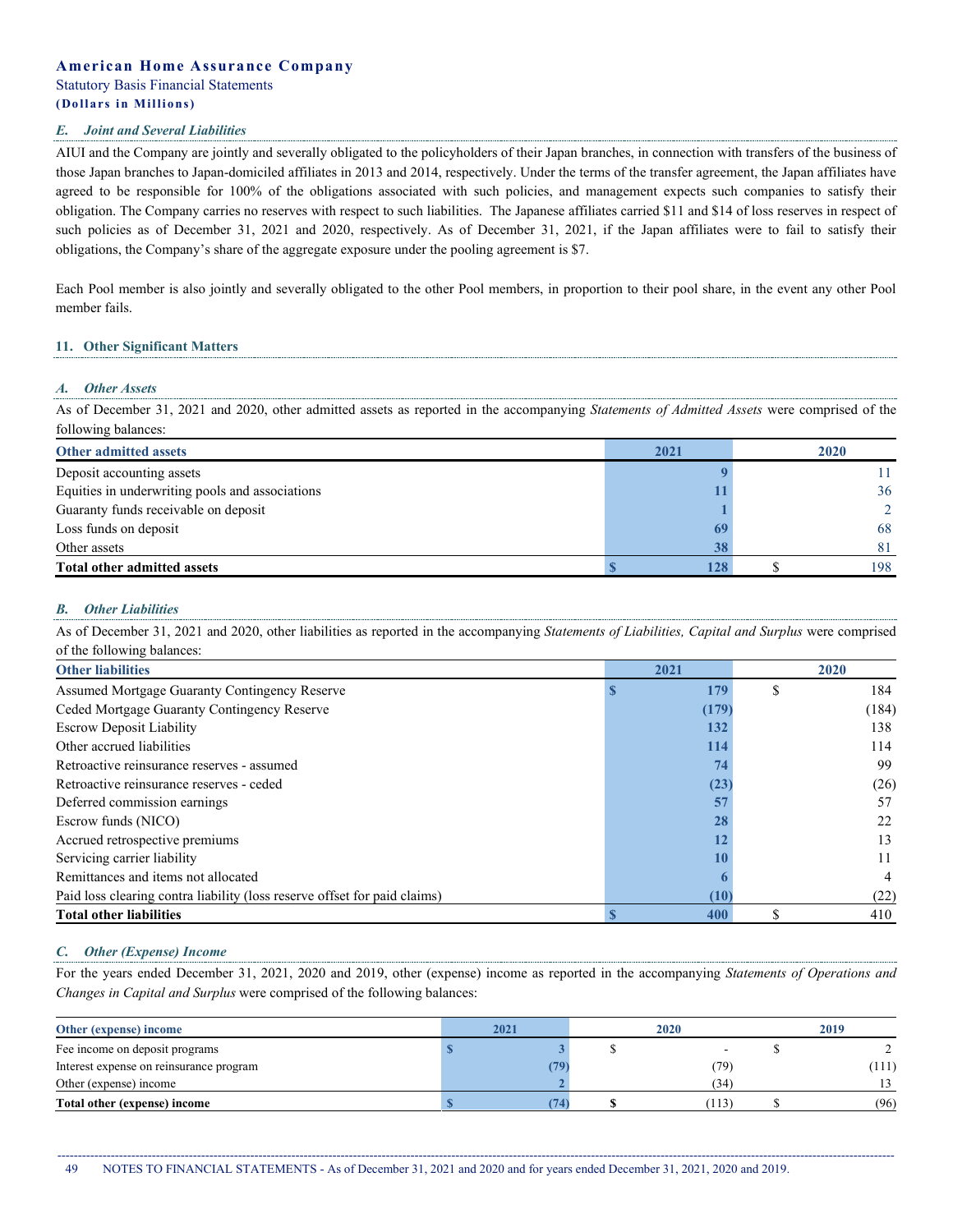### E. Joint and Several Liabilities

AIUI and the Company are jointly and severally obligated to the policyholders of their Japan branches, in connection with transfers of the business of those Japan branches to Japan-domiciled affiliates in 2013 and 2014, respectively. Under the terms of the transfer agreement, the Japan affiliates have agreed to be responsible for 100% of the obligations associated with such policies, and management expects such companies to satisfy their obligation. The Company carries no reserves with respect to such liabilities. The Japanese affiliates carried $11 and $14 of loss reserves in respect of such policies as of December 31, 2021 and 2020, respectively. As of December 31, 2021, if the Japan affiliates were to fail to satisfy their obligations, the Company's share of the aggregate exposure under the pooling agreement is $7.

Each Pool member is also jointly and severally obligated to the other Pool members, in proportion to their pool share, in the event any other Pool member fails.

## 11. Other Significant Matters

### A. Other Assets

As of December 31, 2021 and 2020, other admitted assets as reported in the accompanying *Statements of Admitted Assets* were comprised of the following balances:

| Other admitted assets | 2021 | 2020 |
|---|---|---|
| Deposit accounting assets | 9 | 11 |
| Equities in underwriting pools and associations | 11 | 36 |
| Guaranty funds receivable on deposit | 1 | 2 |
| Loss funds on deposit | 69 | 68 |
| Other assets | 38 | 81 |
| **Total other admitted assets** | $ 128 | $ 198 |

### B. Other Liabilities

As of December 31, 2021 and 2020, other liabilities as reported in the accompanying *Statements of Liabilities, Capital and Surplus* were comprised of the following balances:

| Other liabilities | 2021 | 2020 |
|---|---|---|
| Assumed Mortgage Guaranty Contingency Reserve | $ 179 | $ 184 |
| Ceded Mortgage Guaranty Contingency Reserve | (179) | (184) |
| Escrow Deposit Liability | 132 | 138 |
| Other accrued liabilities | 114 | 114 |
| Retroactive reinsurance reserves - assumed | 74 | 99 |
| Retroactive reinsurance reserves - ceded | (23) | (26) |
| Deferred commission earnings | 57 | 57 |
| Escrow funds (NICO) | 28 | 22 |
| Accrued retrospective premiums | 12 | 13 |
| Servicing carrier liability | 10 | 11 |
| Remittances and items not allocated | 6 | 4 |
| Paid loss clearing contra liability (loss reserve offset for paid claims) | (10) | (22) |
| **Total other liabilities** | $ 400 | $ 410 |

### C. Other (Expense) Income

For the years ended December 31, 2021, 2020 and 2019, other (expense) income as reported in the accompanying *Statements of Operations and Changes in Capital and Surplus* were comprised of the following balances:

| Other (expense) income | 2021 | 2020 | 2019 |
|---|---|---|---|
| Fee income on deposit programs | $ 3 | $ - | $ 2 |
| Interest expense on reinsurance program | (79) | (79) | (111) |
| Other (expense) income | 2 | (34) | 13 |
| **Total other (expense) income** | $ (74) | $ (113) | $ (96) |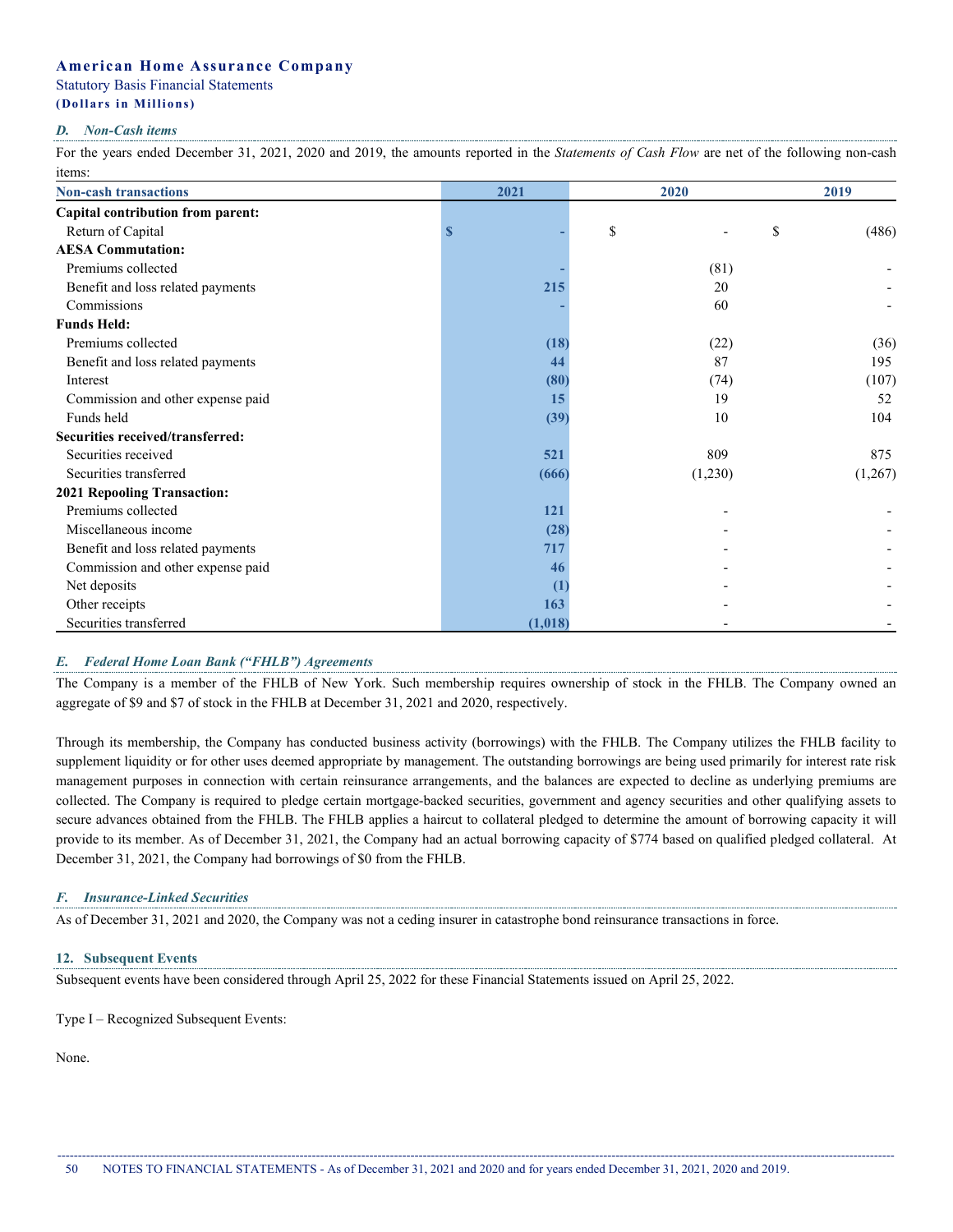American Home Assurance Company

Statutory Basis Financial Statements

(Dollars in Millions)

### *D. Non-Cash items*

For the years ended December 31, 2021, 2020 and 2019, the amounts reported in the *Statements of Cash Flow* are net of the following non-cash items:

| Non-cash transactions | 2021 | 2020 | 2019 |
|---|---|---|---|
| **Capital contribution from parent:** | | | |
| Return of Capital | $ - | $ - | $ (486) |
| **AESA Commutation:** | | | |
| Premiums collected | - | (81) | - |
| Benefit and loss related payments | 215 | 20 | - |
| Commissions | - | 60 | - |
| **Funds Held:** | | | |
| Premiums collected | (18) | (22) | (36) |
| Benefit and loss related payments | 44 | 87 | 195 |
| Interest | (80) | (74) | (107) |
| Commission and other expense paid | 15 | 19 | 52 |
| Funds held | (39) | 10 | 104 |
| **Securities received/transferred:** | | | |
| Securities received | 521 | 809 | 875 |
| Securities transferred | (666) | (1,230) | (1,267) |
| **2021 Repooling Transaction:** | | | |
| Premiums collected | 121 | - | - |
| Miscellaneous income | (28) | - | - |
| Benefit and loss related payments | 717 | - | - |
| Commission and other expense paid | 46 | - | - |
| Net deposits | (1) | - | - |
| Other receipts | 163 | - | - |
| Securities transferred | (1,018) | - | - |

### *E. Federal Home Loan Bank ("FHLB") Agreements*

The Company is a member of the FHLB of New York. Such membership requires ownership of stock in the FHLB. The Company owned an aggregate of $9 and $7 of stock in the FHLB at December 31, 2021 and 2020, respectively.

Through its membership, the Company has conducted business activity (borrowings) with the FHLB. The Company utilizes the FHLB facility to supplement liquidity or for other uses deemed appropriate by management. The outstanding borrowings are being used primarily for interest rate risk management purposes in connection with certain reinsurance arrangements, and the balances are expected to decline as underlying premiums are collected. The Company is required to pledge certain mortgage-backed securities, government and agency securities and other qualifying assets to secure advances obtained from the FHLB. The FHLB applies a haircut to collateral pledged to determine the amount of borrowing capacity it will provide to its member. As of December 31, 2021, the Company had an actual borrowing capacity of $774 based on qualified pledged collateral. At December 31, 2021, the Company had borrowings of $0 from the FHLB.

### *F. Insurance-Linked Securities*

As of December 31, 2021 and 2020, the Company was not a ceding insurer in catastrophe bond reinsurance transactions in force.

## 12. Subsequent Events

Subsequent events have been considered through April 25, 2022 for these Financial Statements issued on April 25, 2022.

Type I – Recognized Subsequent Events:

None.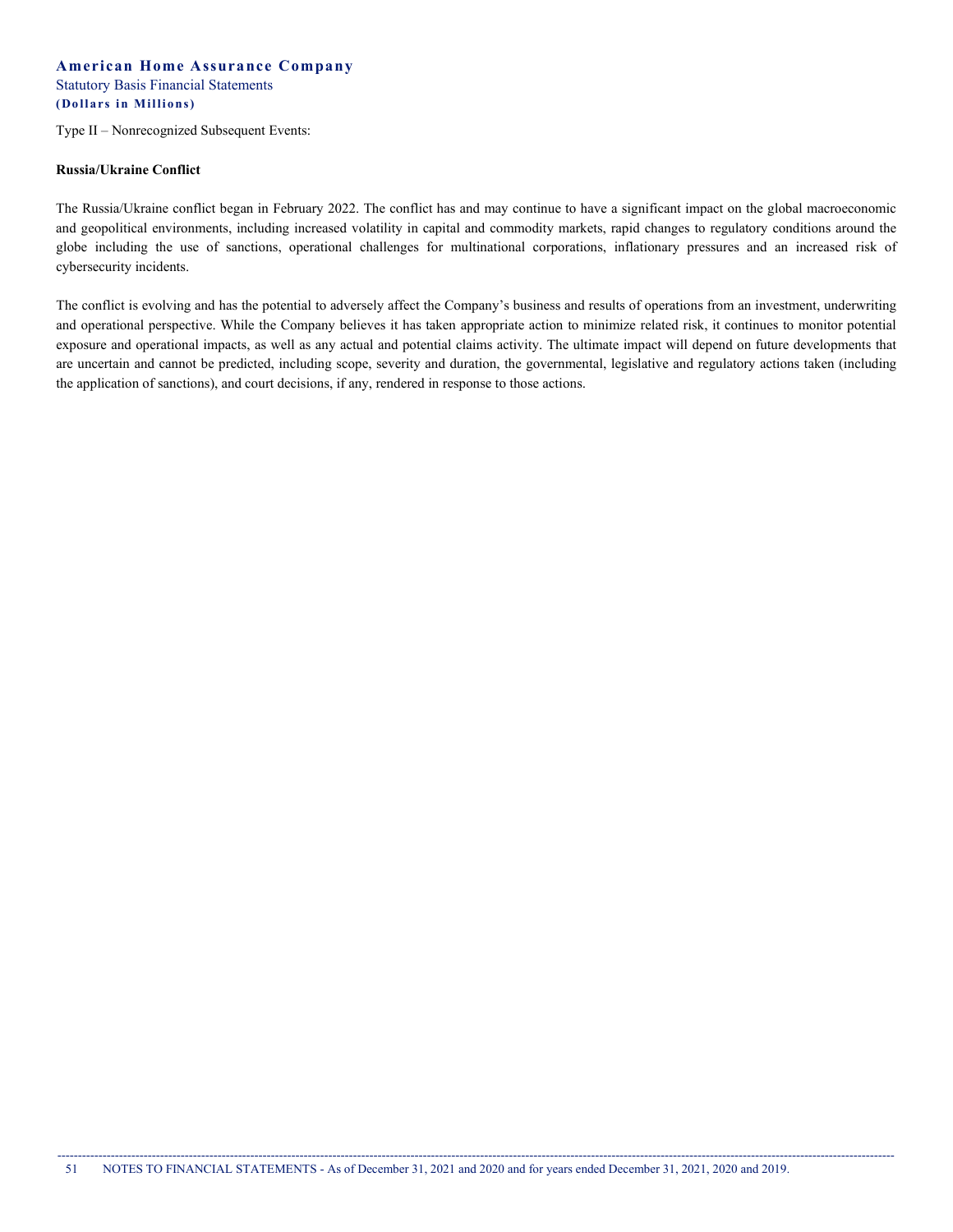Type II – Nonrecognized Subsequent Events:

**Russia/Ukraine Conflict**

The Russia/Ukraine conflict began in February 2022. The conflict has and may continue to have a significant impact on the global macroeconomic and geopolitical environments, including increased volatility in capital and commodity markets, rapid changes to regulatory conditions around the globe including the use of sanctions, operational challenges for multinational corporations, inflationary pressures and an increased risk of cybersecurity incidents.

The conflict is evolving and has the potential to adversely affect the Company's business and results of operations from an investment, underwriting and operational perspective. While the Company believes it has taken appropriate action to minimize related risk, it continues to monitor potential exposure and operational impacts, as well as any actual and potential claims activity. The ultimate impact will depend on future developments that are uncertain and cannot be predicted, including scope, severity and duration, the governmental, legislative and regulatory actions taken (including the application of sanctions), and court decisions, if any, rendered in response to those actions.